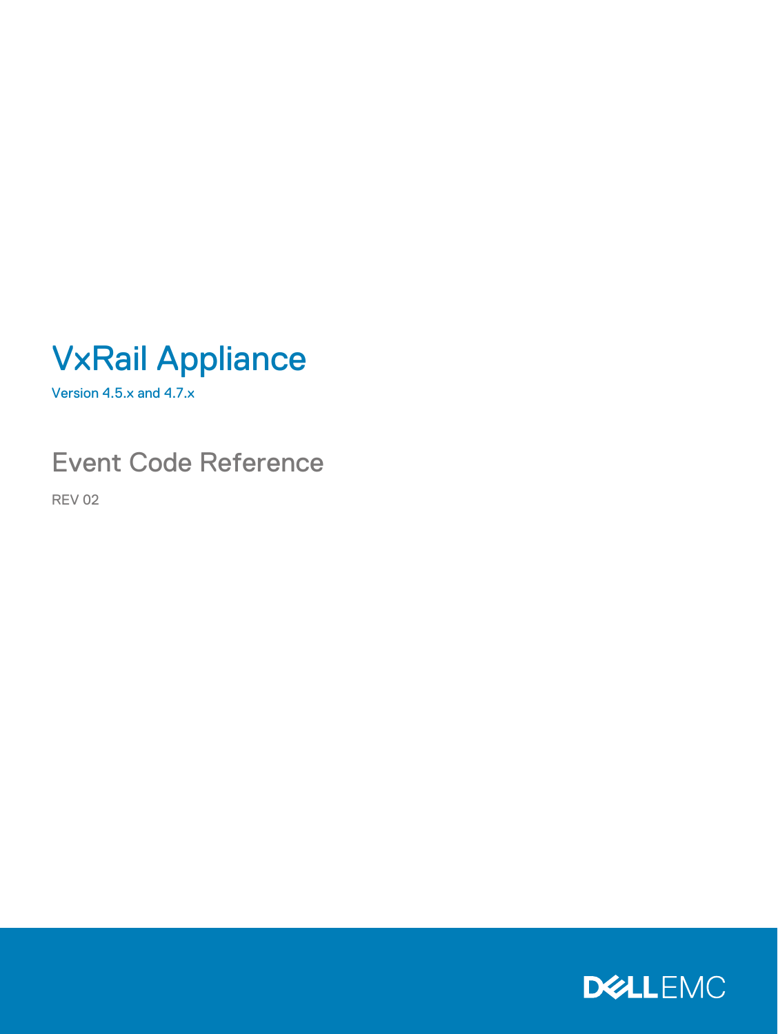# VxRail Appliance

Version 4.5.x and 4.7.x

## Event Code Reference

REV 02

DELL EMC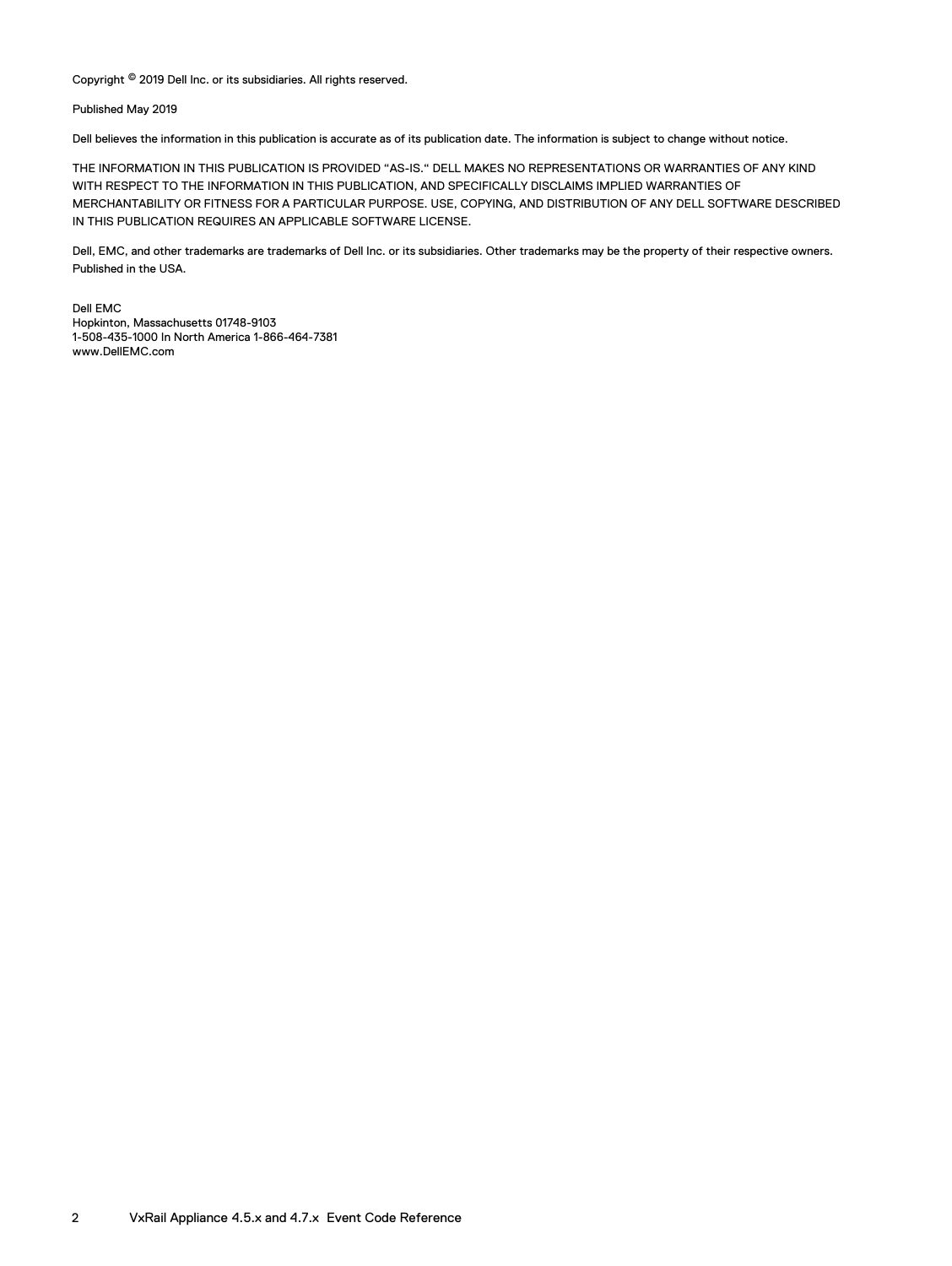Copyright © 2019 Dell Inc. or its subsidiaries. All rights reserved.

Published May 2019

Dell believes the information in this publication is accurate as of its publication date. The information is subject to change without notice.

THE INFORMATION IN THIS PUBLICATION IS PROVIDED "AS-IS." DELL MAKES NO REPRESENTATIONS OR WARRANTIES OF ANY KIND WITH RESPECT TO THE INFORMATION IN THIS PUBLICATION, AND SPECIFICALLY DISCLAIMS IMPLIED WARRANTIES OF MERCHANTABILITY OR FITNESS FOR A PARTICULAR PURPOSE. USE, COPYING, AND DISTRIBUTION OF ANY DELL SOFTWARE DESCRIBED IN THIS PUBLICATION REQUIRES AN APPLICABLE SOFTWARE LICENSE.

Dell, EMC, and other trademarks are trademarks of Dell Inc. or its subsidiaries. Other trademarks may be the property of their respective owners. Published in the USA.

Dell EMC
Hopkinton, Massachusetts 01748-9103
1-508-435-1000 In North America 1-866-464-7381
www.DellEMC.com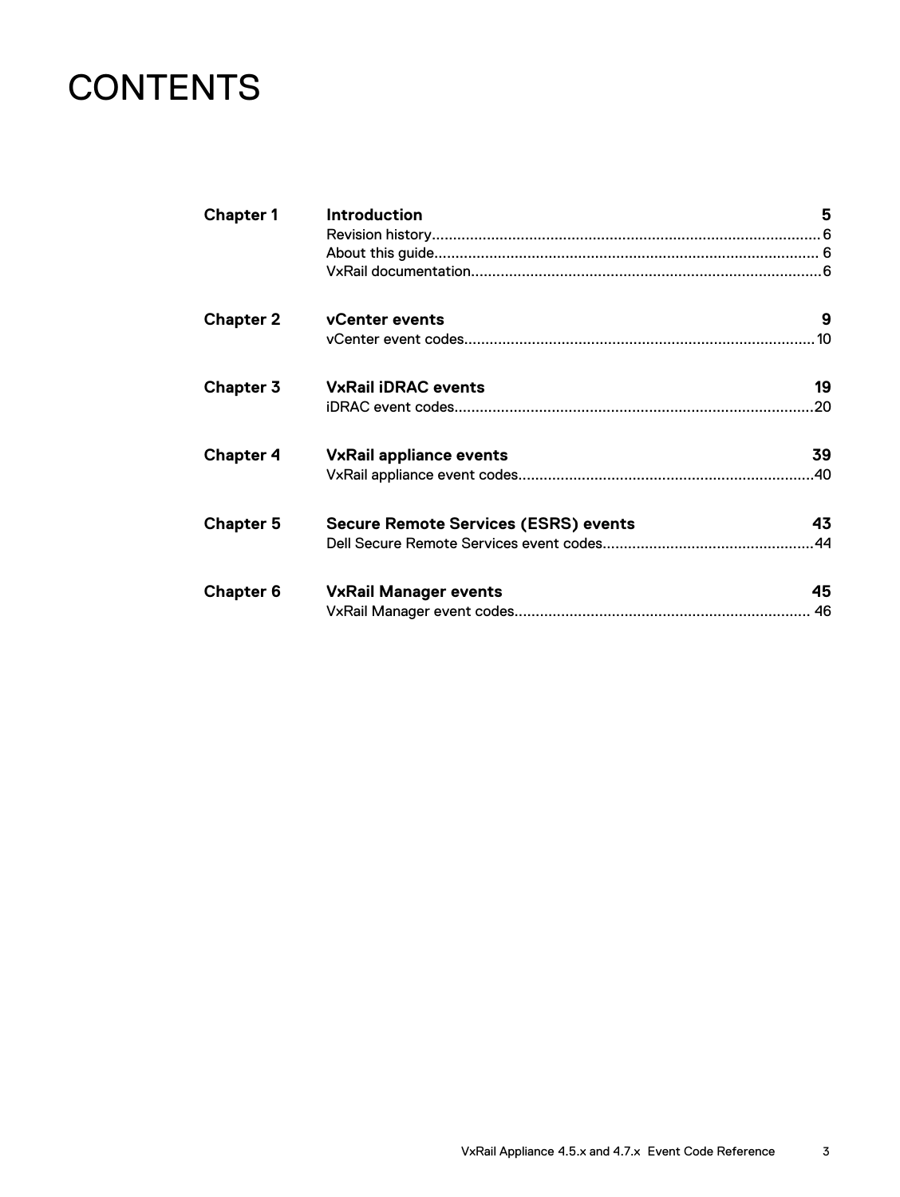# CONTENTS

| | | |
|---|---|---|
| **Chapter 1** | **Introduction** | **5** |
| | Revision history | 6 |
| | About this guide | 6 |
| | VxRail documentation | 6 |
| **Chapter 2** | **vCenter events** | **9** |
| | vCenter event codes | 10 |
| **Chapter 3** | **VxRail iDRAC events** | **19** |
| | iDRAC event codes | 20 |
| **Chapter 4** | **VxRail appliance events** | **39** |
| | VxRail appliance event codes | 40 |
| **Chapter 5** | **Secure Remote Services (ESRS) events** | **43** |
| | Dell Secure Remote Services event codes | 44 |
| **Chapter 6** | **VxRail Manager events** | **45** |
| | VxRail Manager event codes | 46 |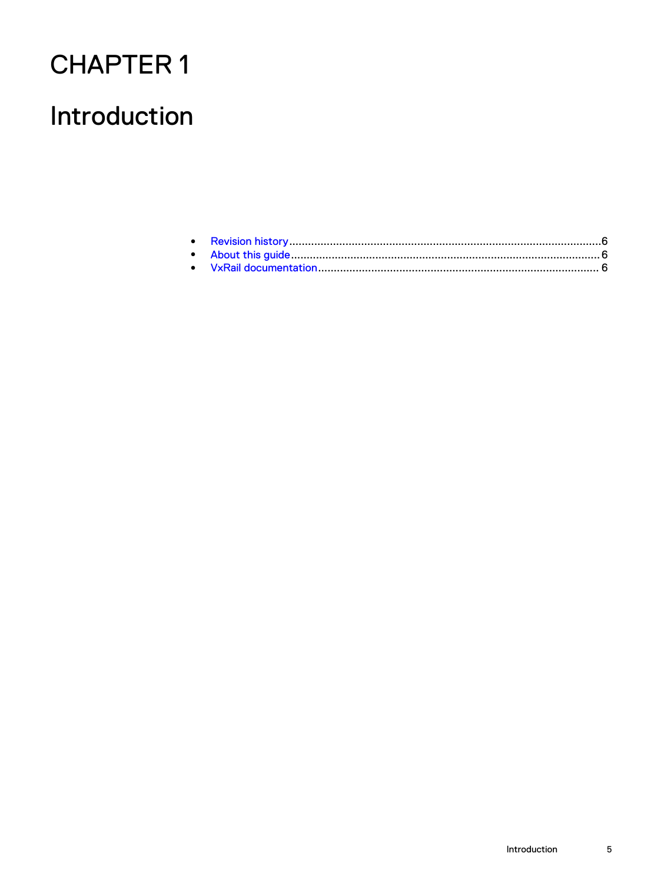# CHAPTER 1

# Introduction

- Revision history....................................................................................................6
- About this guide....................................................................................................6
- VxRail documentation..........................................................................................6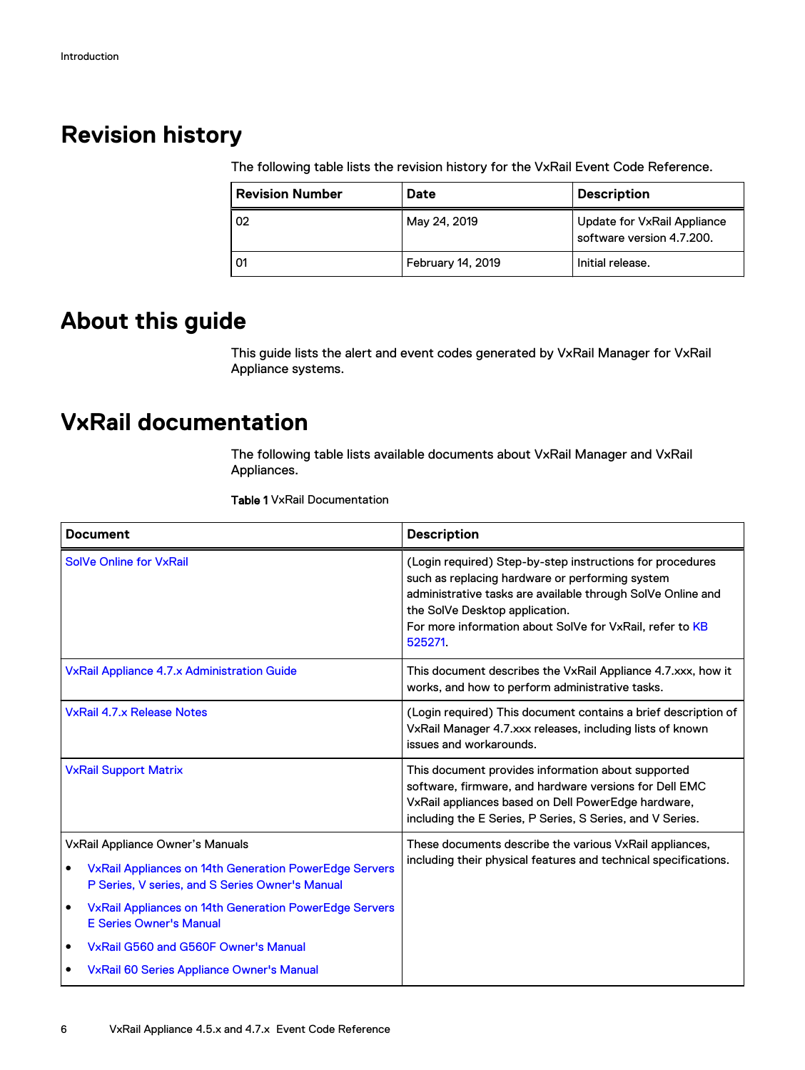# Revision history

The following table lists the revision history for the VxRail Event Code Reference.

| Revision Number | Date | Description |
| --- | --- | --- |
| 02 | May 24, 2019 | Update for VxRail Appliance software version 4.7.200. |
| 01 | February 14, 2019 | Initial release. |

# About this guide

This guide lists the alert and event codes generated by VxRail Manager for VxRail Appliance systems.

# VxRail documentation

The following table lists available documents about VxRail Manager and VxRail Appliances.

**Table 1** VxRail Documentation

| Document | Description |
| --- | --- |
| SolVe Online for VxRail | (Login required) Step-by-step instructions for procedures such as replacing hardware or performing system administrative tasks are available through SolVe Online and the SolVe Desktop application.<br>For more information about SolVe for VxRail, refer to KB 525271. |
| VxRail Appliance 4.7.x Administration Guide | This document describes the VxRail Appliance 4.7.xxx, how it works, and how to perform administrative tasks. |
| VxRail 4.7.x Release Notes | (Login required) This document contains a brief description of VxRail Manager 4.7.xxx releases, including lists of known issues and workarounds. |
| VxRail Support Matrix | This document provides information about supported software, firmware, and hardware versions for Dell EMC VxRail appliances based on Dell PowerEdge hardware, including the E Series, P Series, S Series, and V Series. |
| VxRail Appliance Owner's Manuals<br>• VxRail Appliances on 14th Generation PowerEdge Servers P Series, V series, and S Series Owner's Manual<br>• VxRail Appliances on 14th Generation PowerEdge Servers E Series Owner's Manual<br>• VxRail G560 and G560F Owner's Manual<br>• VxRail 60 Series Appliance Owner's Manual | These documents describe the various VxRail appliances, including their physical features and technical specifications. |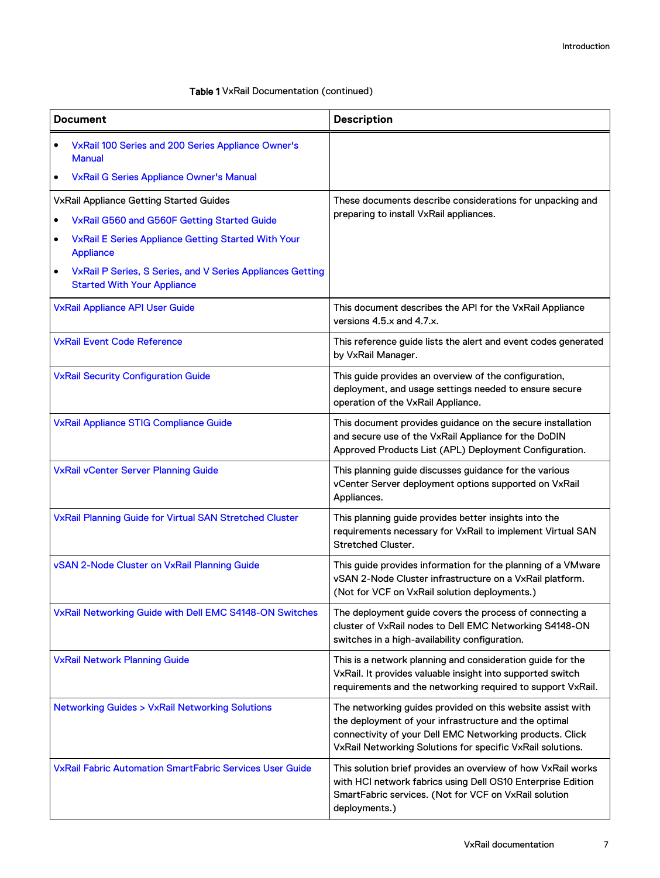Table 1 VxRail Documentation (continued)

| Document | Description |
| --- | --- |
| • VxRail 100 Series and 200 Series Appliance Owner's Manual<br>• VxRail G Series Appliance Owner's Manual | |
| VxRail Appliance Getting Started Guides<br>• VxRail G560 and G560F Getting Started Guide<br>• VxRail E Series Appliance Getting Started With Your Appliance<br>• VxRail P Series, S Series, and V Series Appliances Getting Started With Your Appliance | These documents describe considerations for unpacking and preparing to install VxRail appliances. |
| VxRail Appliance API User Guide | This document describes the API for the VxRail Appliance versions 4.5.x and 4.7.x. |
| VxRail Event Code Reference | This reference guide lists the alert and event codes generated by VxRail Manager. |
| VxRail Security Configuration Guide | This guide provides an overview of the configuration, deployment, and usage settings needed to ensure secure operation of the VxRail Appliance. |
| VxRail Appliance STIG Compliance Guide | This document provides guidance on the secure installation and secure use of the VxRail Appliance for the DoDIN Approved Products List (APL) Deployment Configuration. |
| VxRail vCenter Server Planning Guide | This planning guide discusses guidance for the various vCenter Server deployment options supported on VxRail Appliances. |
| VxRail Planning Guide for Virtual SAN Stretched Cluster | This planning guide provides better insights into the requirements necessary for VxRail to implement Virtual SAN Stretched Cluster. |
| vSAN 2-Node Cluster on VxRail Planning Guide | This guide provides information for the planning of a VMware vSAN 2-Node Cluster infrastructure on a VxRail platform. (Not for VCF on VxRail solution deployments.) |
| VxRail Networking Guide with Dell EMC S4148-ON Switches | The deployment guide covers the process of connecting a cluster of VxRail nodes to Dell EMC Networking S4148-ON switches in a high-availability configuration. |
| VxRail Network Planning Guide | This is a network planning and consideration guide for the VxRail. It provides valuable insight into supported switch requirements and the networking required to support VxRail. |
| Networking Guides > VxRail Networking Solutions | The networking guides provided on this website assist with the deployment of your infrastructure and the optimal connectivity of your Dell EMC Networking products. Click VxRail Networking Solutions for specific VxRail solutions. |
| VxRail Fabric Automation SmartFabric Services User Guide | This solution brief provides an overview of how VxRail works with HCI network fabrics using Dell OS10 Enterprise Edition SmartFabric services. (Not for VCF on VxRail solution deployments.) |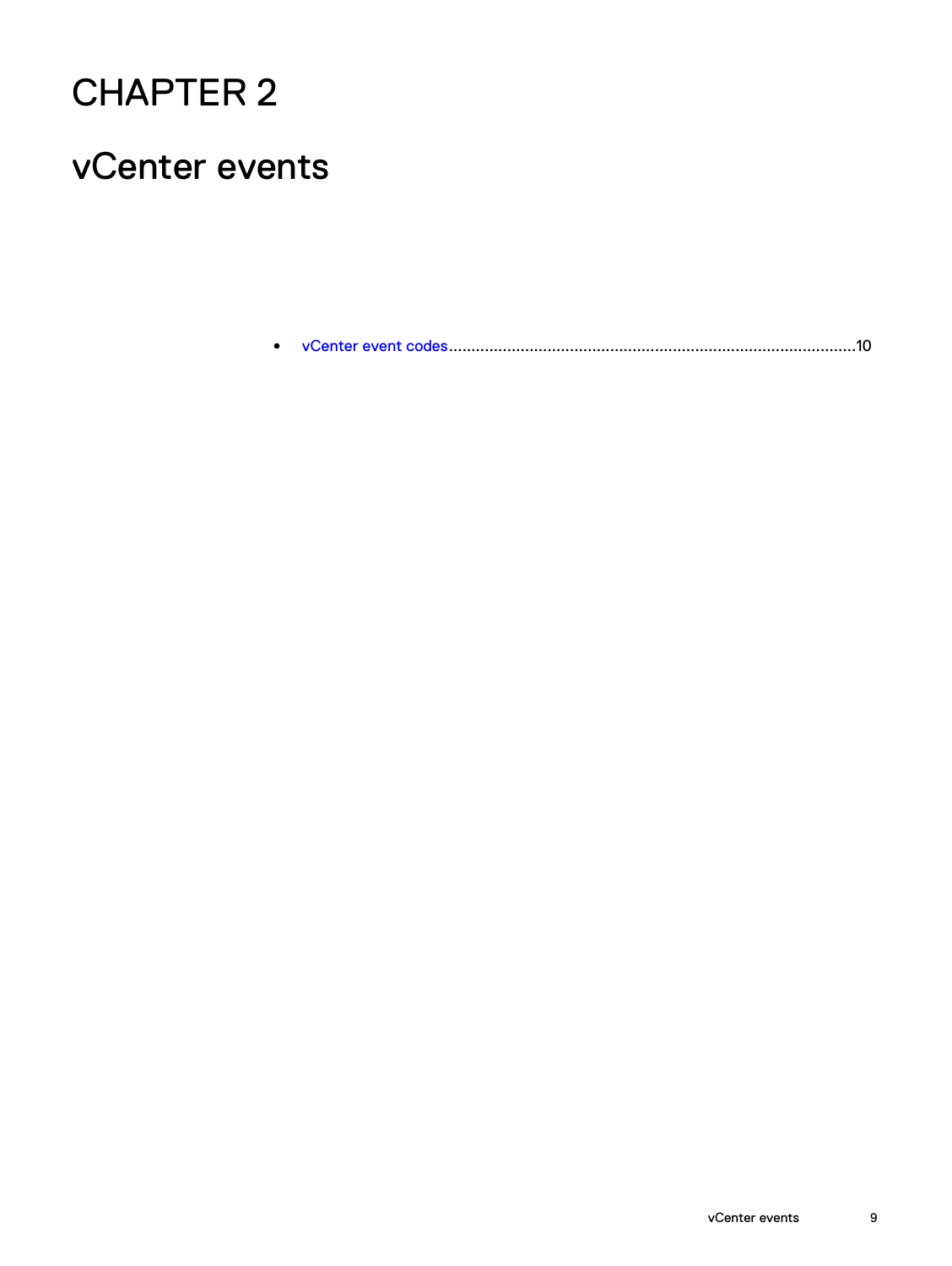# CHAPTER 2

# vCenter events

- vCenter event codes..........................................................................................10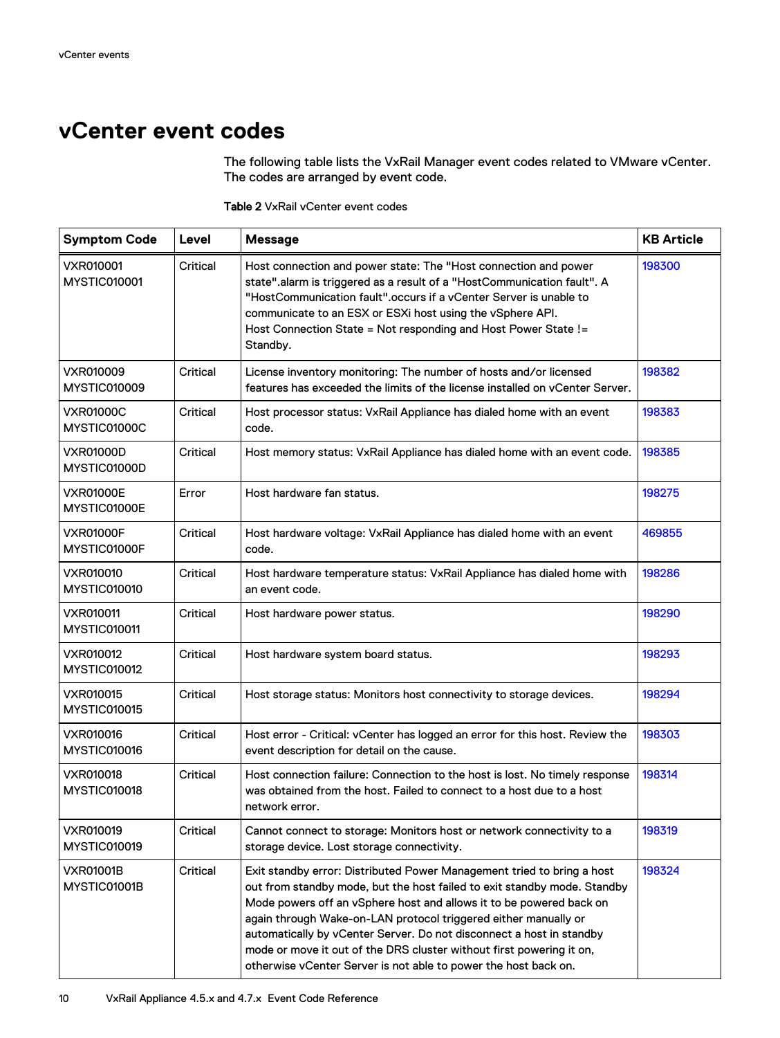# vCenter event codes

The following table lists the VxRail Manager event codes related to VMware vCenter. The codes are arranged by event code.

Table 2 VxRail vCenter event codes

| Symptom Code | Level | Message | KB Article |
|---|---|---|---|
| VXR010001 MYSTIC010001 | Critical | Host connection and power state: The "Host connection and power state".alarm is triggered as a result of a "HostCommunication fault". A "HostCommunication fault".occurs if a vCenter Server is unable to communicate to an ESX or ESXi host using the vSphere API. Host Connection State = Not responding and Host Power State != Standby. | 198300 |
| VXR010009 MYSTIC010009 | Critical | License inventory monitoring: The number of hosts and/or licensed features has exceeded the limits of the license installed on vCenter Server. | 198382 |
| VXR01000C MYSTIC01000C | Critical | Host processor status: VxRail Appliance has dialed home with an event code. | 198383 |
| VXR01000D MYSTIC01000D | Critical | Host memory status: VxRail Appliance has dialed home with an event code. | 198385 |
| VXR01000E MYSTIC01000E | Error | Host hardware fan status. | 198275 |
| VXR01000F MYSTIC01000F | Critical | Host hardware voltage: VxRail Appliance has dialed home with an event code. | 469855 |
| VXR010010 MYSTIC010010 | Critical | Host hardware temperature status: VxRail Appliance has dialed home with an event code. | 198286 |
| VXR010011 MYSTIC010011 | Critical | Host hardware power status. | 198290 |
| VXR010012 MYSTIC010012 | Critical | Host hardware system board status. | 198293 |
| VXR010015 MYSTIC010015 | Critical | Host storage status: Monitors host connectivity to storage devices. | 198294 |
| VXR010016 MYSTIC010016 | Critical | Host error - Critical: vCenter has logged an error for this host. Review the event description for detail on the cause. | 198303 |
| VXR010018 MYSTIC010018 | Critical | Host connection failure: Connection to the host is lost. No timely response was obtained from the host. Failed to connect to a host due to a host network error. | 198314 |
| VXR010019 MYSTIC010019 | Critical | Cannot connect to storage: Monitors host or network connectivity to a storage device. Lost storage connectivity. | 198319 |
| VXR01001B MYSTIC01001B | Critical | Exit standby error: Distributed Power Management tried to bring a host out from standby mode, but the host failed to exit standby mode. Standby Mode powers off an vSphere host and allows it to be powered back on again through Wake-on-LAN protocol triggered either manually or automatically by vCenter Server. Do not disconnect a host in standby mode or move it out of the DRS cluster without first powering it on, otherwise vCenter Server is not able to power the host back on. | 198324 |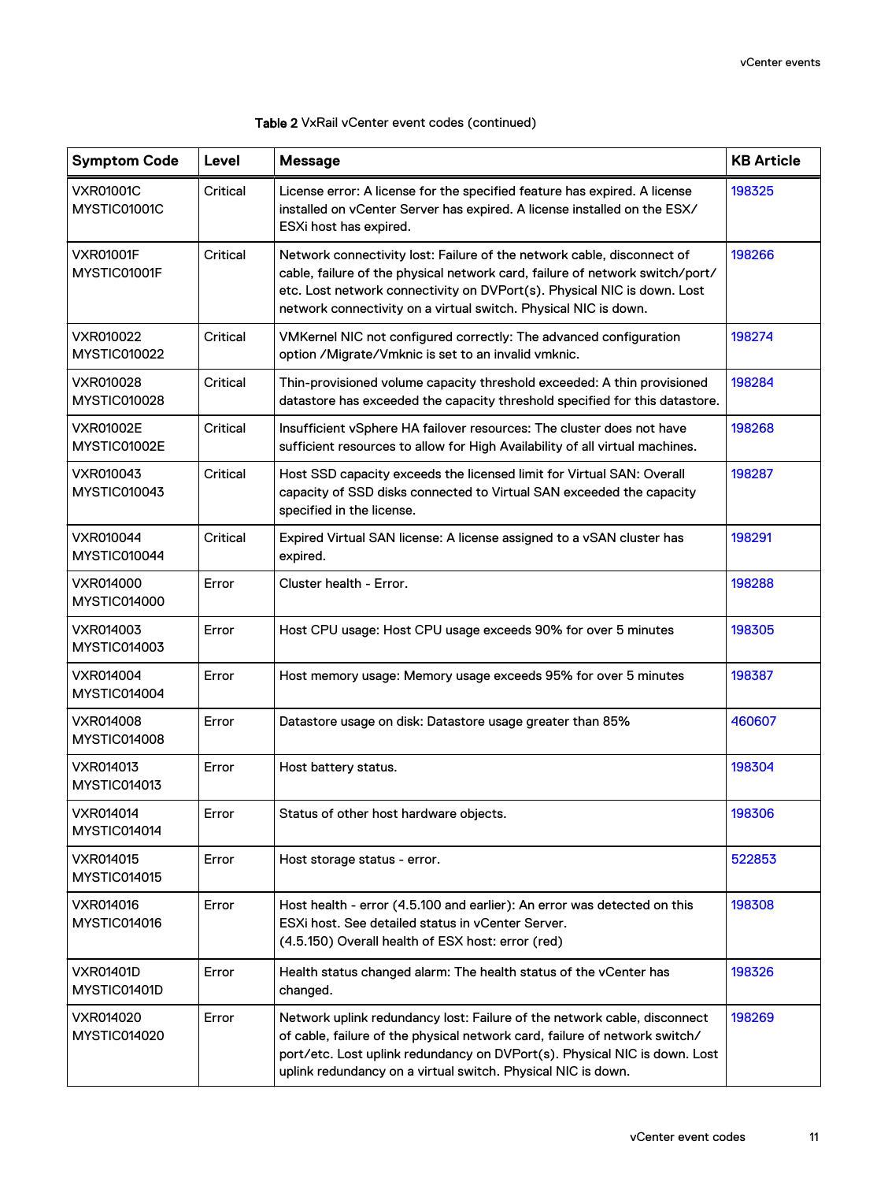Table 2 VxRail vCenter event codes (continued)

| Symptom Code | Level | Message | KB Article |
|---|---|---|---|
| VXR01001C MYSTIC01001C | Critical | License error: A license for the specified feature has expired. A license installed on vCenter Server has expired. A license installed on the ESX/ ESXi host has expired. | 198325 |
| VXR01001F MYSTIC01001F | Critical | Network connectivity lost: Failure of the network cable, disconnect of cable, failure of the physical network card, failure of network switch/port/ etc. Lost network connectivity on DVPort(s). Physical NIC is down. Lost network connectivity on a virtual switch. Physical NIC is down. | 198266 |
| VXR010022 MYSTIC010022 | Critical | VMKernel NIC not configured correctly: The advanced configuration option /Migrate/Vmknic is set to an invalid vmknic. | 198274 |
| VXR010028 MYSTIC010028 | Critical | Thin-provisioned volume capacity threshold exceeded: A thin provisioned datastore has exceeded the capacity threshold specified for this datastore. | 198284 |
| VXR01002E MYSTIC01002E | Critical | Insufficient vSphere HA failover resources: The cluster does not have sufficient resources to allow for High Availability of all virtual machines. | 198268 |
| VXR010043 MYSTIC010043 | Critical | Host SSD capacity exceeds the licensed limit for Virtual SAN: Overall capacity of SSD disks connected to Virtual SAN exceeded the capacity specified in the license. | 198287 |
| VXR010044 MYSTIC010044 | Critical | Expired Virtual SAN license: A license assigned to a vSAN cluster has expired. | 198291 |
| VXR014000 MYSTIC014000 | Error | Cluster health - Error. | 198288 |
| VXR014003 MYSTIC014003 | Error | Host CPU usage: Host CPU usage exceeds 90% for over 5 minutes | 198305 |
| VXR014004 MYSTIC014004 | Error | Host memory usage: Memory usage exceeds 95% for over 5 minutes | 198387 |
| VXR014008 MYSTIC014008 | Error | Datastore usage on disk: Datastore usage greater than 85% | 460607 |
| VXR014013 MYSTIC014013 | Error | Host battery status. | 198304 |
| VXR014014 MYSTIC014014 | Error | Status of other host hardware objects. | 198306 |
| VXR014015 MYSTIC014015 | Error | Host storage status - error. | 522853 |
| VXR014016 MYSTIC014016 | Error | Host health - error (4.5.100 and earlier): An error was detected on this ESXi host. See detailed status in vCenter Server.<br>(4.5.150) Overall health of ESX host: error (red) | 198308 |
| VXR01401D MYSTIC01401D | Error | Health status changed alarm: The health status of the vCenter has changed. | 198326 |
| VXR014020 MYSTIC014020 | Error | Network uplink redundancy lost: Failure of the network cable, disconnect of cable, failure of the physical network card, failure of network switch/ port/etc. Lost uplink redundancy on DVPort(s). Physical NIC is down. Lost uplink redundancy on a virtual switch. Physical NIC is down. | 198269 |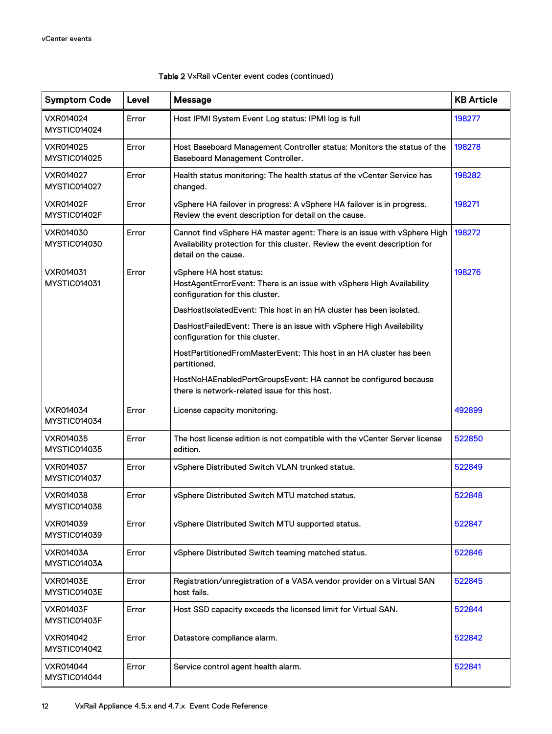Table 2 VxRail vCenter event codes (continued)

| Symptom Code | Level | Message | KB Article |
|---|---|---|---|
| VXR014024 MYSTIC014024 | Error | Host IPMI System Event Log status: IPMI log is full | 198277 |
| VXR014025 MYSTIC014025 | Error | Host Baseboard Management Controller status: Monitors the status of the Baseboard Management Controller. | 198278 |
| VXR014027 MYSTIC014027 | Error | Health status monitoring: The health status of the vCenter Service has changed. | 198282 |
| VXR01402F MYSTIC01402F | Error | vSphere HA failover in progress: A vSphere HA failover is in progress. Review the event description for detail on the cause. | 198271 |
| VXR014030 MYSTIC014030 | Error | Cannot find vSphere HA master agent: There is an issue with vSphere High Availability protection for this cluster. Review the event description for detail on the cause. | 198272 |
| VXR014031 MYSTIC014031 | Error | vSphere HA host status:<br>HostAgentErrorEvent: There is an issue with vSphere High Availability configuration for this cluster.<br>DasHostIsolatedEvent: This host in an HA cluster has been isolated.<br>DasHostFailedEvent: There is an issue with vSphere High Availability configuration for this cluster.<br>HostPartitionedFromMasterEvent: This host in an HA cluster has been partitioned.<br>HostNoHAEnabledPortGroupsEvent: HA cannot be configured because there is network-related issue for this host. | 198276 |
| VXR014034 MYSTIC014034 | Error | License capacity monitoring. | 492899 |
| VXR014035 MYSTIC014035 | Error | The host license edition is not compatible with the vCenter Server license edition. | 522850 |
| VXR014037 MYSTIC014037 | Error | vSphere Distributed Switch VLAN trunked status. | 522849 |
| VXR014038 MYSTIC014038 | Error | vSphere Distributed Switch MTU matched status. | 522848 |
| VXR014039 MYSTIC014039 | Error | vSphere Distributed Switch MTU supported status. | 522847 |
| VXR01403A MYSTIC01403A | Error | vSphere Distributed Switch teaming matched status. | 522846 |
| VXR01403E MYSTIC01403E | Error | Registration/unregistration of a VASA vendor provider on a Virtual SAN host fails. | 522845 |
| VXR01403F MYSTIC01403F | Error | Host SSD capacity exceeds the licensed limit for Virtual SAN. | 522844 |
| VXR014042 MYSTIC014042 | Error | Datastore compliance alarm. | 522842 |
| VXR014044 MYSTIC014044 | Error | Service control agent health alarm. | 522841 |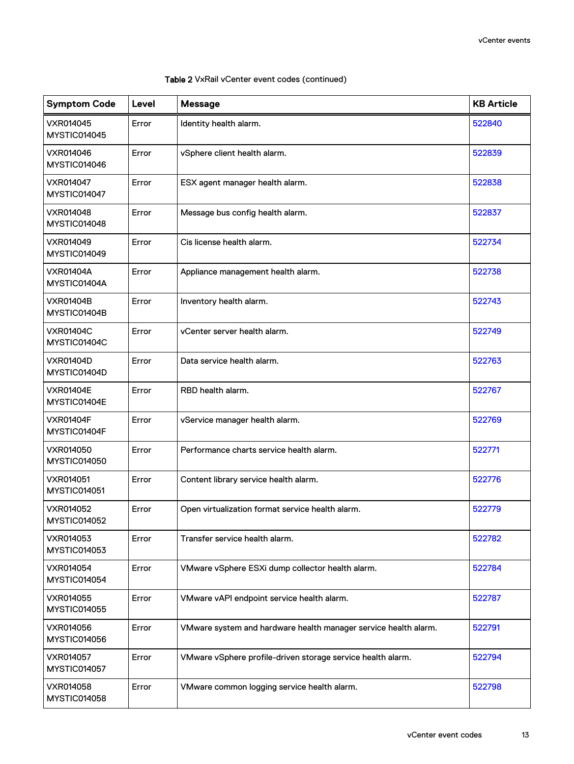Table 2 VxRail vCenter event codes (continued)

| Symptom Code | Level | Message | KB Article |
| --- | --- | --- | --- |
| VXR014045 MYSTIC014045 | Error | Identity health alarm. | 522840 |
| VXR014046 MYSTIC014046 | Error | vSphere client health alarm. | 522839 |
| VXR014047 MYSTIC014047 | Error | ESX agent manager health alarm. | 522838 |
| VXR014048 MYSTIC014048 | Error | Message bus config health alarm. | 522837 |
| VXR014049 MYSTIC014049 | Error | Cis license health alarm. | 522734 |
| VXR01404A MYSTIC01404A | Error | Appliance management health alarm. | 522738 |
| VXR01404B MYSTIC01404B | Error | Inventory health alarm. | 522743 |
| VXR01404C MYSTIC01404C | Error | vCenter server health alarm. | 522749 |
| VXR01404D MYSTIC01404D | Error | Data service health alarm. | 522763 |
| VXR01404E MYSTIC01404E | Error | RBD health alarm. | 522767 |
| VXR01404F MYSTIC01404F | Error | vService manager health alarm. | 522769 |
| VXR014050 MYSTIC014050 | Error | Performance charts service health alarm. | 522771 |
| VXR014051 MYSTIC014051 | Error | Content library service health alarm. | 522776 |
| VXR014052 MYSTIC014052 | Error | Open virtualization format service health alarm. | 522779 |
| VXR014053 MYSTIC014053 | Error | Transfer service health alarm. | 522782 |
| VXR014054 MYSTIC014054 | Error | VMware vSphere ESXi dump collector health alarm. | 522784 |
| VXR014055 MYSTIC014055 | Error | VMware vAPI endpoint service health alarm. | 522787 |
| VXR014056 MYSTIC014056 | Error | VMware system and hardware health manager service health alarm. | 522791 |
| VXR014057 MYSTIC014057 | Error | VMware vSphere profile-driven storage service health alarm. | 522794 |
| VXR014058 MYSTIC014058 | Error | VMware common logging service health alarm. | 522798 |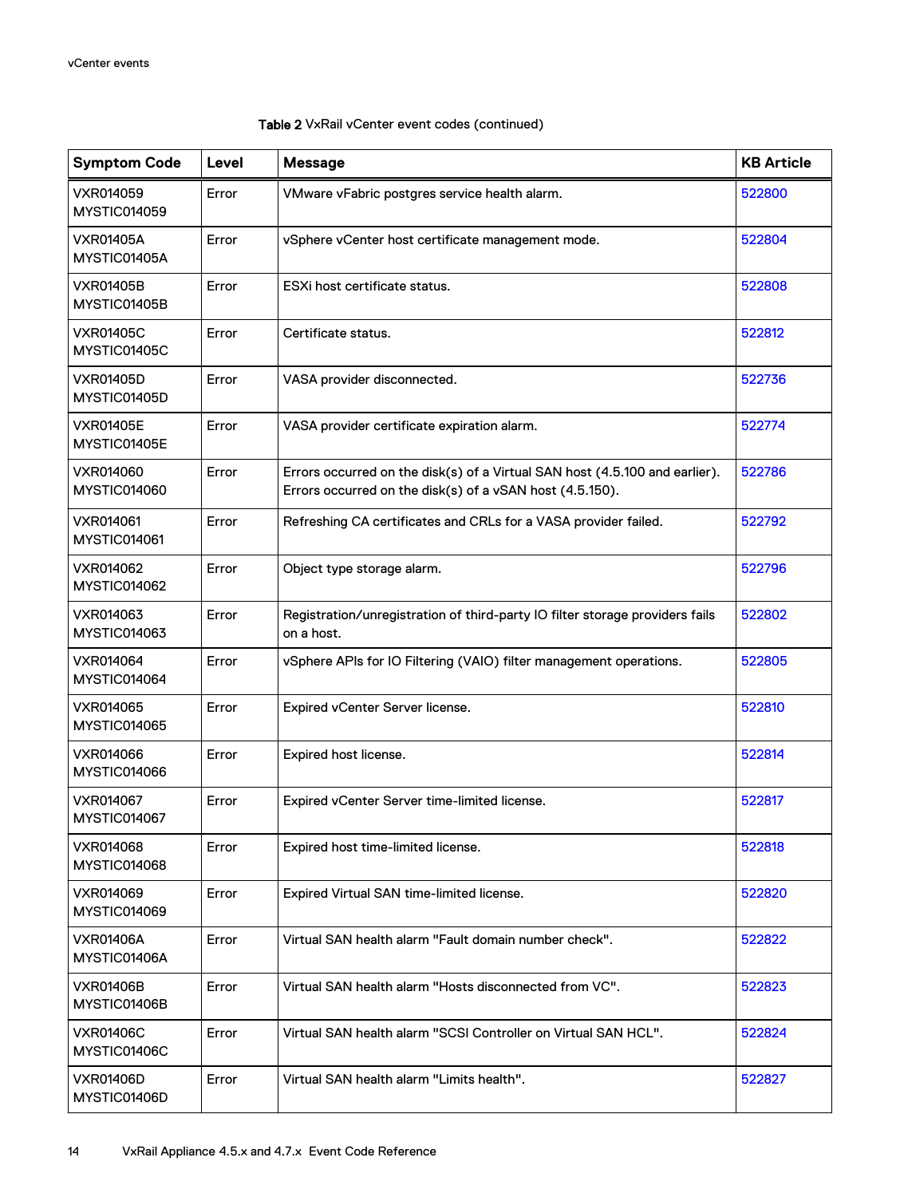Table 2 VxRail vCenter event codes (continued)

| Symptom Code | Level | Message | KB Article |
|---|---|---|---|
| VXR014059 MYSTIC014059 | Error | VMware vFabric postgres service health alarm. | 522800 |
| VXR01405A MYSTIC01405A | Error | vSphere vCenter host certificate management mode. | 522804 |
| VXR01405B MYSTIC01405B | Error | ESXi host certificate status. | 522808 |
| VXR01405C MYSTIC01405C | Error | Certificate status. | 522812 |
| VXR01405D MYSTIC01405D | Error | VASA provider disconnected. | 522736 |
| VXR01405E MYSTIC01405E | Error | VASA provider certificate expiration alarm. | 522774 |
| VXR014060 MYSTIC014060 | Error | Errors occurred on the disk(s) of a Virtual SAN host (4.5.100 and earlier). Errors occurred on the disk(s) of a vSAN host (4.5.150). | 522786 |
| VXR014061 MYSTIC014061 | Error | Refreshing CA certificates and CRLs for a VASA provider failed. | 522792 |
| VXR014062 MYSTIC014062 | Error | Object type storage alarm. | 522796 |
| VXR014063 MYSTIC014063 | Error | Registration/unregistration of third-party IO filter storage providers fails on a host. | 522802 |
| VXR014064 MYSTIC014064 | Error | vSphere APIs for IO Filtering (VAIO) filter management operations. | 522805 |
| VXR014065 MYSTIC014065 | Error | Expired vCenter Server license. | 522810 |
| VXR014066 MYSTIC014066 | Error | Expired host license. | 522814 |
| VXR014067 MYSTIC014067 | Error | Expired vCenter Server time-limited license. | 522817 |
| VXR014068 MYSTIC014068 | Error | Expired host time-limited license. | 522818 |
| VXR014069 MYSTIC014069 | Error | Expired Virtual SAN time-limited license. | 522820 |
| VXR01406A MYSTIC01406A | Error | Virtual SAN health alarm "Fault domain number check". | 522822 |
| VXR01406B MYSTIC01406B | Error | Virtual SAN health alarm "Hosts disconnected from VC". | 522823 |
| VXR01406C MYSTIC01406C | Error | Virtual SAN health alarm "SCSI Controller on Virtual SAN HCL". | 522824 |
| VXR01406D MYSTIC01406D | Error | Virtual SAN health alarm "Limits health". | 522827 |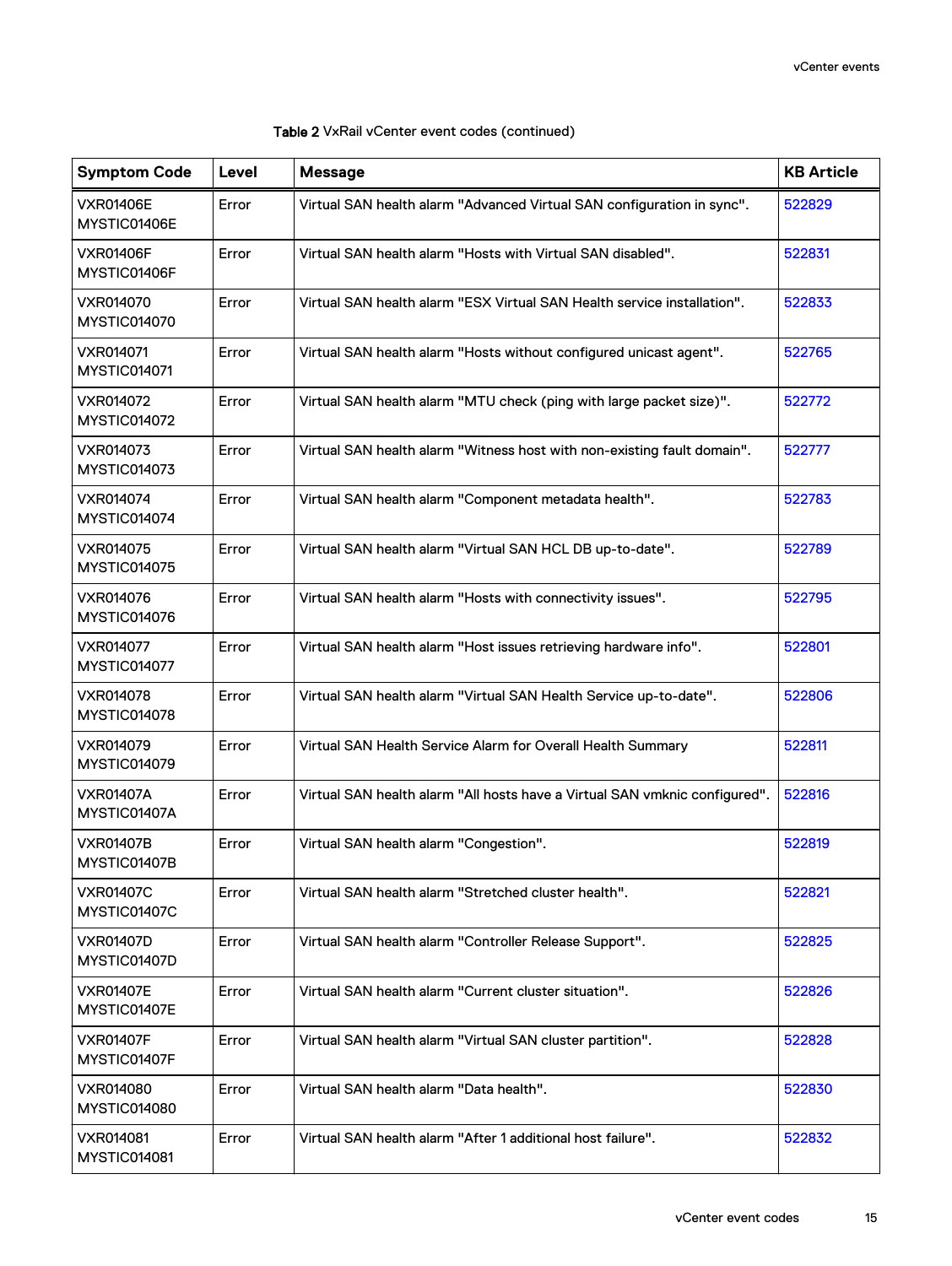Table 2 VxRail vCenter event codes (continued)

| Symptom Code | Level | Message | KB Article |
|---|---|---|---|
| VXR01406E MYSTIC01406E | Error | Virtual SAN health alarm "Advanced Virtual SAN configuration in sync". | 522829 |
| VXR01406F MYSTIC01406F | Error | Virtual SAN health alarm "Hosts with Virtual SAN disabled". | 522831 |
| VXR014070 MYSTIC014070 | Error | Virtual SAN health alarm "ESX Virtual SAN Health service installation". | 522833 |
| VXR014071 MYSTIC014071 | Error | Virtual SAN health alarm "Hosts without configured unicast agent". | 522765 |
| VXR014072 MYSTIC014072 | Error | Virtual SAN health alarm "MTU check (ping with large packet size)". | 522772 |
| VXR014073 MYSTIC014073 | Error | Virtual SAN health alarm "Witness host with non-existing fault domain". | 522777 |
| VXR014074 MYSTIC014074 | Error | Virtual SAN health alarm "Component metadata health". | 522783 |
| VXR014075 MYSTIC014075 | Error | Virtual SAN health alarm "Virtual SAN HCL DB up-to-date". | 522789 |
| VXR014076 MYSTIC014076 | Error | Virtual SAN health alarm "Hosts with connectivity issues". | 522795 |
| VXR014077 MYSTIC014077 | Error | Virtual SAN health alarm "Host issues retrieving hardware info". | 522801 |
| VXR014078 MYSTIC014078 | Error | Virtual SAN health alarm "Virtual SAN Health Service up-to-date". | 522806 |
| VXR014079 MYSTIC014079 | Error | Virtual SAN Health Service Alarm for Overall Health Summary | 522811 |
| VXR01407A MYSTIC01407A | Error | Virtual SAN health alarm "All hosts have a Virtual SAN vmknic configured". | 522816 |
| VXR01407B MYSTIC01407B | Error | Virtual SAN health alarm "Congestion". | 522819 |
| VXR01407C MYSTIC01407C | Error | Virtual SAN health alarm "Stretched cluster health". | 522821 |
| VXR01407D MYSTIC01407D | Error | Virtual SAN health alarm "Controller Release Support". | 522825 |
| VXR01407E MYSTIC01407E | Error | Virtual SAN health alarm "Current cluster situation". | 522826 |
| VXR01407F MYSTIC01407F | Error | Virtual SAN health alarm "Virtual SAN cluster partition". | 522828 |
| VXR014080 MYSTIC014080 | Error | Virtual SAN health alarm "Data health". | 522830 |
| VXR014081 MYSTIC014081 | Error | Virtual SAN health alarm "After 1 additional host failure". | 522832 |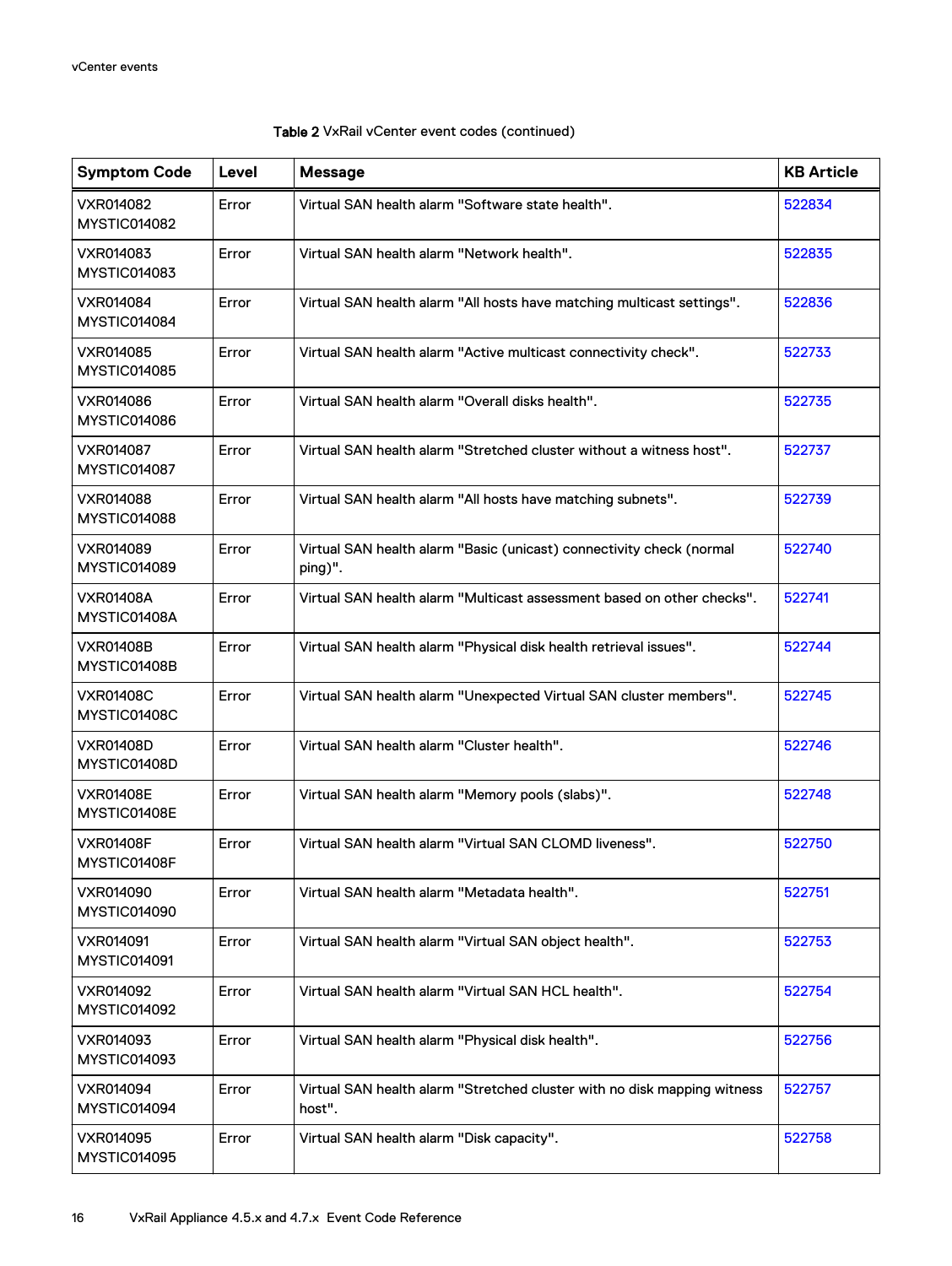Table 2 VxRail vCenter event codes (continued)

| Symptom Code | Level | Message | KB Article |
|---|---|---|---|
| VXR014082 MYSTIC014082 | Error | Virtual SAN health alarm "Software state health". | 522834 |
| VXR014083 MYSTIC014083 | Error | Virtual SAN health alarm "Network health". | 522835 |
| VXR014084 MYSTIC014084 | Error | Virtual SAN health alarm "All hosts have matching multicast settings". | 522836 |
| VXR014085 MYSTIC014085 | Error | Virtual SAN health alarm "Active multicast connectivity check". | 522733 |
| VXR014086 MYSTIC014086 | Error | Virtual SAN health alarm "Overall disks health". | 522735 |
| VXR014087 MYSTIC014087 | Error | Virtual SAN health alarm "Stretched cluster without a witness host". | 522737 |
| VXR014088 MYSTIC014088 | Error | Virtual SAN health alarm "All hosts have matching subnets". | 522739 |
| VXR014089 MYSTIC014089 | Error | Virtual SAN health alarm "Basic (unicast) connectivity check (normal ping)". | 522740 |
| VXR01408A MYSTIC01408A | Error | Virtual SAN health alarm "Multicast assessment based on other checks". | 522741 |
| VXR01408B MYSTIC01408B | Error | Virtual SAN health alarm "Physical disk health retrieval issues". | 522744 |
| VXR01408C MYSTIC01408C | Error | Virtual SAN health alarm "Unexpected Virtual SAN cluster members". | 522745 |
| VXR01408D MYSTIC01408D | Error | Virtual SAN health alarm "Cluster health". | 522746 |
| VXR01408E MYSTIC01408E | Error | Virtual SAN health alarm "Memory pools (slabs)". | 522748 |
| VXR01408F MYSTIC01408F | Error | Virtual SAN health alarm "Virtual SAN CLOMD liveness". | 522750 |
| VXR014090 MYSTIC014090 | Error | Virtual SAN health alarm "Metadata health". | 522751 |
| VXR014091 MYSTIC014091 | Error | Virtual SAN health alarm "Virtual SAN object health". | 522753 |
| VXR014092 MYSTIC014092 | Error | Virtual SAN health alarm "Virtual SAN HCL health". | 522754 |
| VXR014093 MYSTIC014093 | Error | Virtual SAN health alarm "Physical disk health". | 522756 |
| VXR014094 MYSTIC014094 | Error | Virtual SAN health alarm "Stretched cluster with no disk mapping witness host". | 522757 |
| VXR014095 MYSTIC014095 | Error | Virtual SAN health alarm "Disk capacity". | 522758 |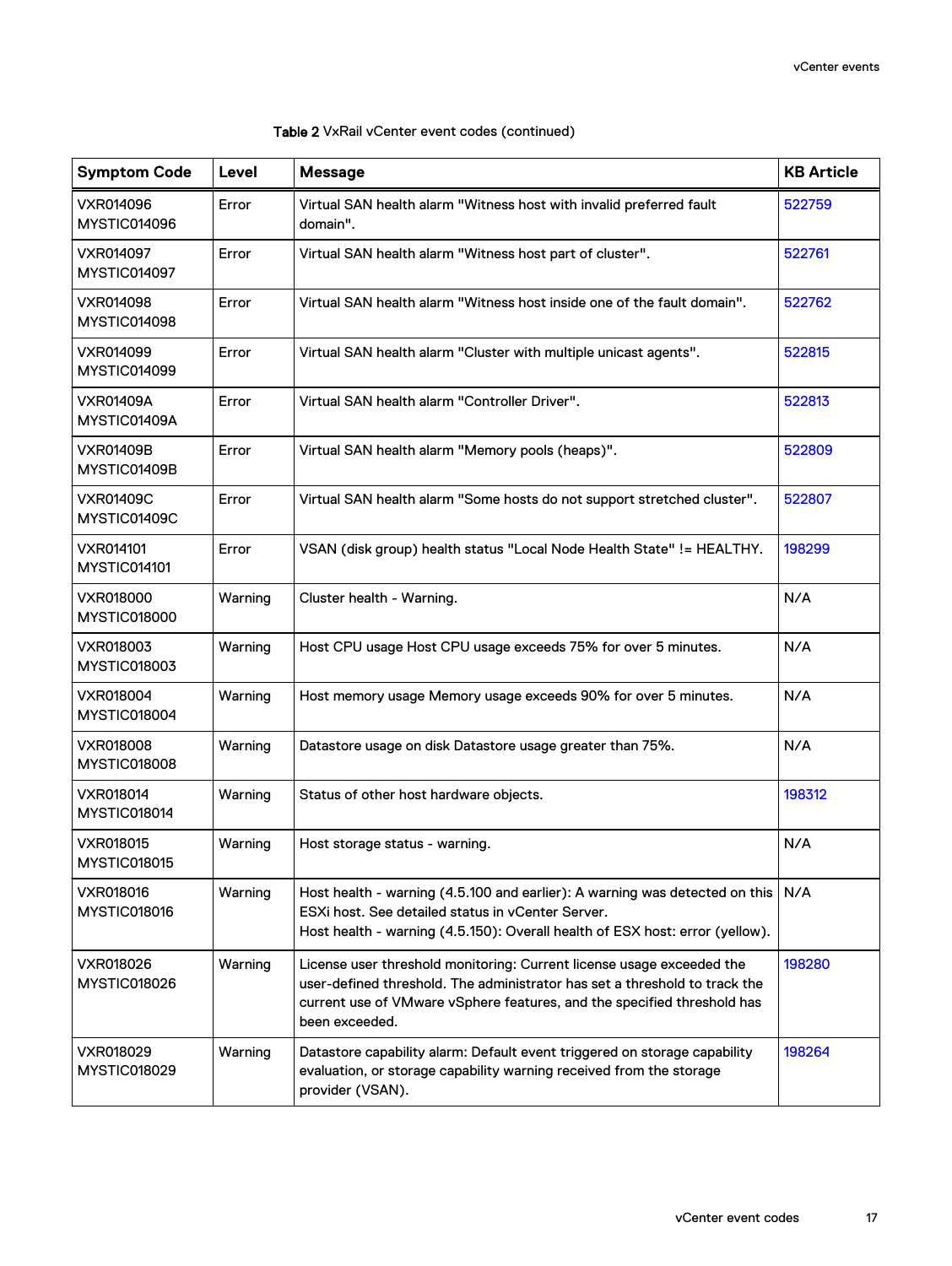Table 2 VxRail vCenter event codes (continued)

| Symptom Code | Level | Message | KB Article |
|---|---|---|---|
| VXR014096 MYSTIC014096 | Error | Virtual SAN health alarm "Witness host with invalid preferred fault domain". | 522759 |
| VXR014097 MYSTIC014097 | Error | Virtual SAN health alarm "Witness host part of cluster". | 522761 |
| VXR014098 MYSTIC014098 | Error | Virtual SAN health alarm "Witness host inside one of the fault domain". | 522762 |
| VXR014099 MYSTIC014099 | Error | Virtual SAN health alarm "Cluster with multiple unicast agents". | 522815 |
| VXR01409A MYSTIC01409A | Error | Virtual SAN health alarm "Controller Driver". | 522813 |
| VXR01409B MYSTIC01409B | Error | Virtual SAN health alarm "Memory pools (heaps)". | 522809 |
| VXR01409C MYSTIC01409C | Error | Virtual SAN health alarm "Some hosts do not support stretched cluster". | 522807 |
| VXR014101 MYSTIC014101 | Error | VSAN (disk group) health status "Local Node Health State" != HEALTHY. | 198299 |
| VXR018000 MYSTIC018000 | Warning | Cluster health - Warning. | N/A |
| VXR018003 MYSTIC018003 | Warning | Host CPU usage Host CPU usage exceeds 75% for over 5 minutes. | N/A |
| VXR018004 MYSTIC018004 | Warning | Host memory usage Memory usage exceeds 90% for over 5 minutes. | N/A |
| VXR018008 MYSTIC018008 | Warning | Datastore usage on disk Datastore usage greater than 75%. | N/A |
| VXR018014 MYSTIC018014 | Warning | Status of other host hardware objects. | 198312 |
| VXR018015 MYSTIC018015 | Warning | Host storage status - warning. | N/A |
| VXR018016 MYSTIC018016 | Warning | Host health - warning (4.5.100 and earlier): A warning was detected on this ESXi host. See detailed status in vCenter Server. Host health - warning (4.5.150): Overall health of ESX host: error (yellow). | N/A |
| VXR018026 MYSTIC018026 | Warning | License user threshold monitoring: Current license usage exceeded the user-defined threshold. The administrator has set a threshold to track the current use of VMware vSphere features, and the specified threshold has been exceeded. | 198280 |
| VXR018029 MYSTIC018029 | Warning | Datastore capability alarm: Default event triggered on storage capability evaluation, or storage capability warning received from the storage provider (VSAN). | 198264 |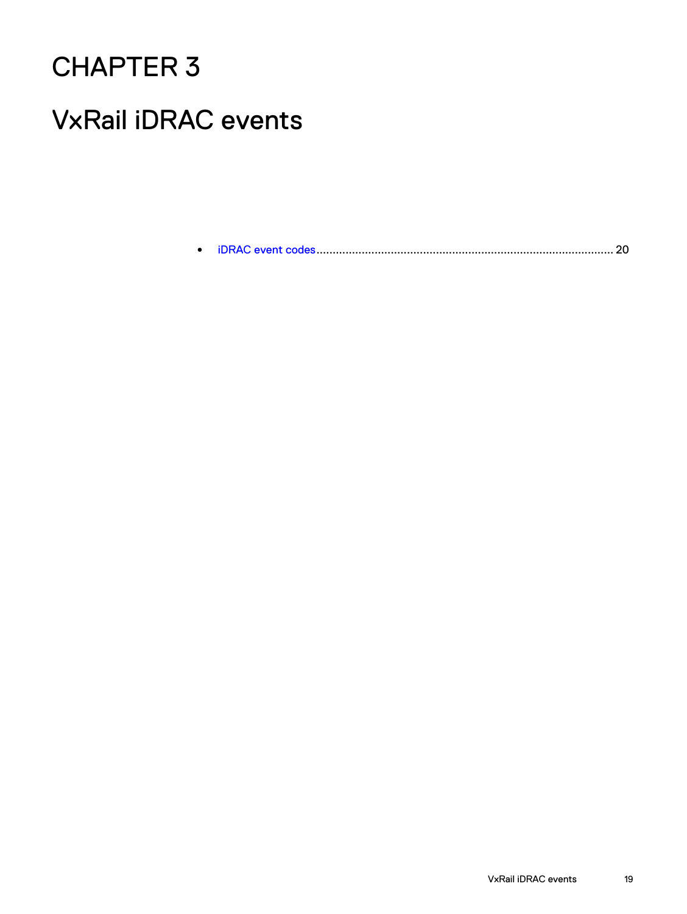# CHAPTER 3

# VxRail iDRAC events

- iDRAC event codes............................................................................................ 20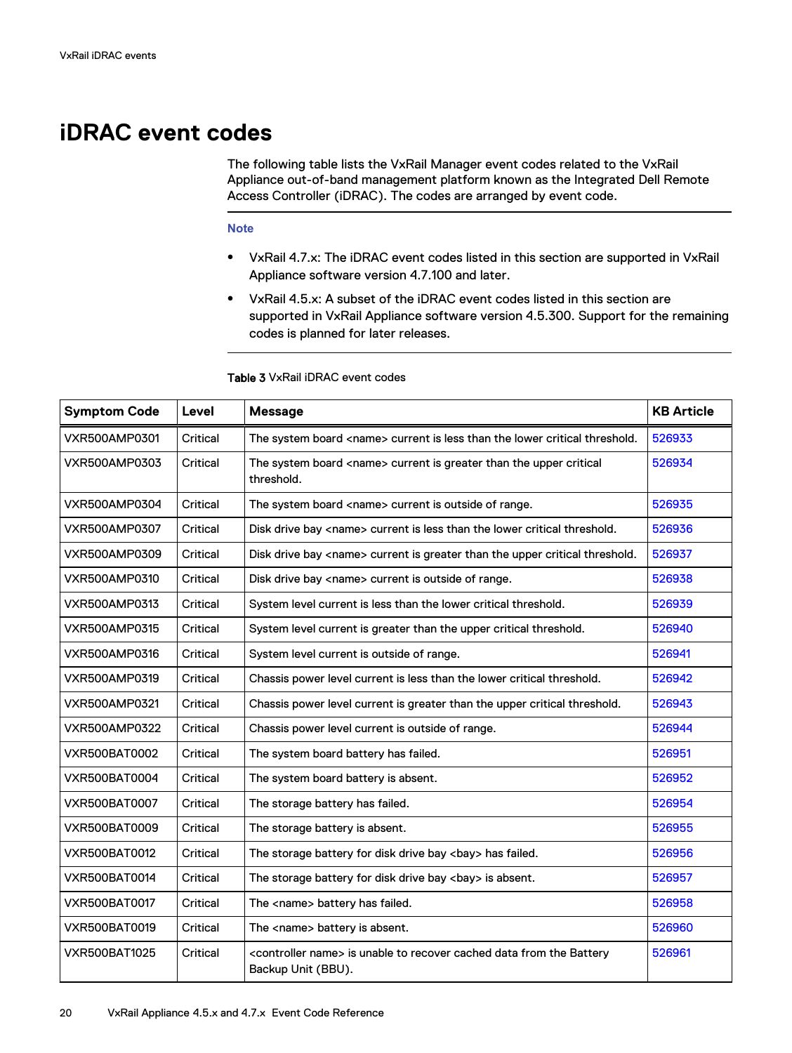# iDRAC event codes

The following table lists the VxRail Manager event codes related to the VxRail Appliance out-of-band management platform known as the Integrated Dell Remote Access Controller (iDRAC). The codes are arranged by event code.

**Note**

- VxRail 4.7.x: The iDRAC event codes listed in this section are supported in VxRail Appliance software version 4.7.100 and later.
- VxRail 4.5.x: A subset of the iDRAC event codes listed in this section are supported in VxRail Appliance software version 4.5.300. Support for the remaining codes is planned for later releases.

**Table 3** VxRail iDRAC event codes

| Symptom Code | Level | Message | KB Article |
|---|---|---|---|
| VXR500AMP0301 | Critical | The system board <name> current is less than the lower critical threshold. | 526933 |
| VXR500AMP0303 | Critical | The system board <name> current is greater than the upper critical threshold. | 526934 |
| VXR500AMP0304 | Critical | The system board <name> current is outside of range. | 526935 |
| VXR500AMP0307 | Critical | Disk drive bay <name> current is less than the lower critical threshold. | 526936 |
| VXR500AMP0309 | Critical | Disk drive bay <name> current is greater than the upper critical threshold. | 526937 |
| VXR500AMP0310 | Critical | Disk drive bay <name> current is outside of range. | 526938 |
| VXR500AMP0313 | Critical | System level current is less than the lower critical threshold. | 526939 |
| VXR500AMP0315 | Critical | System level current is greater than the upper critical threshold. | 526940 |
| VXR500AMP0316 | Critical | System level current is outside of range. | 526941 |
| VXR500AMP0319 | Critical | Chassis power level current is less than the lower critical threshold. | 526942 |
| VXR500AMP0321 | Critical | Chassis power level current is greater than the upper critical threshold. | 526943 |
| VXR500AMP0322 | Critical | Chassis power level current is outside of range. | 526944 |
| VXR500BAT0002 | Critical | The system board battery has failed. | 526951 |
| VXR500BAT0004 | Critical | The system board battery is absent. | 526952 |
| VXR500BAT0007 | Critical | The storage battery has failed. | 526954 |
| VXR500BAT0009 | Critical | The storage battery is absent. | 526955 |
| VXR500BAT0012 | Critical | The storage battery for disk drive bay <bay> has failed. | 526956 |
| VXR500BAT0014 | Critical | The storage battery for disk drive bay <bay> is absent. | 526957 |
| VXR500BAT0017 | Critical | The <name> battery has failed. | 526958 |
| VXR500BAT0019 | Critical | The <name> battery is absent. | 526960 |
| VXR500BAT1025 | Critical | <controller name> is unable to recover cached data from the Battery Backup Unit (BBU). | 526961 |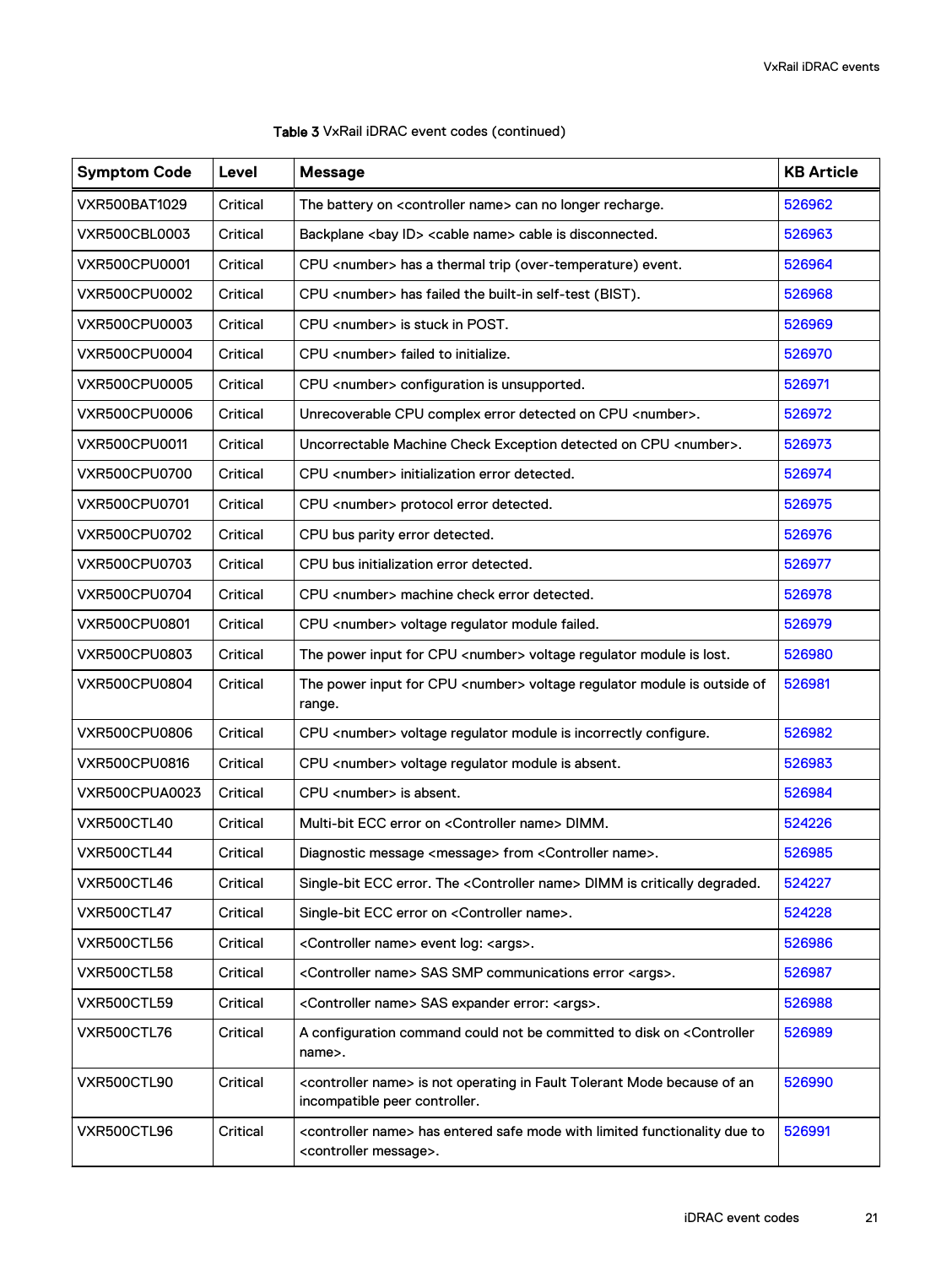Table 3 VxRail iDRAC event codes (continued)

| Symptom Code | Level | Message | KB Article |
|---|---|---|---|
| VXR500BAT1029 | Critical | The battery on <controller name> can no longer recharge. | 526962 |
| VXR500CBL0003 | Critical | Backplane <bay ID> <cable name> cable is disconnected. | 526963 |
| VXR500CPU0001 | Critical | CPU <number> has a thermal trip (over-temperature) event. | 526964 |
| VXR500CPU0002 | Critical | CPU <number> has failed the built-in self-test (BIST). | 526968 |
| VXR500CPU0003 | Critical | CPU <number> is stuck in POST. | 526969 |
| VXR500CPU0004 | Critical | CPU <number> failed to initialize. | 526970 |
| VXR500CPU0005 | Critical | CPU <number> configuration is unsupported. | 526971 |
| VXR500CPU0006 | Critical | Unrecoverable CPU complex error detected on CPU <number>. | 526972 |
| VXR500CPU0011 | Critical | Uncorrectable Machine Check Exception detected on CPU <number>. | 526973 |
| VXR500CPU0700 | Critical | CPU <number> initialization error detected. | 526974 |
| VXR500CPU0701 | Critical | CPU <number> protocol error detected. | 526975 |
| VXR500CPU0702 | Critical | CPU bus parity error detected. | 526976 |
| VXR500CPU0703 | Critical | CPU bus initialization error detected. | 526977 |
| VXR500CPU0704 | Critical | CPU <number> machine check error detected. | 526978 |
| VXR500CPU0801 | Critical | CPU <number> voltage regulator module failed. | 526979 |
| VXR500CPU0803 | Critical | The power input for CPU <number> voltage regulator module is lost. | 526980 |
| VXR500CPU0804 | Critical | The power input for CPU <number> voltage regulator module is outside of range. | 526981 |
| VXR500CPU0806 | Critical | CPU <number> voltage regulator module is incorrectly configure. | 526982 |
| VXR500CPU0816 | Critical | CPU <number> voltage regulator module is absent. | 526983 |
| VXR500CPUA0023 | Critical | CPU <number> is absent. | 526984 |
| VXR500CTL40 | Critical | Multi-bit ECC error on <Controller name> DIMM. | 524226 |
| VXR500CTL44 | Critical | Diagnostic message <message> from <Controller name>. | 526985 |
| VXR500CTL46 | Critical | Single-bit ECC error. The <Controller name> DIMM is critically degraded. | 524227 |
| VXR500CTL47 | Critical | Single-bit ECC error on <Controller name>. | 524228 |
| VXR500CTL56 | Critical | <Controller name> event log: <args>. | 526986 |
| VXR500CTL58 | Critical | <Controller name> SAS SMP communications error <args>. | 526987 |
| VXR500CTL59 | Critical | <Controller name> SAS expander error: <args>. | 526988 |
| VXR500CTL76 | Critical | A configuration command could not be committed to disk on <Controller name>. | 526989 |
| VXR500CTL90 | Critical | <controller name> is not operating in Fault Tolerant Mode because of an incompatible peer controller. | 526990 |
| VXR500CTL96 | Critical | <controller name> has entered safe mode with limited functionality due to <controller message>. | 526991 |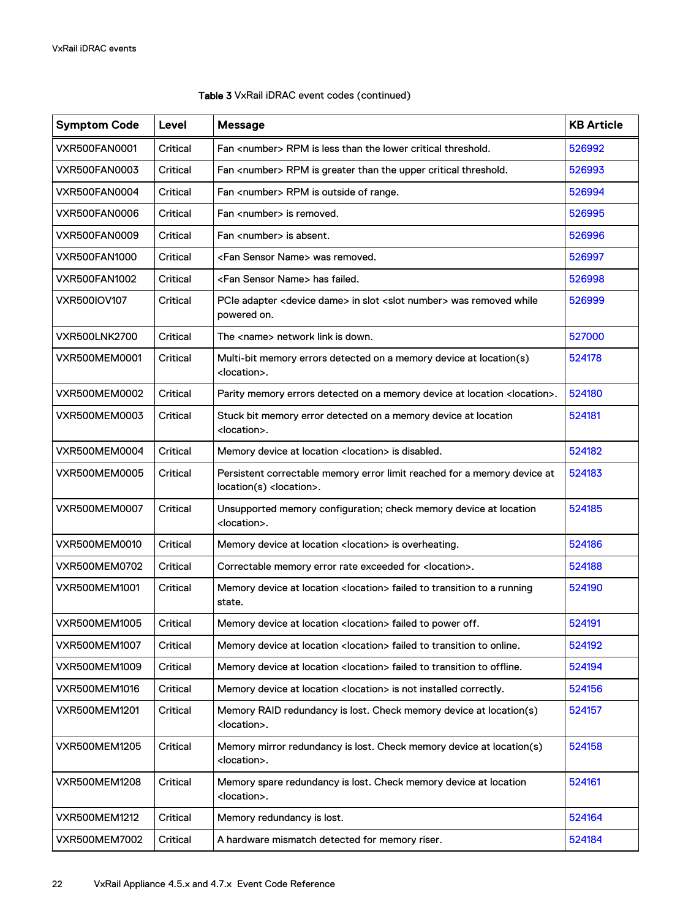Table 3 VxRail iDRAC event codes (continued)

| Symptom Code | Level | Message | KB Article |
| --- | --- | --- | --- |
| VXR500FAN0001 | Critical | Fan <number> RPM is less than the lower critical threshold. | 526992 |
| VXR500FAN0003 | Critical | Fan <number> RPM is greater than the upper critical threshold. | 526993 |
| VXR500FAN0004 | Critical | Fan <number> RPM is outside of range. | 526994 |
| VXR500FAN0006 | Critical | Fan <number> is removed. | 526995 |
| VXR500FAN0009 | Critical | Fan <number> is absent. | 526996 |
| VXR500FAN1000 | Critical | <Fan Sensor Name> was removed. | 526997 |
| VXR500FAN1002 | Critical | <Fan Sensor Name> has failed. | 526998 |
| VXR500IOV107 | Critical | PCIe adapter <device dame> in slot <slot number> was removed while powered on. | 526999 |
| VXR500LNK2700 | Critical | The <name> network link is down. | 527000 |
| VXR500MEM0001 | Critical | Multi-bit memory errors detected on a memory device at location(s) <location>. | 524178 |
| VXR500MEM0002 | Critical | Parity memory errors detected on a memory device at location <location>. | 524180 |
| VXR500MEM0003 | Critical | Stuck bit memory error detected on a memory device at location <location>. | 524181 |
| VXR500MEM0004 | Critical | Memory device at location <location> is disabled. | 524182 |
| VXR500MEM0005 | Critical | Persistent correctable memory error limit reached for a memory device at location(s) <location>. | 524183 |
| VXR500MEM0007 | Critical | Unsupported memory configuration; check memory device at location <location>. | 524185 |
| VXR500MEM0010 | Critical | Memory device at location <location> is overheating. | 524186 |
| VXR500MEM0702 | Critical | Correctable memory error rate exceeded for <location>. | 524188 |
| VXR500MEM1001 | Critical | Memory device at location <location> failed to transition to a running state. | 524190 |
| VXR500MEM1005 | Critical | Memory device at location <location> failed to power off. | 524191 |
| VXR500MEM1007 | Critical | Memory device at location <location> failed to transition to online. | 524192 |
| VXR500MEM1009 | Critical | Memory device at location <location> failed to transition to offline. | 524194 |
| VXR500MEM1016 | Critical | Memory device at location <location> is not installed correctly. | 524156 |
| VXR500MEM1201 | Critical | Memory RAID redundancy is lost. Check memory device at location(s) <location>. | 524157 |
| VXR500MEM1205 | Critical | Memory mirror redundancy is lost. Check memory device at location(s) <location>. | 524158 |
| VXR500MEM1208 | Critical | Memory spare redundancy is lost. Check memory device at location <location>. | 524161 |
| VXR500MEM1212 | Critical | Memory redundancy is lost. | 524164 |
| VXR500MEM7002 | Critical | A hardware mismatch detected for memory riser. | 524184 |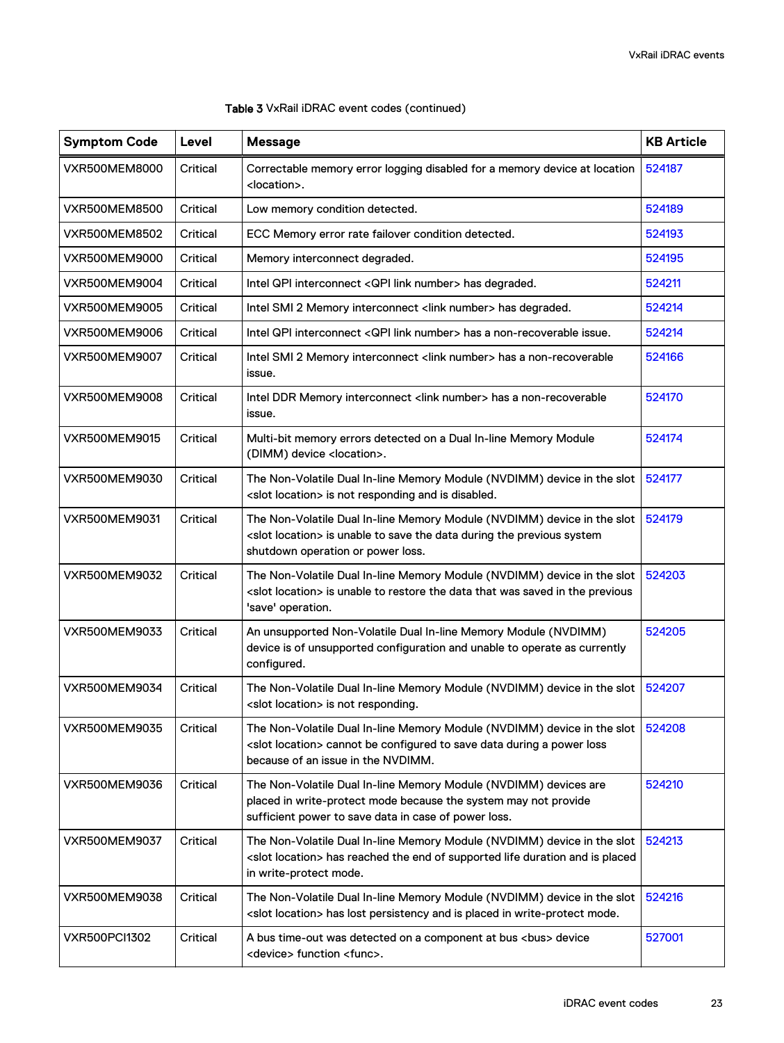Table 3 VxRail iDRAC event codes (continued)

| Symptom Code | Level | Message | KB Article |
| --- | --- | --- | --- |
| VXR500MEM8000 | Critical | Correctable memory error logging disabled for a memory device at location <location>. | 524187 |
| VXR500MEM8500 | Critical | Low memory condition detected. | 524189 |
| VXR500MEM8502 | Critical | ECC Memory error rate failover condition detected. | 524193 |
| VXR500MEM9000 | Critical | Memory interconnect degraded. | 524195 |
| VXR500MEM9004 | Critical | Intel QPI interconnect <QPI link number> has degraded. | 524211 |
| VXR500MEM9005 | Critical | Intel SMI 2 Memory interconnect <link number> has degraded. | 524214 |
| VXR500MEM9006 | Critical | Intel QPI interconnect <QPI link number> has a non-recoverable issue. | 524214 |
| VXR500MEM9007 | Critical | Intel SMI 2 Memory interconnect <link number> has a non-recoverable issue. | 524166 |
| VXR500MEM9008 | Critical | Intel DDR Memory interconnect <link number> has a non-recoverable issue. | 524170 |
| VXR500MEM9015 | Critical | Multi-bit memory errors detected on a Dual In-line Memory Module (DIMM) device <location>. | 524174 |
| VXR500MEM9030 | Critical | The Non-Volatile Dual In-line Memory Module (NVDIMM) device in the slot <slot location> is not responding and is disabled. | 524177 |
| VXR500MEM9031 | Critical | The Non-Volatile Dual In-line Memory Module (NVDIMM) device in the slot <slot location> is unable to save the data during the previous system shutdown operation or power loss. | 524179 |
| VXR500MEM9032 | Critical | The Non-Volatile Dual In-line Memory Module (NVDIMM) device in the slot <slot location> is unable to restore the data that was saved in the previous 'save' operation. | 524203 |
| VXR500MEM9033 | Critical | An unsupported Non-Volatile Dual In-line Memory Module (NVDIMM) device is of unsupported configuration and unable to operate as currently configured. | 524205 |
| VXR500MEM9034 | Critical | The Non-Volatile Dual In-line Memory Module (NVDIMM) device in the slot <slot location> is not responding. | 524207 |
| VXR500MEM9035 | Critical | The Non-Volatile Dual In-line Memory Module (NVDIMM) device in the slot <slot location> cannot be configured to save data during a power loss because of an issue in the NVDIMM. | 524208 |
| VXR500MEM9036 | Critical | The Non-Volatile Dual In-line Memory Module (NVDIMM) devices are placed in write-protect mode because the system may not provide sufficient power to save data in case of power loss. | 524210 |
| VXR500MEM9037 | Critical | The Non-Volatile Dual In-line Memory Module (NVDIMM) device in the slot <slot location> has reached the end of supported life duration and is placed in write-protect mode. | 524213 |
| VXR500MEM9038 | Critical | The Non-Volatile Dual In-line Memory Module (NVDIMM) device in the slot <slot location> has lost persistency and is placed in write-protect mode. | 524216 |
| VXR500PCI1302 | Critical | A bus time-out was detected on a component at bus <bus> device <device> function <func>. | 527001 |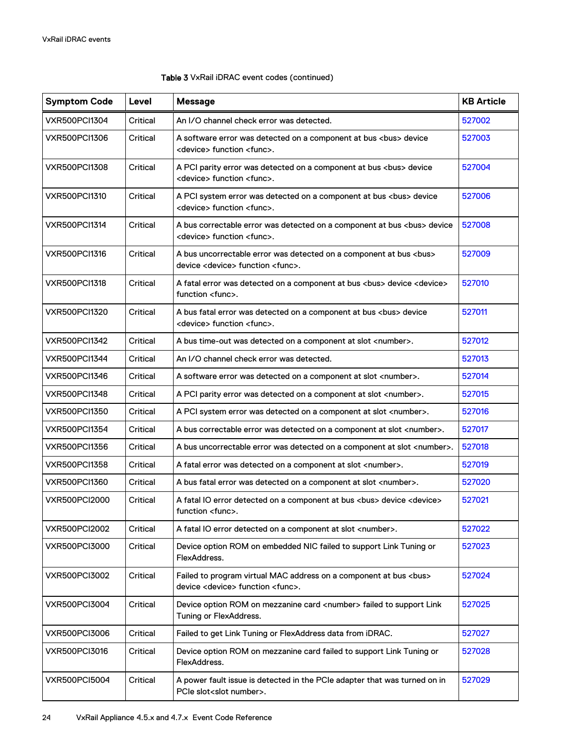Table 3 VxRail iDRAC event codes (continued)

| Symptom Code | Level | Message | KB Article |
|---|---|---|---|
| VXR500PCI1304 | Critical | An I/O channel check error was detected. | 527002 |
| VXR500PCI1306 | Critical | A software error was detected on a component at bus <bus> device <device> function <func>. | 527003 |
| VXR500PCI1308 | Critical | A PCI parity error was detected on a component at bus <bus> device <device> function <func>. | 527004 |
| VXR500PCI1310 | Critical | A PCI system error was detected on a component at bus <bus> device <device> function <func>. | 527006 |
| VXR500PCI1314 | Critical | A bus correctable error was detected on a component at bus <bus> device <device> function <func>. | 527008 |
| VXR500PCI1316 | Critical | A bus uncorrectable error was detected on a component at bus <bus> device <device> function <func>. | 527009 |
| VXR500PCI1318 | Critical | A fatal error was detected on a component at bus <bus> device <device> function <func>. | 527010 |
| VXR500PCI1320 | Critical | A bus fatal error was detected on a component at bus <bus> device <device> function <func>. | 527011 |
| VXR500PCI1342 | Critical | A bus time-out was detected on a component at slot <number>. | 527012 |
| VXR500PCI1344 | Critical | An I/O channel check error was detected. | 527013 |
| VXR500PCI1346 | Critical | A software error was detected on a component at slot <number>. | 527014 |
| VXR500PCI1348 | Critical | A PCI parity error was detected on a component at slot <number>. | 527015 |
| VXR500PCI1350 | Critical | A PCI system error was detected on a component at slot <number>. | 527016 |
| VXR500PCI1354 | Critical | A bus correctable error was detected on a component at slot <number>. | 527017 |
| VXR500PCI1356 | Critical | A bus uncorrectable error was detected on a component at slot <number>. | 527018 |
| VXR500PCI1358 | Critical | A fatal error was detected on a component at slot <number>. | 527019 |
| VXR500PCI1360 | Critical | A bus fatal error was detected on a component at slot <number>. | 527020 |
| VXR500PCI2000 | Critical | A fatal IO error detected on a component at bus <bus> device <device> function <func>. | 527021 |
| VXR500PCI2002 | Critical | A fatal IO error detected on a component at slot <number>. | 527022 |
| VXR500PCI3000 | Critical | Device option ROM on embedded NIC failed to support Link Tuning or FlexAddress. | 527023 |
| VXR500PCI3002 | Critical | Failed to program virtual MAC address on a component at bus <bus> device <device> function <func>. | 527024 |
| VXR500PCI3004 | Critical | Device option ROM on mezzanine card <number> failed to support Link Tuning or FlexAddress. | 527025 |
| VXR500PCI3006 | Critical | Failed to get Link Tuning or FlexAddress data from iDRAC. | 527027 |
| VXR500PCI3016 | Critical | Device option ROM on mezzanine card failed to support Link Tuning or FlexAddress. | 527028 |
| VXR500PCI5004 | Critical | A power fault issue is detected in the PCIe adapter that was turned on in PCIe slot<slot number>. | 527029 |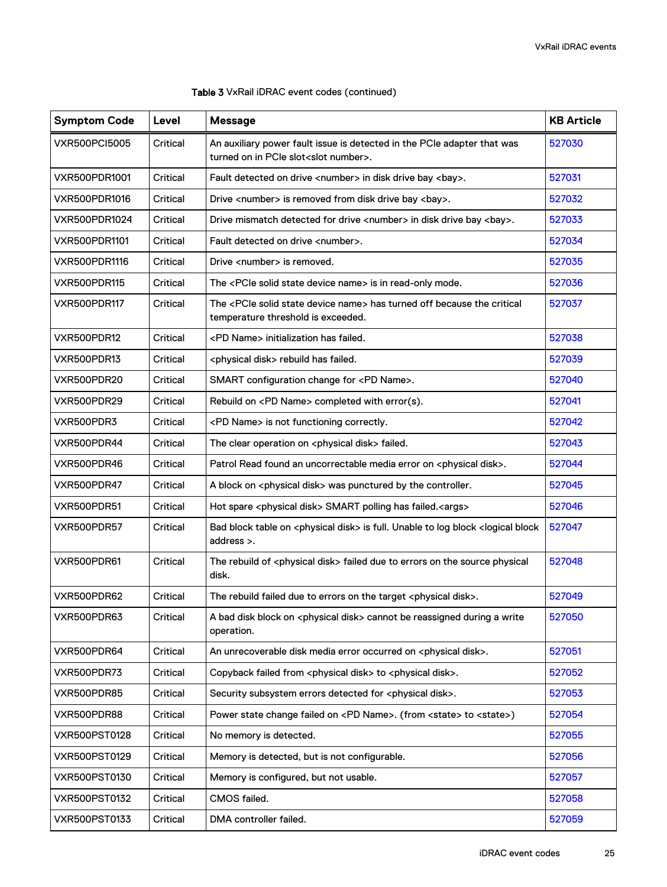Table 3 VxRail iDRAC event codes (continued)

| Symptom Code | Level | Message | KB Article |
| --- | --- | --- | --- |
| VXR500PCI5005 | Critical | An auxiliary power fault issue is detected in the PCIe adapter that was turned on in PCIe slot<slot number>. | 527030 |
| VXR500PDR1001 | Critical | Fault detected on drive <number> in disk drive bay <bay>. | 527031 |
| VXR500PDR1016 | Critical | Drive <number> is removed from disk drive bay <bay>. | 527032 |
| VXR500PDR1024 | Critical | Drive mismatch detected for drive <number> in disk drive bay <bay>. | 527033 |
| VXR500PDR1101 | Critical | Fault detected on drive <number>. | 527034 |
| VXR500PDR1116 | Critical | Drive <number> is removed. | 527035 |
| VXR500PDR115 | Critical | The <PCIe solid state device name> is in read-only mode. | 527036 |
| VXR500PDR117 | Critical | The <PCIe solid state device name> has turned off because the critical temperature threshold is exceeded. | 527037 |
| VXR500PDR12 | Critical | <PD Name> initialization has failed. | 527038 |
| VXR500PDR13 | Critical | <physical disk> rebuild has failed. | 527039 |
| VXR500PDR20 | Critical | SMART configuration change for <PD Name>. | 527040 |
| VXR500PDR29 | Critical | Rebuild on <PD Name> completed with error(s). | 527041 |
| VXR500PDR3 | Critical | <PD Name> is not functioning correctly. | 527042 |
| VXR500PDR44 | Critical | The clear operation on <physical disk> failed. | 527043 |
| VXR500PDR46 | Critical | Patrol Read found an uncorrectable media error on <physical disk>. | 527044 |
| VXR500PDR47 | Critical | A block on <physical disk> was punctured by the controller. | 527045 |
| VXR500PDR51 | Critical | Hot spare <physical disk> SMART polling has failed.<args> | 527046 |
| VXR500PDR57 | Critical | Bad block table on <physical disk> is full. Unable to log block <logical block address >. | 527047 |
| VXR500PDR61 | Critical | The rebuild of <physical disk> failed due to errors on the source physical disk. | 527048 |
| VXR500PDR62 | Critical | The rebuild failed due to errors on the target <physical disk>. | 527049 |
| VXR500PDR63 | Critical | A bad disk block on <physical disk> cannot be reassigned during a write operation. | 527050 |
| VXR500PDR64 | Critical | An unrecoverable disk media error occurred on <physical disk>. | 527051 |
| VXR500PDR73 | Critical | Copyback failed from <physical disk> to <physical disk>. | 527052 |
| VXR500PDR85 | Critical | Security subsystem errors detected for <physical disk>. | 527053 |
| VXR500PDR88 | Critical | Power state change failed on <PD Name>. (from <state> to <state>) | 527054 |
| VXR500PST0128 | Critical | No memory is detected. | 527055 |
| VXR500PST0129 | Critical | Memory is detected, but is not configurable. | 527056 |
| VXR500PST0130 | Critical | Memory is configured, but not usable. | 527057 |
| VXR500PST0132 | Critical | CMOS failed. | 527058 |
| VXR500PST0133 | Critical | DMA controller failed. | 527059 |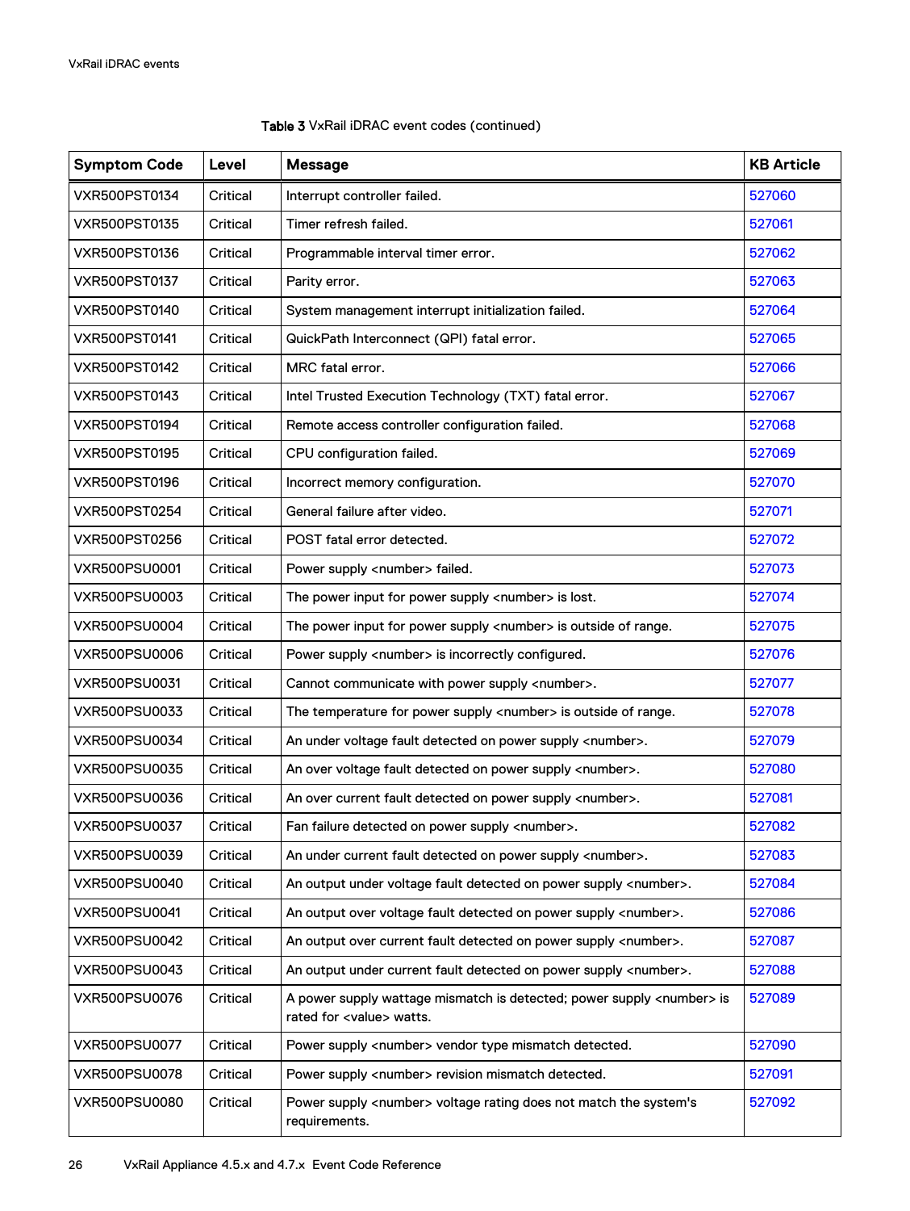Table 3 VxRail iDRAC event codes (continued)

| Symptom Code | Level | Message | KB Article |
| --- | --- | --- | --- |
| VXR500PST0134 | Critical | Interrupt controller failed. | 527060 |
| VXR500PST0135 | Critical | Timer refresh failed. | 527061 |
| VXR500PST0136 | Critical | Programmable interval timer error. | 527062 |
| VXR500PST0137 | Critical | Parity error. | 527063 |
| VXR500PST0140 | Critical | System management interrupt initialization failed. | 527064 |
| VXR500PST0141 | Critical | QuickPath Interconnect (QPI) fatal error. | 527065 |
| VXR500PST0142 | Critical | MRC fatal error. | 527066 |
| VXR500PST0143 | Critical | Intel Trusted Execution Technology (TXT) fatal error. | 527067 |
| VXR500PST0194 | Critical | Remote access controller configuration failed. | 527068 |
| VXR500PST0195 | Critical | CPU configuration failed. | 527069 |
| VXR500PST0196 | Critical | Incorrect memory configuration. | 527070 |
| VXR500PST0254 | Critical | General failure after video. | 527071 |
| VXR500PST0256 | Critical | POST fatal error detected. | 527072 |
| VXR500PSU0001 | Critical | Power supply <number> failed. | 527073 |
| VXR500PSU0003 | Critical | The power input for power supply <number> is lost. | 527074 |
| VXR500PSU0004 | Critical | The power input for power supply <number> is outside of range. | 527075 |
| VXR500PSU0006 | Critical | Power supply <number> is incorrectly configured. | 527076 |
| VXR500PSU0031 | Critical | Cannot communicate with power supply <number>. | 527077 |
| VXR500PSU0033 | Critical | The temperature for power supply <number> is outside of range. | 527078 |
| VXR500PSU0034 | Critical | An under voltage fault detected on power supply <number>. | 527079 |
| VXR500PSU0035 | Critical | An over voltage fault detected on power supply <number>. | 527080 |
| VXR500PSU0036 | Critical | An over current fault detected on power supply <number>. | 527081 |
| VXR500PSU0037 | Critical | Fan failure detected on power supply <number>. | 527082 |
| VXR500PSU0039 | Critical | An under current fault detected on power supply <number>. | 527083 |
| VXR500PSU0040 | Critical | An output under voltage fault detected on power supply <number>. | 527084 |
| VXR500PSU0041 | Critical | An output over voltage fault detected on power supply <number>. | 527086 |
| VXR500PSU0042 | Critical | An output over current fault detected on power supply <number>. | 527087 |
| VXR500PSU0043 | Critical | An output under current fault detected on power supply <number>. | 527088 |
| VXR500PSU0076 | Critical | A power supply wattage mismatch is detected; power supply <number> is rated for <value> watts. | 527089 |
| VXR500PSU0077 | Critical | Power supply <number> vendor type mismatch detected. | 527090 |
| VXR500PSU0078 | Critical | Power supply <number> revision mismatch detected. | 527091 |
| VXR500PSU0080 | Critical | Power supply <number> voltage rating does not match the system's requirements. | 527092 |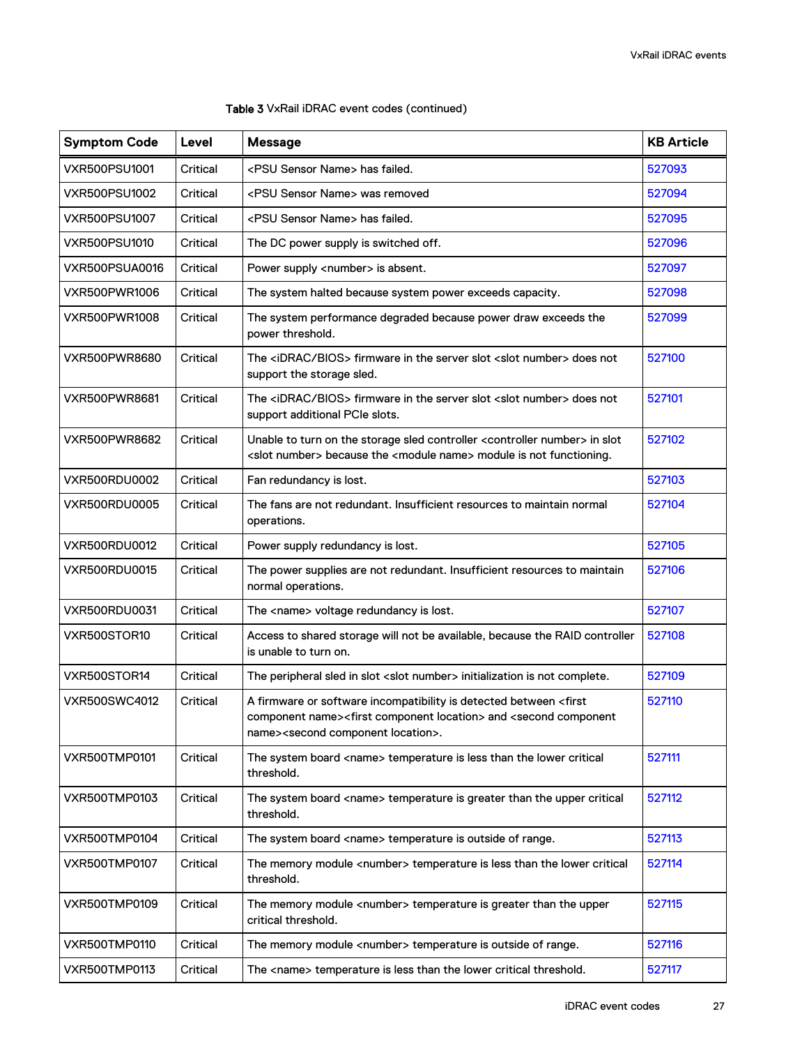Table 3 VxRail iDRAC event codes (continued)

| Symptom Code | Level | Message | KB Article |
| --- | --- | --- | --- |
| VXR500PSU1001 | Critical | <PSU Sensor Name> has failed. | 527093 |
| VXR500PSU1002 | Critical | <PSU Sensor Name> was removed | 527094 |
| VXR500PSU1007 | Critical | <PSU Sensor Name> has failed. | 527095 |
| VXR500PSU1010 | Critical | The DC power supply is switched off. | 527096 |
| VXR500PSUA0016 | Critical | Power supply <number> is absent. | 527097 |
| VXR500PWR1006 | Critical | The system halted because system power exceeds capacity. | 527098 |
| VXR500PWR1008 | Critical | The system performance degraded because power draw exceeds the power threshold. | 527099 |
| VXR500PWR8680 | Critical | The <iDRAC/BIOS> firmware in the server slot <slot number> does not support the storage sled. | 527100 |
| VXR500PWR8681 | Critical | The <iDRAC/BIOS> firmware in the server slot <slot number> does not support additional PCIe slots. | 527101 |
| VXR500PWR8682 | Critical | Unable to turn on the storage sled controller <controller number> in slot <slot number> because the <module name> module is not functioning. | 527102 |
| VXR500RDU0002 | Critical | Fan redundancy is lost. | 527103 |
| VXR500RDU0005 | Critical | The fans are not redundant. Insufficient resources to maintain normal operations. | 527104 |
| VXR500RDU0012 | Critical | Power supply redundancy is lost. | 527105 |
| VXR500RDU0015 | Critical | The power supplies are not redundant. Insufficient resources to maintain normal operations. | 527106 |
| VXR500RDU0031 | Critical | The <name> voltage redundancy is lost. | 527107 |
| VXR500STOR10 | Critical | Access to shared storage will not be available, because the RAID controller is unable to turn on. | 527108 |
| VXR500STOR14 | Critical | The peripheral sled in slot <slot number> initialization is not complete. | 527109 |
| VXR500SWC4012 | Critical | A firmware or software incompatibility is detected between <first component name><first component location> and <second component name><second component location>. | 527110 |
| VXR500TMP0101 | Critical | The system board <name> temperature is less than the lower critical threshold. | 527111 |
| VXR500TMP0103 | Critical | The system board <name> temperature is greater than the upper critical threshold. | 527112 |
| VXR500TMP0104 | Critical | The system board <name> temperature is outside of range. | 527113 |
| VXR500TMP0107 | Critical | The memory module <number> temperature is less than the lower critical threshold. | 527114 |
| VXR500TMP0109 | Critical | The memory module <number> temperature is greater than the upper critical threshold. | 527115 |
| VXR500TMP0110 | Critical | The memory module <number> temperature is outside of range. | 527116 |
| VXR500TMP0113 | Critical | The <name> temperature is less than the lower critical threshold. | 527117 |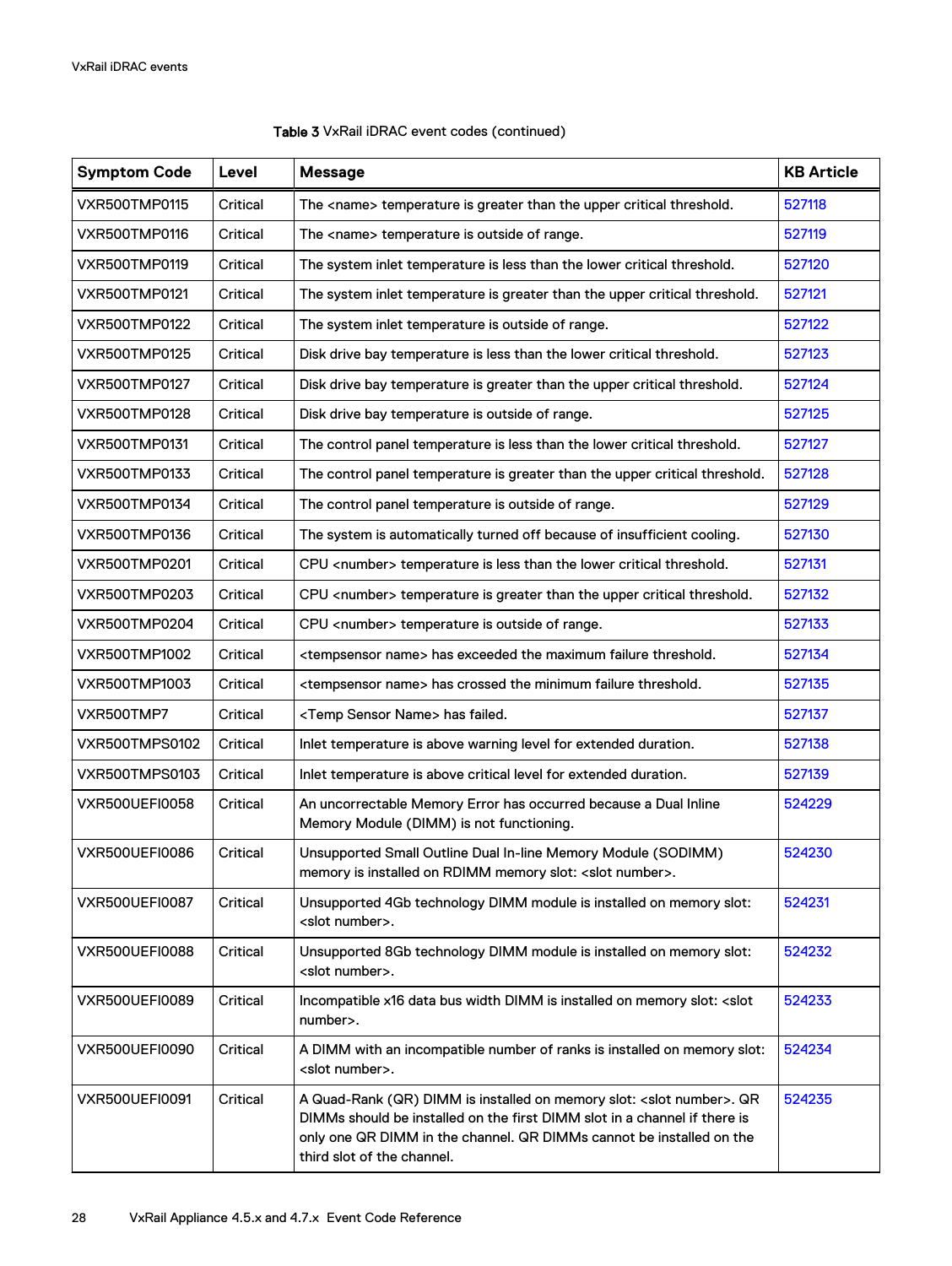Table 3 VxRail iDRAC event codes (continued)

| Symptom Code | Level | Message | KB Article |
|---|---|---|---|
| VXR500TMP0115 | Critical | The <name> temperature is greater than the upper critical threshold. | 527118 |
| VXR500TMP0116 | Critical | The <name> temperature is outside of range. | 527119 |
| VXR500TMP0119 | Critical | The system inlet temperature is less than the lower critical threshold. | 527120 |
| VXR500TMP0121 | Critical | The system inlet temperature is greater than the upper critical threshold. | 527121 |
| VXR500TMP0122 | Critical | The system inlet temperature is outside of range. | 527122 |
| VXR500TMP0125 | Critical | Disk drive bay temperature is less than the lower critical threshold. | 527123 |
| VXR500TMP0127 | Critical | Disk drive bay temperature is greater than the upper critical threshold. | 527124 |
| VXR500TMP0128 | Critical | Disk drive bay temperature is outside of range. | 527125 |
| VXR500TMP0131 | Critical | The control panel temperature is less than the lower critical threshold. | 527127 |
| VXR500TMP0133 | Critical | The control panel temperature is greater than the upper critical threshold. | 527128 |
| VXR500TMP0134 | Critical | The control panel temperature is outside of range. | 527129 |
| VXR500TMP0136 | Critical | The system is automatically turned off because of insufficient cooling. | 527130 |
| VXR500TMP0201 | Critical | CPU <number> temperature is less than the lower critical threshold. | 527131 |
| VXR500TMP0203 | Critical | CPU <number> temperature is greater than the upper critical threshold. | 527132 |
| VXR500TMP0204 | Critical | CPU <number> temperature is outside of range. | 527133 |
| VXR500TMP1002 | Critical | <tempsensor name> has exceeded the maximum failure threshold. | 527134 |
| VXR500TMP1003 | Critical | <tempsensor name> has crossed the minimum failure threshold. | 527135 |
| VXR500TMP7 | Critical | <Temp Sensor Name> has failed. | 527137 |
| VXR500TMPS0102 | Critical | Inlet temperature is above warning level for extended duration. | 527138 |
| VXR500TMPS0103 | Critical | Inlet temperature is above critical level for extended duration. | 527139 |
| VXR500UEFI0058 | Critical | An uncorrectable Memory Error has occurred because a Dual Inline Memory Module (DIMM) is not functioning. | 524229 |
| VXR500UEFI0086 | Critical | Unsupported Small Outline Dual In-line Memory Module (SODIMM) memory is installed on RDIMM memory slot: <slot number>. | 524230 |
| VXR500UEFI0087 | Critical | Unsupported 4Gb technology DIMM module is installed on memory slot: <slot number>. | 524231 |
| VXR500UEFI0088 | Critical | Unsupported 8Gb technology DIMM module is installed on memory slot: <slot number>. | 524232 |
| VXR500UEFI0089 | Critical | Incompatible x16 data bus width DIMM is installed on memory slot: <slot number>. | 524233 |
| VXR500UEFI0090 | Critical | A DIMM with an incompatible number of ranks is installed on memory slot: <slot number>. | 524234 |
| VXR500UEFI0091 | Critical | A Quad-Rank (QR) DIMM is installed on memory slot: <slot number>. QR DIMMs should be installed on the first DIMM slot in a channel if there is only one QR DIMM in the channel. QR DIMMs cannot be installed on the third slot of the channel. | 524235 |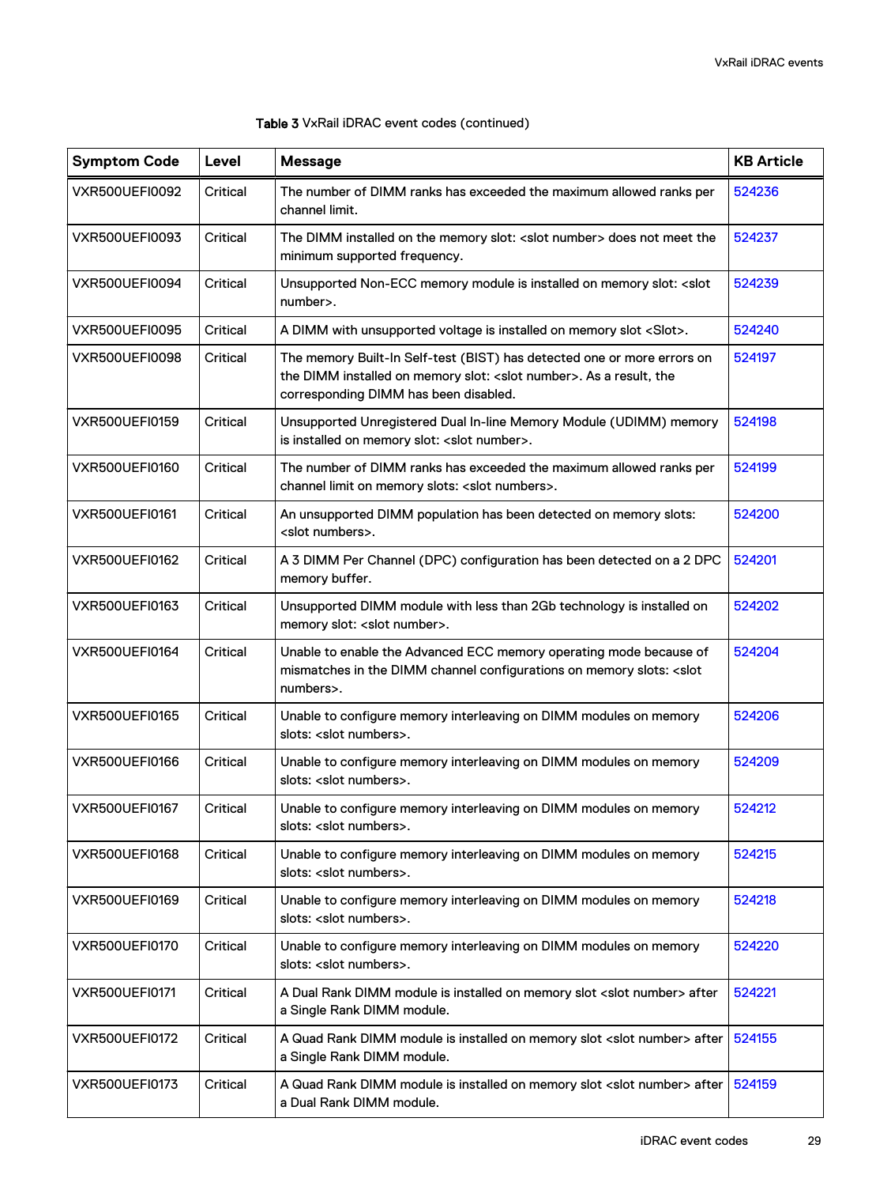Table 3 VxRail iDRAC event codes (continued)

| Symptom Code | Level | Message | KB Article |
| --- | --- | --- | --- |
| VXR500UEFI0092 | Critical | The number of DIMM ranks has exceeded the maximum allowed ranks per channel limit. | 524236 |
| VXR500UEFI0093 | Critical | The DIMM installed on the memory slot: <slot number> does not meet the minimum supported frequency. | 524237 |
| VXR500UEFI0094 | Critical | Unsupported Non-ECC memory module is installed on memory slot: <slot number>. | 524239 |
| VXR500UEFI0095 | Critical | A DIMM with unsupported voltage is installed on memory slot <Slot>. | 524240 |
| VXR500UEFI0098 | Critical | The memory Built-In Self-test (BIST) has detected one or more errors on the DIMM installed on memory slot: <slot number>. As a result, the corresponding DIMM has been disabled. | 524197 |
| VXR500UEFI0159 | Critical | Unsupported Unregistered Dual In-line Memory Module (UDIMM) memory is installed on memory slot: <slot number>. | 524198 |
| VXR500UEFI0160 | Critical | The number of DIMM ranks has exceeded the maximum allowed ranks per channel limit on memory slots: <slot numbers>. | 524199 |
| VXR500UEFI0161 | Critical | An unsupported DIMM population has been detected on memory slots: <slot numbers>. | 524200 |
| VXR500UEFI0162 | Critical | A 3 DIMM Per Channel (DPC) configuration has been detected on a 2 DPC memory buffer. | 524201 |
| VXR500UEFI0163 | Critical | Unsupported DIMM module with less than 2Gb technology is installed on memory slot: <slot number>. | 524202 |
| VXR500UEFI0164 | Critical | Unable to enable the Advanced ECC memory operating mode because of mismatches in the DIMM channel configurations on memory slots: <slot numbers>. | 524204 |
| VXR500UEFI0165 | Critical | Unable to configure memory interleaving on DIMM modules on memory slots: <slot numbers>. | 524206 |
| VXR500UEFI0166 | Critical | Unable to configure memory interleaving on DIMM modules on memory slots: <slot numbers>. | 524209 |
| VXR500UEFI0167 | Critical | Unable to configure memory interleaving on DIMM modules on memory slots: <slot numbers>. | 524212 |
| VXR500UEFI0168 | Critical | Unable to configure memory interleaving on DIMM modules on memory slots: <slot numbers>. | 524215 |
| VXR500UEFI0169 | Critical | Unable to configure memory interleaving on DIMM modules on memory slots: <slot numbers>. | 524218 |
| VXR500UEFI0170 | Critical | Unable to configure memory interleaving on DIMM modules on memory slots: <slot numbers>. | 524220 |
| VXR500UEFI0171 | Critical | A Dual Rank DIMM module is installed on memory slot <slot number> after a Single Rank DIMM module. | 524221 |
| VXR500UEFI0172 | Critical | A Quad Rank DIMM module is installed on memory slot <slot number> after a Single Rank DIMM module. | 524155 |
| VXR500UEFI0173 | Critical | A Quad Rank DIMM module is installed on memory slot <slot number> after a Dual Rank DIMM module. | 524159 |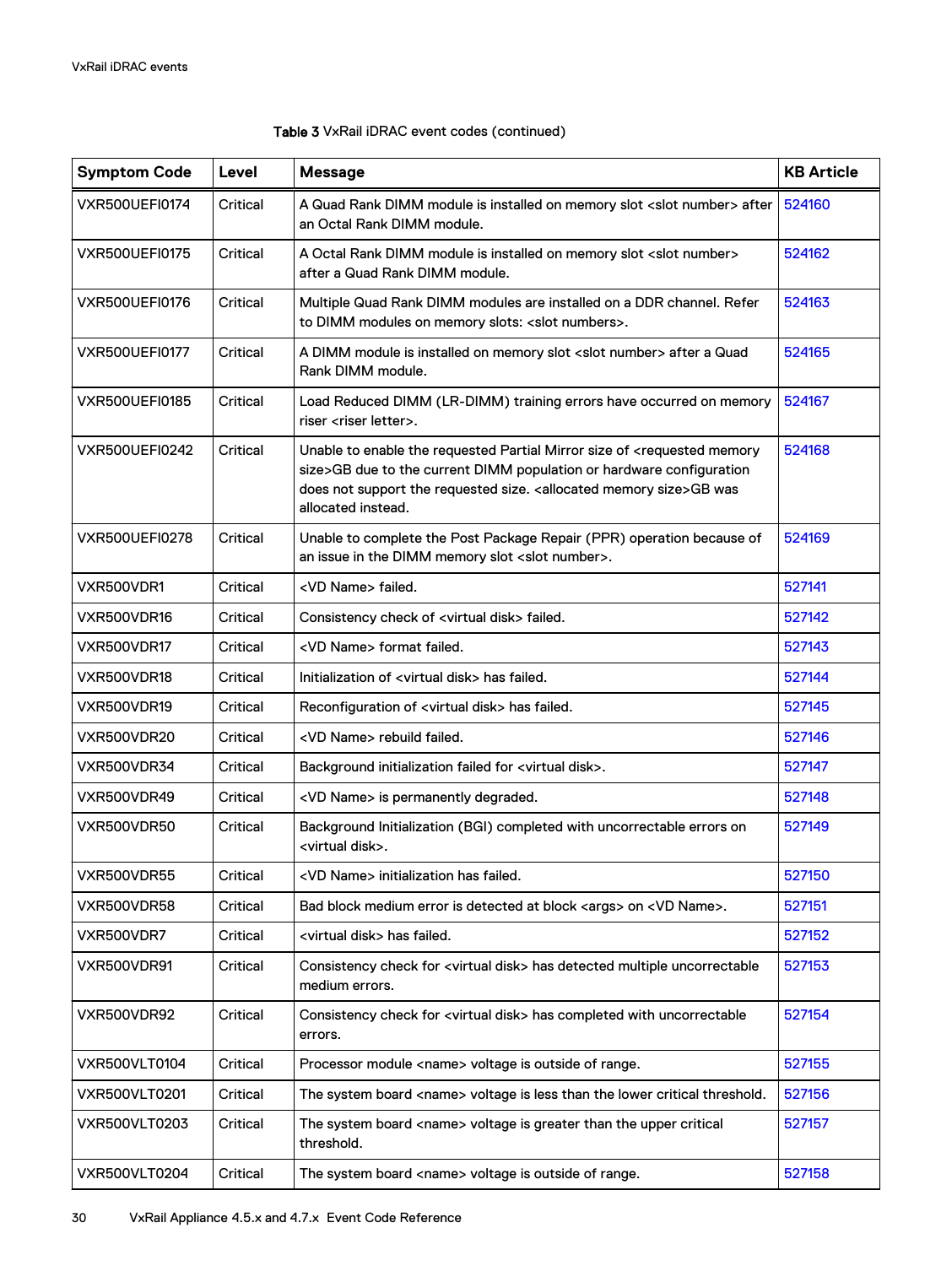Table 3 VxRail iDRAC event codes (continued)

| Symptom Code | Level | Message | KB Article |
|---|---|---|---|
| VXR500UEFI0174 | Critical | A Quad Rank DIMM module is installed on memory slot <slot number> after an Octal Rank DIMM module. | 524160 |
| VXR500UEFI0175 | Critical | A Octal Rank DIMM module is installed on memory slot <slot number> after a Quad Rank DIMM module. | 524162 |
| VXR500UEFI0176 | Critical | Multiple Quad Rank DIMM modules are installed on a DDR channel. Refer to DIMM modules on memory slots: <slot numbers>. | 524163 |
| VXR500UEFI0177 | Critical | A DIMM module is installed on memory slot <slot number> after a Quad Rank DIMM module. | 524165 |
| VXR500UEFI0185 | Critical | Load Reduced DIMM (LR-DIMM) training errors have occurred on memory riser <riser letter>. | 524167 |
| VXR500UEFI0242 | Critical | Unable to enable the requested Partial Mirror size of <requested memory size>GB due to the current DIMM population or hardware configuration does not support the requested size. <allocated memory size>GB was allocated instead. | 524168 |
| VXR500UEFI0278 | Critical | Unable to complete the Post Package Repair (PPR) operation because of an issue in the DIMM memory slot <slot number>. | 524169 |
| VXR500VDR1 | Critical | <VD Name> failed. | 527141 |
| VXR500VDR16 | Critical | Consistency check of <virtual disk> failed. | 527142 |
| VXR500VDR17 | Critical | <VD Name> format failed. | 527143 |
| VXR500VDR18 | Critical | Initialization of <virtual disk> has failed. | 527144 |
| VXR500VDR19 | Critical | Reconfiguration of <virtual disk> has failed. | 527145 |
| VXR500VDR20 | Critical | <VD Name> rebuild failed. | 527146 |
| VXR500VDR34 | Critical | Background initialization failed for <virtual disk>. | 527147 |
| VXR500VDR49 | Critical | <VD Name> is permanently degraded. | 527148 |
| VXR500VDR50 | Critical | Background Initialization (BGI) completed with uncorrectable errors on <virtual disk>. | 527149 |
| VXR500VDR55 | Critical | <VD Name> initialization has failed. | 527150 |
| VXR500VDR58 | Critical | Bad block medium error is detected at block <args> on <VD Name>. | 527151 |
| VXR500VDR7 | Critical | <virtual disk> has failed. | 527152 |
| VXR500VDR91 | Critical | Consistency check for <virtual disk> has detected multiple uncorrectable medium errors. | 527153 |
| VXR500VDR92 | Critical | Consistency check for <virtual disk> has completed with uncorrectable errors. | 527154 |
| VXR500VLT0104 | Critical | Processor module <name> voltage is outside of range. | 527155 |
| VXR500VLT0201 | Critical | The system board <name> voltage is less than the lower critical threshold. | 527156 |
| VXR500VLT0203 | Critical | The system board <name> voltage is greater than the upper critical threshold. | 527157 |
| VXR500VLT0204 | Critical | The system board <name> voltage is outside of range. | 527158 |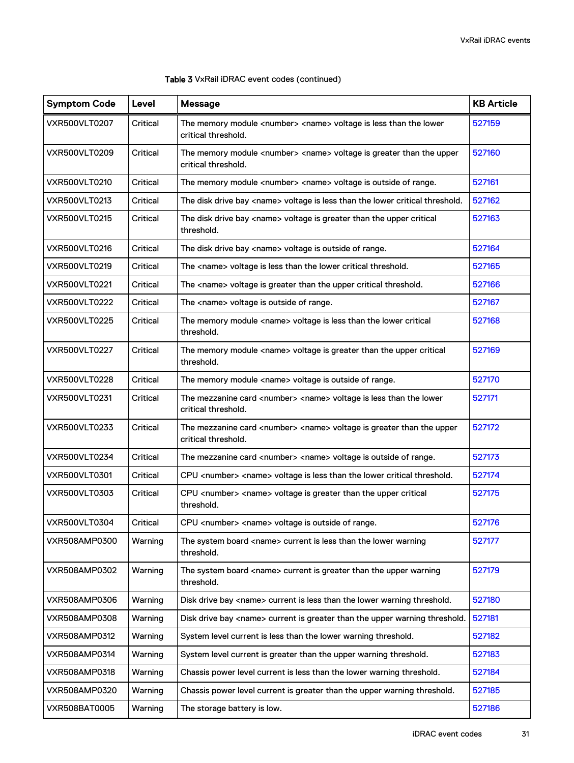Table 3 VxRail iDRAC event codes (continued)

| Symptom Code | Level | Message | KB Article |
| --- | --- | --- | --- |
| VXR500VLT0207 | Critical | The memory module <number> <name> voltage is less than the lower critical threshold. | 527159 |
| VXR500VLT0209 | Critical | The memory module <number> <name> voltage is greater than the upper critical threshold. | 527160 |
| VXR500VLT0210 | Critical | The memory module <number> <name> voltage is outside of range. | 527161 |
| VXR500VLT0213 | Critical | The disk drive bay <name> voltage is less than the lower critical threshold. | 527162 |
| VXR500VLT0215 | Critical | The disk drive bay <name> voltage is greater than the upper critical threshold. | 527163 |
| VXR500VLT0216 | Critical | The disk drive bay <name> voltage is outside of range. | 527164 |
| VXR500VLT0219 | Critical | The <name> voltage is less than the lower critical threshold. | 527165 |
| VXR500VLT0221 | Critical | The <name> voltage is greater than the upper critical threshold. | 527166 |
| VXR500VLT0222 | Critical | The <name> voltage is outside of range. | 527167 |
| VXR500VLT0225 | Critical | The memory module <name> voltage is less than the lower critical threshold. | 527168 |
| VXR500VLT0227 | Critical | The memory module <name> voltage is greater than the upper critical threshold. | 527169 |
| VXR500VLT0228 | Critical | The memory module <name> voltage is outside of range. | 527170 |
| VXR500VLT0231 | Critical | The mezzanine card <number> <name> voltage is less than the lower critical threshold. | 527171 |
| VXR500VLT0233 | Critical | The mezzanine card <number> <name> voltage is greater than the upper critical threshold. | 527172 |
| VXR500VLT0234 | Critical | The mezzanine card <number> <name> voltage is outside of range. | 527173 |
| VXR500VLT0301 | Critical | CPU <number> <name> voltage is less than the lower critical threshold. | 527174 |
| VXR500VLT0303 | Critical | CPU <number> <name> voltage is greater than the upper critical threshold. | 527175 |
| VXR500VLT0304 | Critical | CPU <number> <name> voltage is outside of range. | 527176 |
| VXR508AMP0300 | Warning | The system board <name> current is less than the lower warning threshold. | 527177 |
| VXR508AMP0302 | Warning | The system board <name> current is greater than the upper warning threshold. | 527179 |
| VXR508AMP0306 | Warning | Disk drive bay <name> current is less than the lower warning threshold. | 527180 |
| VXR508AMP0308 | Warning | Disk drive bay <name> current is greater than the upper warning threshold. | 527181 |
| VXR508AMP0312 | Warning | System level current is less than the lower warning threshold. | 527182 |
| VXR508AMP0314 | Warning | System level current is greater than the upper warning threshold. | 527183 |
| VXR508AMP0318 | Warning | Chassis power level current is less than the lower warning threshold. | 527184 |
| VXR508AMP0320 | Warning | Chassis power level current is greater than the upper warning threshold. | 527185 |
| VXR508BAT0005 | Warning | The storage battery is low. | 527186 |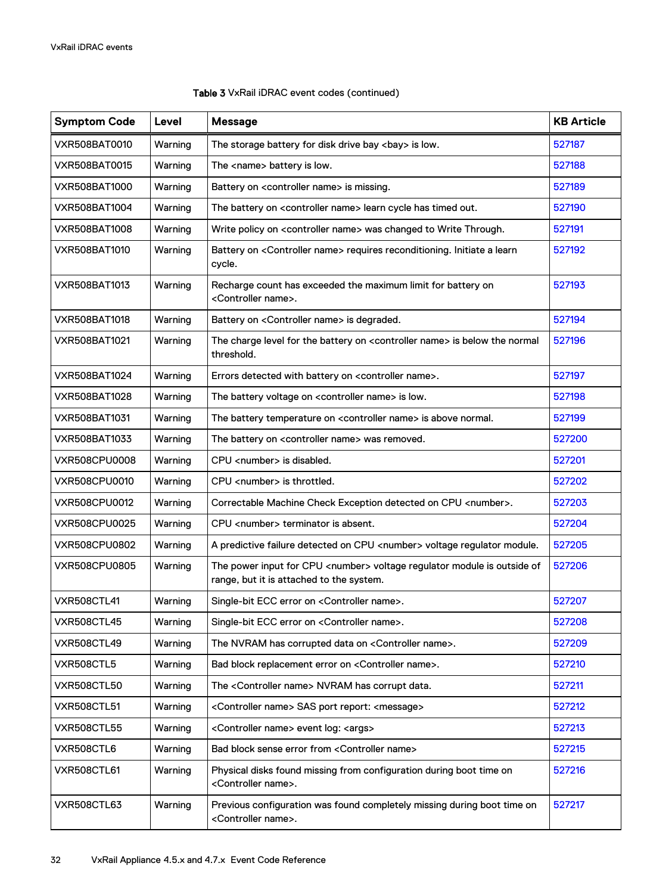Table 3 VxRail iDRAC event codes (continued)

| Symptom Code | Level | Message | KB Article |
|---|---|---|---|
| VXR508BAT0010 | Warning | The storage battery for disk drive bay <bay> is low. | 527187 |
| VXR508BAT0015 | Warning | The <name> battery is low. | 527188 |
| VXR508BAT1000 | Warning | Battery on <controller name> is missing. | 527189 |
| VXR508BAT1004 | Warning | The battery on <controller name> learn cycle has timed out. | 527190 |
| VXR508BAT1008 | Warning | Write policy on <controller name> was changed to Write Through. | 527191 |
| VXR508BAT1010 | Warning | Battery on <Controller name> requires reconditioning. Initiate a learn cycle. | 527192 |
| VXR508BAT1013 | Warning | Recharge count has exceeded the maximum limit for battery on <Controller name>. | 527193 |
| VXR508BAT1018 | Warning | Battery on <Controller name> is degraded. | 527194 |
| VXR508BAT1021 | Warning | The charge level for the battery on <controller name> is below the normal threshold. | 527196 |
| VXR508BAT1024 | Warning | Errors detected with battery on <controller name>. | 527197 |
| VXR508BAT1028 | Warning | The battery voltage on <controller name> is low. | 527198 |
| VXR508BAT1031 | Warning | The battery temperature on <controller name> is above normal. | 527199 |
| VXR508BAT1033 | Warning | The battery on <controller name> was removed. | 527200 |
| VXR508CPU0008 | Warning | CPU <number> is disabled. | 527201 |
| VXR508CPU0010 | Warning | CPU <number> is throttled. | 527202 |
| VXR508CPU0012 | Warning | Correctable Machine Check Exception detected on CPU <number>. | 527203 |
| VXR508CPU0025 | Warning | CPU <number> terminator is absent. | 527204 |
| VXR508CPU0802 | Warning | A predictive failure detected on CPU <number> voltage regulator module. | 527205 |
| VXR508CPU0805 | Warning | The power input for CPU <number> voltage regulator module is outside of range, but it is attached to the system. | 527206 |
| VXR508CTL41 | Warning | Single-bit ECC error on <Controller name>. | 527207 |
| VXR508CTL45 | Warning | Single-bit ECC error on <Controller name>. | 527208 |
| VXR508CTL49 | Warning | The NVRAM has corrupted data on <Controller name>. | 527209 |
| VXR508CTL5 | Warning | Bad block replacement error on <Controller name>. | 527210 |
| VXR508CTL50 | Warning | The <Controller name> NVRAM has corrupt data. | 527211 |
| VXR508CTL51 | Warning | <Controller name> SAS port report: <message> | 527212 |
| VXR508CTL55 | Warning | <Controller name> event log: <args> | 527213 |
| VXR508CTL6 | Warning | Bad block sense error from <Controller name> | 527215 |
| VXR508CTL61 | Warning | Physical disks found missing from configuration during boot time on <Controller name>. | 527216 |
| VXR508CTL63 | Warning | Previous configuration was found completely missing during boot time on <Controller name>. | 527217 |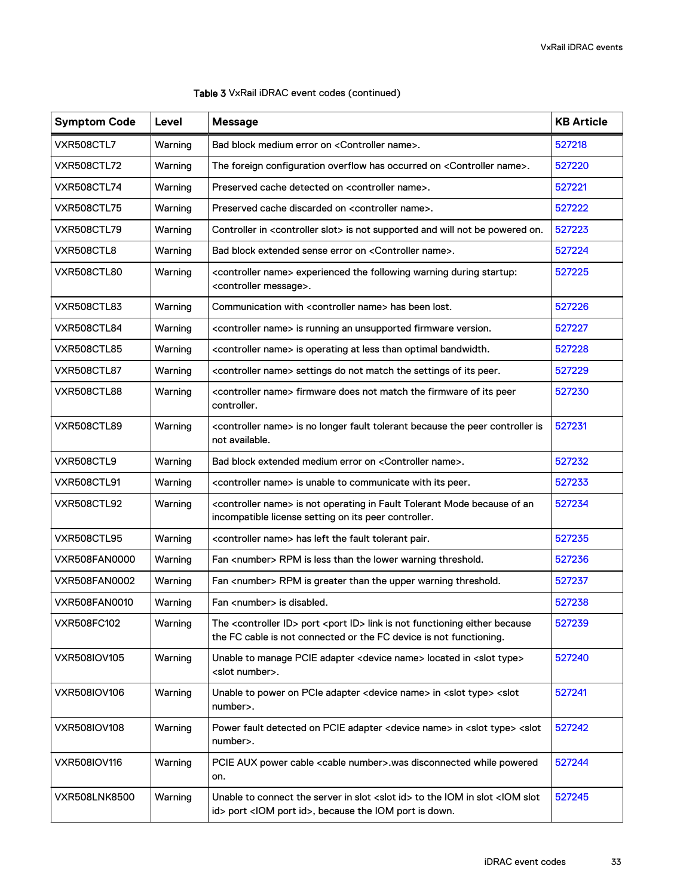Table 3 VxRail iDRAC event codes (continued)

| Symptom Code | Level | Message | KB Article |
| --- | --- | --- | --- |
| VXR508CTL7 | Warning | Bad block medium error on <Controller name>. | 527218 |
| VXR508CTL72 | Warning | The foreign configuration overflow has occurred on <Controller name>. | 527220 |
| VXR508CTL74 | Warning | Preserved cache detected on <controller name>. | 527221 |
| VXR508CTL75 | Warning | Preserved cache discarded on <controller name>. | 527222 |
| VXR508CTL79 | Warning | Controller in <controller slot> is not supported and will not be powered on. | 527223 |
| VXR508CTL8 | Warning | Bad block extended sense error on <Controller name>. | 527224 |
| VXR508CTL80 | Warning | <controller name> experienced the following warning during startup: <controller message>. | 527225 |
| VXR508CTL83 | Warning | Communication with <controller name> has been lost. | 527226 |
| VXR508CTL84 | Warning | <controller name> is running an unsupported firmware version. | 527227 |
| VXR508CTL85 | Warning | <controller name> is operating at less than optimal bandwidth. | 527228 |
| VXR508CTL87 | Warning | <controller name> settings do not match the settings of its peer. | 527229 |
| VXR508CTL88 | Warning | <controller name> firmware does not match the firmware of its peer controller. | 527230 |
| VXR508CTL89 | Warning | <controller name> is no longer fault tolerant because the peer controller is not available. | 527231 |
| VXR508CTL9 | Warning | Bad block extended medium error on <Controller name>. | 527232 |
| VXR508CTL91 | Warning | <controller name> is unable to communicate with its peer. | 527233 |
| VXR508CTL92 | Warning | <controller name> is not operating in Fault Tolerant Mode because of an incompatible license setting on its peer controller. | 527234 |
| VXR508CTL95 | Warning | <controller name> has left the fault tolerant pair. | 527235 |
| VXR508FAN0000 | Warning | Fan <number> RPM is less than the lower warning threshold. | 527236 |
| VXR508FAN0002 | Warning | Fan <number> RPM is greater than the upper warning threshold. | 527237 |
| VXR508FAN0010 | Warning | Fan <number> is disabled. | 527238 |
| VXR508FC102 | Warning | The <controller ID> port <port ID> link is not functioning either because the FC cable is not connected or the FC device is not functioning. | 527239 |
| VXR508IOV105 | Warning | Unable to manage PCIE adapter <device name> located in <slot type> <slot number>. | 527240 |
| VXR508IOV106 | Warning | Unable to power on PCIe adapter <device name> in <slot type> <slot number>. | 527241 |
| VXR508IOV108 | Warning | Power fault detected on PCIE adapter <device name> in <slot type> <slot number>. | 527242 |
| VXR508IOV116 | Warning | PCIE AUX power cable <cable number>.was disconnected while powered on. | 527244 |
| VXR508LNK8500 | Warning | Unable to connect the server in slot <slot id> to the IOM in slot <IOM slot id> port <IOM port id>, because the IOM port is down. | 527245 |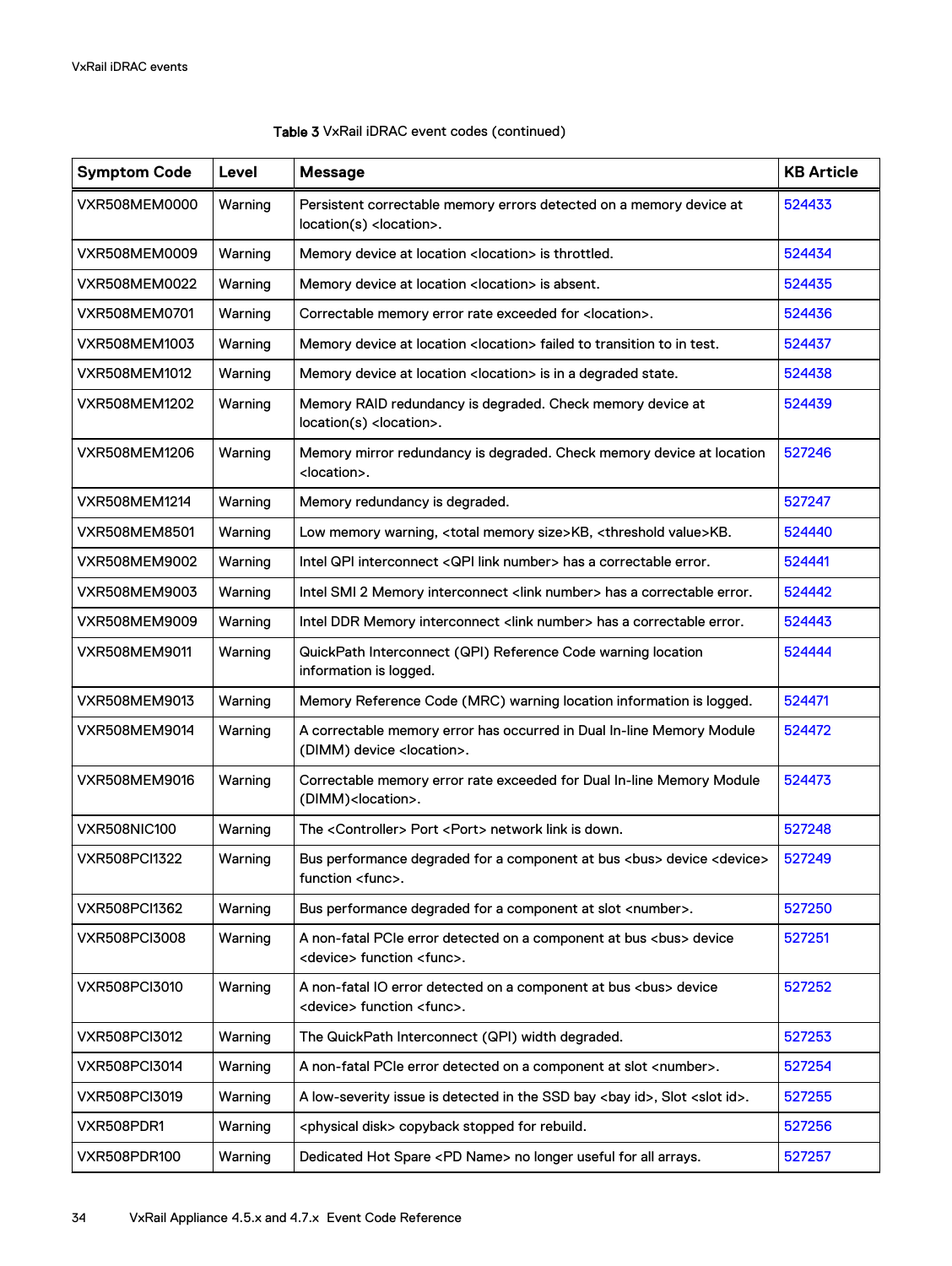Table 3 VxRail iDRAC event codes (continued)

| Symptom Code | Level | Message | KB Article |
|---|---|---|---|
| VXR508MEM0000 | Warning | Persistent correctable memory errors detected on a memory device at location(s) <location>. | 524433 |
| VXR508MEM0009 | Warning | Memory device at location <location> is throttled. | 524434 |
| VXR508MEM0022 | Warning | Memory device at location <location> is absent. | 524435 |
| VXR508MEM0701 | Warning | Correctable memory error rate exceeded for <location>. | 524436 |
| VXR508MEM1003 | Warning | Memory device at location <location> failed to transition to in test. | 524437 |
| VXR508MEM1012 | Warning | Memory device at location <location> is in a degraded state. | 524438 |
| VXR508MEM1202 | Warning | Memory RAID redundancy is degraded. Check memory device at location(s) <location>. | 524439 |
| VXR508MEM1206 | Warning | Memory mirror redundancy is degraded. Check memory device at location <location>. | 527246 |
| VXR508MEM1214 | Warning | Memory redundancy is degraded. | 527247 |
| VXR508MEM8501 | Warning | Low memory warning, <total memory size>KB, <threshold value>KB. | 524440 |
| VXR508MEM9002 | Warning | Intel QPI interconnect <QPI link number> has a correctable error. | 524441 |
| VXR508MEM9003 | Warning | Intel SMI 2 Memory interconnect <link number> has a correctable error. | 524442 |
| VXR508MEM9009 | Warning | Intel DDR Memory interconnect <link number> has a correctable error. | 524443 |
| VXR508MEM9011 | Warning | QuickPath Interconnect (QPI) Reference Code warning location information is logged. | 524444 |
| VXR508MEM9013 | Warning | Memory Reference Code (MRC) warning location information is logged. | 524471 |
| VXR508MEM9014 | Warning | A correctable memory error has occurred in Dual In-line Memory Module (DIMM) device <location>. | 524472 |
| VXR508MEM9016 | Warning | Correctable memory error rate exceeded for Dual In-line Memory Module (DIMM)<location>. | 524473 |
| VXR508NIC100 | Warning | The <Controller> Port <Port> network link is down. | 527248 |
| VXR508PCI1322 | Warning | Bus performance degraded for a component at bus <bus> device <device> function <func>. | 527249 |
| VXR508PCI1362 | Warning | Bus performance degraded for a component at slot <number>. | 527250 |
| VXR508PCI3008 | Warning | A non-fatal PCIe error detected on a component at bus <bus> device <device> function <func>. | 527251 |
| VXR508PCI3010 | Warning | A non-fatal IO error detected on a component at bus <bus> device <device> function <func>. | 527252 |
| VXR508PCI3012 | Warning | The QuickPath Interconnect (QPI) width degraded. | 527253 |
| VXR508PCI3014 | Warning | A non-fatal PCIe error detected on a component at slot <number>. | 527254 |
| VXR508PCI3019 | Warning | A low-severity issue is detected in the SSD bay <bay id>, Slot <slot id>. | 527255 |
| VXR508PDR1 | Warning | <physical disk> copyback stopped for rebuild. | 527256 |
| VXR508PDR100 | Warning | Dedicated Hot Spare <PD Name> no longer useful for all arrays. | 527257 |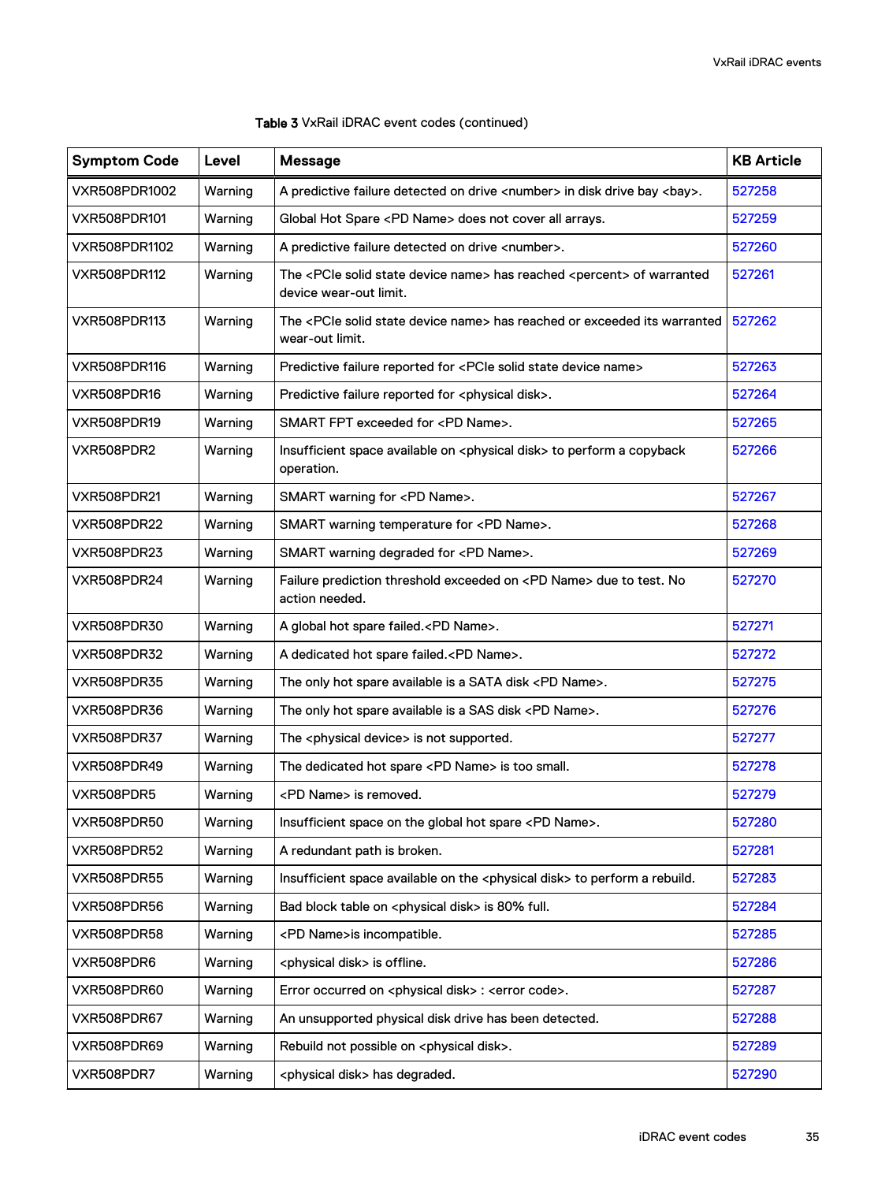Table 3 VxRail iDRAC event codes (continued)

| Symptom Code | Level | Message | KB Article |
|---|---|---|---|
| VXR508PDR1002 | Warning | A predictive failure detected on drive <number> in disk drive bay <bay>. | 527258 |
| VXR508PDR101 | Warning | Global Hot Spare <PD Name> does not cover all arrays. | 527259 |
| VXR508PDR1102 | Warning | A predictive failure detected on drive <number>. | 527260 |
| VXR508PDR112 | Warning | The <PCIe solid state device name> has reached <percent> of warranted device wear-out limit. | 527261 |
| VXR508PDR113 | Warning | The <PCIe solid state device name> has reached or exceeded its warranted wear-out limit. | 527262 |
| VXR508PDR116 | Warning | Predictive failure reported for <PCIe solid state device name> | 527263 |
| VXR508PDR16 | Warning | Predictive failure reported for <physical disk>. | 527264 |
| VXR508PDR19 | Warning | SMART FPT exceeded for <PD Name>. | 527265 |
| VXR508PDR2 | Warning | Insufficient space available on <physical disk> to perform a copyback operation. | 527266 |
| VXR508PDR21 | Warning | SMART warning for <PD Name>. | 527267 |
| VXR508PDR22 | Warning | SMART warning temperature for <PD Name>. | 527268 |
| VXR508PDR23 | Warning | SMART warning degraded for <PD Name>. | 527269 |
| VXR508PDR24 | Warning | Failure prediction threshold exceeded on <PD Name> due to test. No action needed. | 527270 |
| VXR508PDR30 | Warning | A global hot spare failed.<PD Name>. | 527271 |
| VXR508PDR32 | Warning | A dedicated hot spare failed.<PD Name>. | 527272 |
| VXR508PDR35 | Warning | The only hot spare available is a SATA disk <PD Name>. | 527275 |
| VXR508PDR36 | Warning | The only hot spare available is a SAS disk <PD Name>. | 527276 |
| VXR508PDR37 | Warning | The <physical device> is not supported. | 527277 |
| VXR508PDR49 | Warning | The dedicated hot spare <PD Name> is too small. | 527278 |
| VXR508PDR5 | Warning | <PD Name> is removed. | 527279 |
| VXR508PDR50 | Warning | Insufficient space on the global hot spare <PD Name>. | 527280 |
| VXR508PDR52 | Warning | A redundant path is broken. | 527281 |
| VXR508PDR55 | Warning | Insufficient space available on the <physical disk> to perform a rebuild. | 527283 |
| VXR508PDR56 | Warning | Bad block table on <physical disk> is 80% full. | 527284 |
| VXR508PDR58 | Warning | <PD Name>is incompatible. | 527285 |
| VXR508PDR6 | Warning | <physical disk> is offline. | 527286 |
| VXR508PDR60 | Warning | Error occurred on <physical disk> : <error code>. | 527287 |
| VXR508PDR67 | Warning | An unsupported physical disk drive has been detected. | 527288 |
| VXR508PDR69 | Warning | Rebuild not possible on <physical disk>. | 527289 |
| VXR508PDR7 | Warning | <physical disk> has degraded. | 527290 |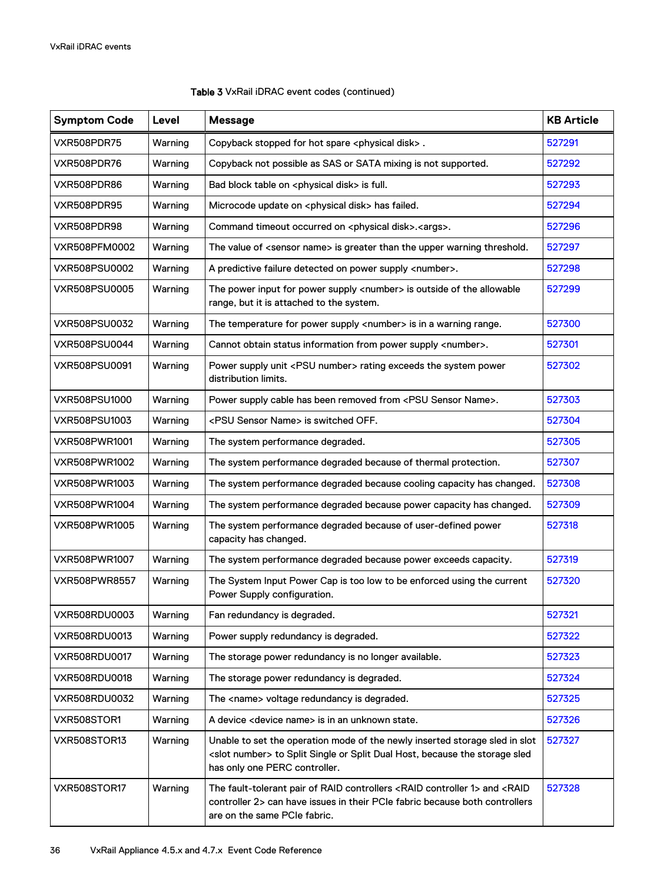Table 3 VxRail iDRAC event codes (continued)

| Symptom Code | Level | Message | KB Article |
|---|---|---|---|
| VXR508PDR75 | Warning | Copyback stopped for hot spare <physical disk> . | 527291 |
| VXR508PDR76 | Warning | Copyback not possible as SAS or SATA mixing is not supported. | 527292 |
| VXR508PDR86 | Warning | Bad block table on <physical disk> is full. | 527293 |
| VXR508PDR95 | Warning | Microcode update on <physical disk> has failed. | 527294 |
| VXR508PDR98 | Warning | Command timeout occurred on <physical disk>.<args>. | 527296 |
| VXR508PFM0002 | Warning | The value of <sensor name> is greater than the upper warning threshold. | 527297 |
| VXR508PSU0002 | Warning | A predictive failure detected on power supply <number>. | 527298 |
| VXR508PSU0005 | Warning | The power input for power supply <number> is outside of the allowable range, but it is attached to the system. | 527299 |
| VXR508PSU0032 | Warning | The temperature for power supply <number> is in a warning range. | 527300 |
| VXR508PSU0044 | Warning | Cannot obtain status information from power supply <number>. | 527301 |
| VXR508PSU0091 | Warning | Power supply unit <PSU number> rating exceeds the system power distribution limits. | 527302 |
| VXR508PSU1000 | Warning | Power supply cable has been removed from <PSU Sensor Name>. | 527303 |
| VXR508PSU1003 | Warning | <PSU Sensor Name> is switched OFF. | 527304 |
| VXR508PWR1001 | Warning | The system performance degraded. | 527305 |
| VXR508PWR1002 | Warning | The system performance degraded because of thermal protection. | 527307 |
| VXR508PWR1003 | Warning | The system performance degraded because cooling capacity has changed. | 527308 |
| VXR508PWR1004 | Warning | The system performance degraded because power capacity has changed. | 527309 |
| VXR508PWR1005 | Warning | The system performance degraded because of user-defined power capacity has changed. | 527318 |
| VXR508PWR1007 | Warning | The system performance degraded because power exceeds capacity. | 527319 |
| VXR508PWR8557 | Warning | The System Input Power Cap is too low to be enforced using the current Power Supply configuration. | 527320 |
| VXR508RDU0003 | Warning | Fan redundancy is degraded. | 527321 |
| VXR508RDU0013 | Warning | Power supply redundancy is degraded. | 527322 |
| VXR508RDU0017 | Warning | The storage power redundancy is no longer available. | 527323 |
| VXR508RDU0018 | Warning | The storage power redundancy is degraded. | 527324 |
| VXR508RDU0032 | Warning | The <name> voltage redundancy is degraded. | 527325 |
| VXR508STOR1 | Warning | A device <device name> is in an unknown state. | 527326 |
| VXR508STOR13 | Warning | Unable to set the operation mode of the newly inserted storage sled in slot <slot number> to Split Single or Split Dual Host, because the storage sled has only one PERC controller. | 527327 |
| VXR508STOR17 | Warning | The fault-tolerant pair of RAID controllers <RAID controller 1> and <RAID controller 2> can have issues in their PCIe fabric because both controllers are on the same PCIe fabric. | 527328 |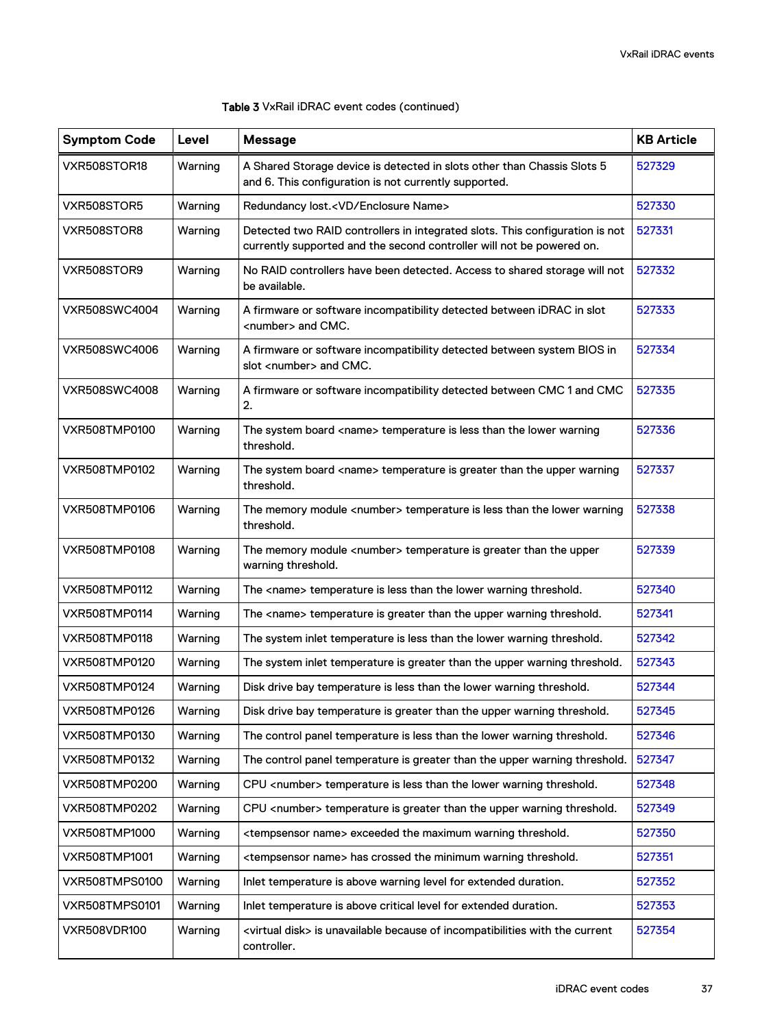**Table 3** VxRail iDRAC event codes (continued)

| Symptom Code | Level | Message | KB Article |
|---|---|---|---|
| VXR508STOR18 | Warning | A Shared Storage device is detected in slots other than Chassis Slots 5 and 6. This configuration is not currently supported. | 527329 |
| VXR508STOR5 | Warning | Redundancy lost.<VD/Enclosure Name> | 527330 |
| VXR508STOR8 | Warning | Detected two RAID controllers in integrated slots. This configuration is not currently supported and the second controller will not be powered on. | 527331 |
| VXR508STOR9 | Warning | No RAID controllers have been detected. Access to shared storage will not be available. | 527332 |
| VXR508SWC4004 | Warning | A firmware or software incompatibility detected between iDRAC in slot <number> and CMC. | 527333 |
| VXR508SWC4006 | Warning | A firmware or software incompatibility detected between system BIOS in slot <number> and CMC. | 527334 |
| VXR508SWC4008 | Warning | A firmware or software incompatibility detected between CMC 1 and CMC 2. | 527335 |
| VXR508TMP0100 | Warning | The system board <name> temperature is less than the lower warning threshold. | 527336 |
| VXR508TMP0102 | Warning | The system board <name> temperature is greater than the upper warning threshold. | 527337 |
| VXR508TMP0106 | Warning | The memory module <number> temperature is less than the lower warning threshold. | 527338 |
| VXR508TMP0108 | Warning | The memory module <number> temperature is greater than the upper warning threshold. | 527339 |
| VXR508TMP0112 | Warning | The <name> temperature is less than the lower warning threshold. | 527340 |
| VXR508TMP0114 | Warning | The <name> temperature is greater than the upper warning threshold. | 527341 |
| VXR508TMP0118 | Warning | The system inlet temperature is less than the lower warning threshold. | 527342 |
| VXR508TMP0120 | Warning | The system inlet temperature is greater than the upper warning threshold. | 527343 |
| VXR508TMP0124 | Warning | Disk drive bay temperature is less than the lower warning threshold. | 527344 |
| VXR508TMP0126 | Warning | Disk drive bay temperature is greater than the upper warning threshold. | 527345 |
| VXR508TMP0130 | Warning | The control panel temperature is less than the lower warning threshold. | 527346 |
| VXR508TMP0132 | Warning | The control panel temperature is greater than the upper warning threshold. | 527347 |
| VXR508TMP0200 | Warning | CPU <number> temperature is less than the lower warning threshold. | 527348 |
| VXR508TMP0202 | Warning | CPU <number> temperature is greater than the upper warning threshold. | 527349 |
| VXR508TMP1000 | Warning | <tempsensor name> exceeded the maximum warning threshold. | 527350 |
| VXR508TMP1001 | Warning | <tempsensor name> has crossed the minimum warning threshold. | 527351 |
| VXR508TMPS0100 | Warning | Inlet temperature is above warning level for extended duration. | 527352 |
| VXR508TMPS0101 | Warning | Inlet temperature is above critical level for extended duration. | 527353 |
| VXR508VDR100 | Warning | <virtual disk> is unavailable because of incompatibilities with the current controller. | 527354 |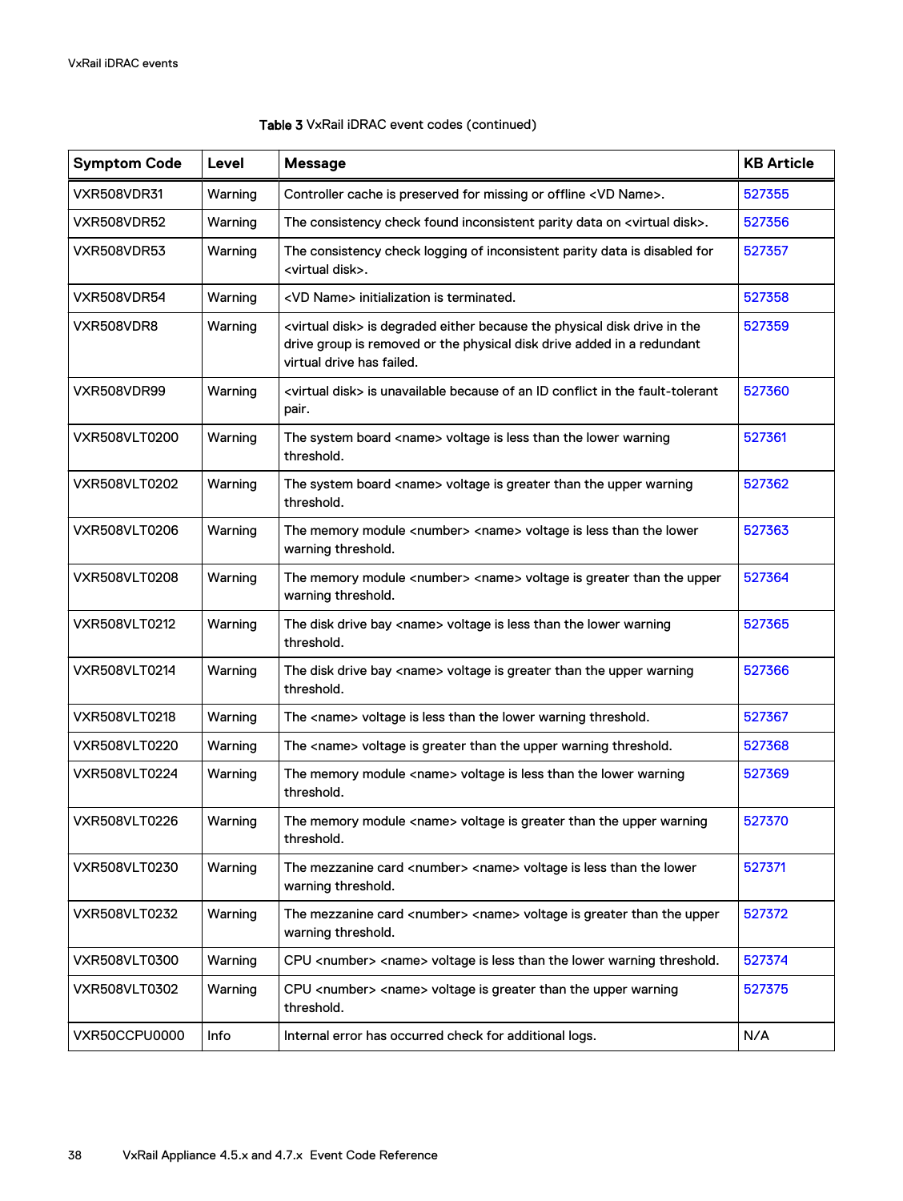Table 3 VxRail iDRAC event codes (continued)

| Symptom Code | Level | Message | KB Article |
| --- | --- | --- | --- |
| VXR508VDR31 | Warning | Controller cache is preserved for missing or offline <VD Name>. | 527355 |
| VXR508VDR52 | Warning | The consistency check found inconsistent parity data on <virtual disk>. | 527356 |
| VXR508VDR53 | Warning | The consistency check logging of inconsistent parity data is disabled for <virtual disk>. | 527357 |
| VXR508VDR54 | Warning | <VD Name> initialization is terminated. | 527358 |
| VXR508VDR8 | Warning | <virtual disk> is degraded either because the physical disk drive in the drive group is removed or the physical disk drive added in a redundant virtual drive has failed. | 527359 |
| VXR508VDR99 | Warning | <virtual disk> is unavailable because of an ID conflict in the fault-tolerant pair. | 527360 |
| VXR508VLT0200 | Warning | The system board <name> voltage is less than the lower warning threshold. | 527361 |
| VXR508VLT0202 | Warning | The system board <name> voltage is greater than the upper warning threshold. | 527362 |
| VXR508VLT0206 | Warning | The memory module <number> <name> voltage is less than the lower warning threshold. | 527363 |
| VXR508VLT0208 | Warning | The memory module <number> <name> voltage is greater than the upper warning threshold. | 527364 |
| VXR508VLT0212 | Warning | The disk drive bay <name> voltage is less than the lower warning threshold. | 527365 |
| VXR508VLT0214 | Warning | The disk drive bay <name> voltage is greater than the upper warning threshold. | 527366 |
| VXR508VLT0218 | Warning | The <name> voltage is less than the lower warning threshold. | 527367 |
| VXR508VLT0220 | Warning | The <name> voltage is greater than the upper warning threshold. | 527368 |
| VXR508VLT0224 | Warning | The memory module <name> voltage is less than the lower warning threshold. | 527369 |
| VXR508VLT0226 | Warning | The memory module <name> voltage is greater than the upper warning threshold. | 527370 |
| VXR508VLT0230 | Warning | The mezzanine card <number> <name> voltage is less than the lower warning threshold. | 527371 |
| VXR508VLT0232 | Warning | The mezzanine card <number> <name> voltage is greater than the upper warning threshold. | 527372 |
| VXR508VLT0300 | Warning | CPU <number> <name> voltage is less than the lower warning threshold. | 527374 |
| VXR508VLT0302 | Warning | CPU <number> <name> voltage is greater than the upper warning threshold. | 527375 |
| VXR50CCPU0000 | Info | Internal error has occurred check for additional logs. | N/A |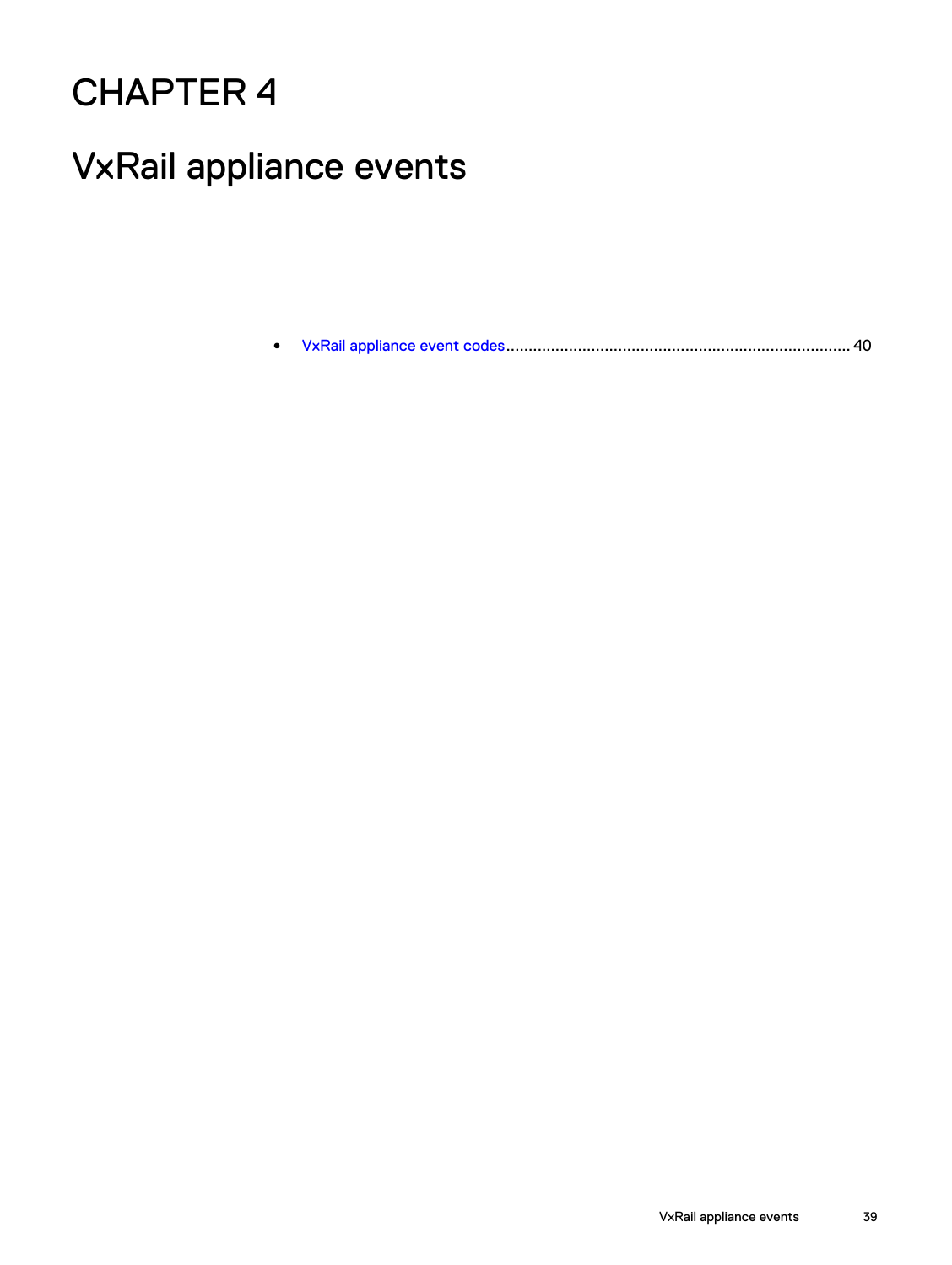# CHAPTER 4

# VxRail appliance events

- VxRail appliance event codes............................................................................ 40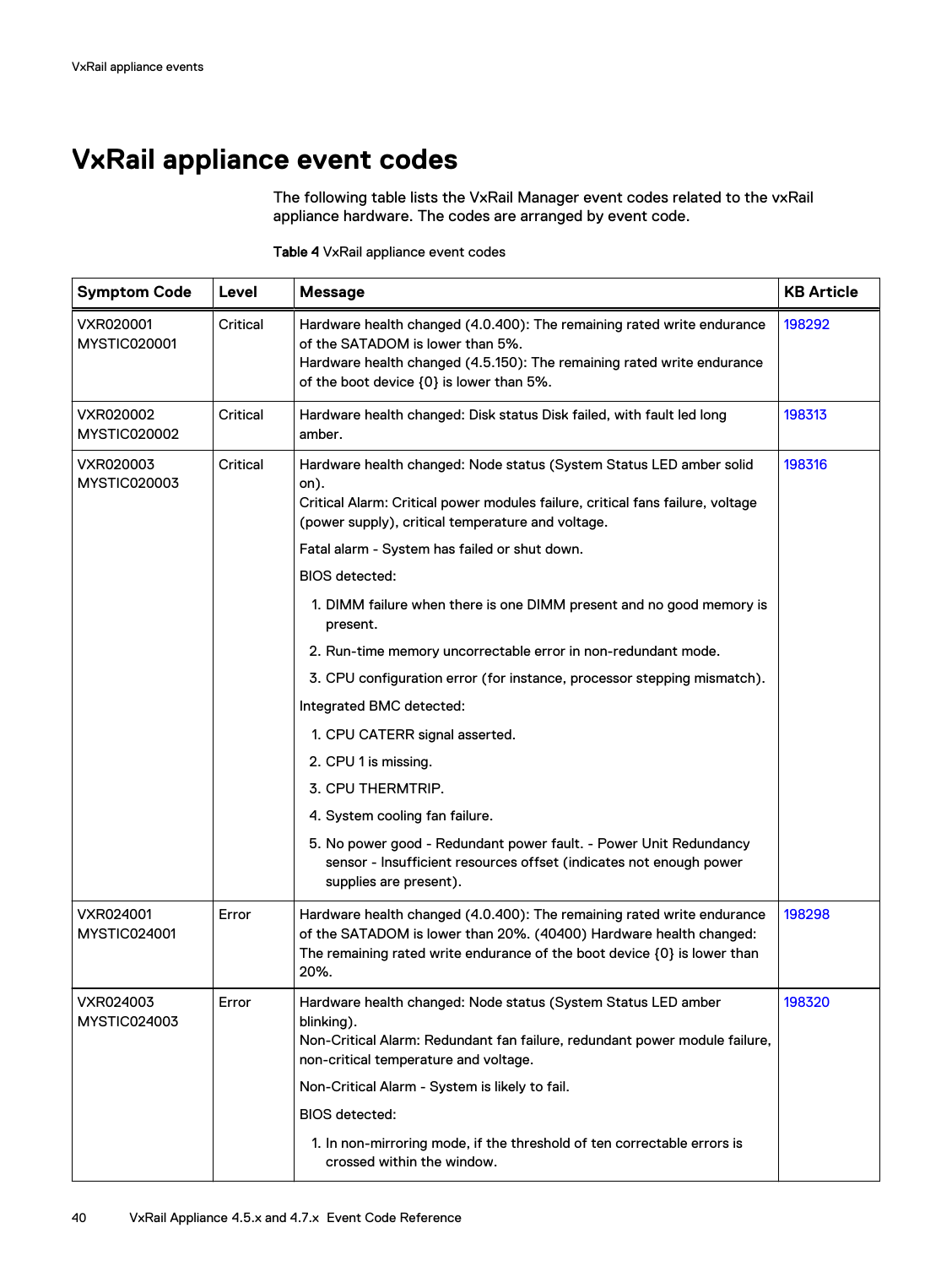# VxRail appliance event codes

The following table lists the VxRail Manager event codes related to the vxRail appliance hardware. The codes are arranged by event code.

Table 4 VxRail appliance event codes

| Symptom Code | Level | Message | KB Article |
|---|---|---|---|
| VXR020001 MYSTIC020001 | Critical | Hardware health changed (4.0.400): The remaining rated write endurance of the SATADOM is lower than 5%. Hardware health changed (4.5.150): The remaining rated write endurance of the boot device {0} is lower than 5%. | 198292 |
| VXR020002 MYSTIC020002 | Critical | Hardware health changed: Disk status Disk failed, with fault led long amber. | 198313 |
| VXR020003 MYSTIC020003 | Critical | Hardware health changed: Node status (System Status LED amber solid on). Critical Alarm: Critical power modules failure, critical fans failure, voltage (power supply), critical temperature and voltage.<br>Fatal alarm - System has failed or shut down.<br>BIOS detected:<br>1. DIMM failure when there is one DIMM present and no good memory is present.<br>2. Run-time memory uncorrectable error in non-redundant mode.<br>3. CPU configuration error (for instance, processor stepping mismatch).<br>Integrated BMC detected:<br>1. CPU CATERR signal asserted.<br>2. CPU 1 is missing.<br>3. CPU THERMTRIP.<br>4. System cooling fan failure.<br>5. No power good - Redundant power fault. - Power Unit Redundancy sensor - Insufficient resources offset (indicates not enough power supplies are present). | 198316 |
| VXR024001 MYSTIC024001 | Error | Hardware health changed (4.0.400): The remaining rated write endurance of the SATADOM is lower than 20%. (40400) Hardware health changed: The remaining rated write endurance of the boot device {0} is lower than 20%. | 198298 |
| VXR024003 MYSTIC024003 | Error | Hardware health changed: Node status (System Status LED amber blinking). Non-Critical Alarm: Redundant fan failure, redundant power module failure, non-critical temperature and voltage.<br>Non-Critical Alarm - System is likely to fail.<br>BIOS detected:<br>1. In non-mirroring mode, if the threshold of ten correctable errors is crossed within the window. | 198320 |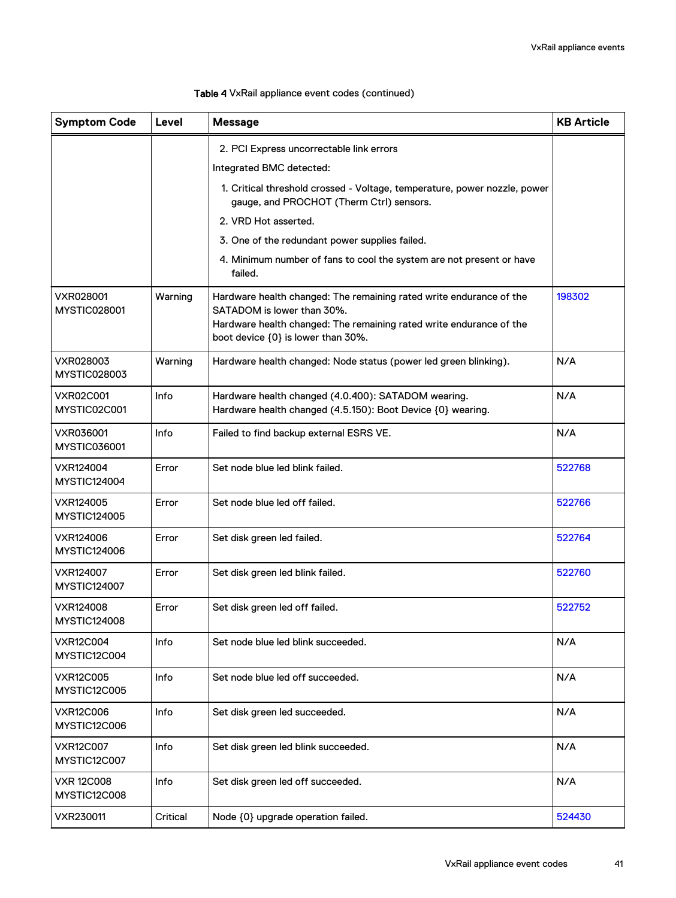Table 4 VxRail appliance event codes (continued)

| Symptom Code | Level | Message | KB Article |
|---|---|---|---|
| | | 2. PCI Express uncorrectable link errors<br>Integrated BMC detected:<br>1. Critical threshold crossed - Voltage, temperature, power nozzle, power gauge, and PROCHOT (Therm Ctrl) sensors.<br>2. VRD Hot asserted.<br>3. One of the redundant power supplies failed.<br>4. Minimum number of fans to cool the system are not present or have failed. | |
| VXR028001<br>MYSTIC028001 | Warning | Hardware health changed: The remaining rated write endurance of the SATADOM is lower than 30%.<br>Hardware health changed: The remaining rated write endurance of the boot device {0} is lower than 30%. | 198302 |
| VXR028003<br>MYSTIC028003 | Warning | Hardware health changed: Node status (power led green blinking). | N/A |
| VXR02C001<br>MYSTIC02C001 | Info | Hardware health changed (4.0.400): SATADOM wearing.<br>Hardware health changed (4.5.150): Boot Device {0} wearing. | N/A |
| VXR036001<br>MYSTIC036001 | Info | Failed to find backup external ESRS VE. | N/A |
| VXR124004<br>MYSTIC124004 | Error | Set node blue led blink failed. | 522768 |
| VXR124005<br>MYSTIC124005 | Error | Set node blue led off failed. | 522766 |
| VXR124006<br>MYSTIC124006 | Error | Set disk green led failed. | 522764 |
| VXR124007<br>MYSTIC124007 | Error | Set disk green led blink failed. | 522760 |
| VXR124008<br>MYSTIC124008 | Error | Set disk green led off failed. | 522752 |
| VXR12C004<br>MYSTIC12C004 | Info | Set node blue led blink succeeded. | N/A |
| VXR12C005<br>MYSTIC12C005 | Info | Set node blue led off succeeded. | N/A |
| VXR12C006<br>MYSTIC12C006 | Info | Set disk green led succeeded. | N/A |
| VXR12C007<br>MYSTIC12C007 | Info | Set disk green led blink succeeded. | N/A |
| VXR 12C008<br>MYSTIC12C008 | Info | Set disk green led off succeeded. | N/A |
| VXR230011 | Critical | Node {0} upgrade operation failed. | 524430 |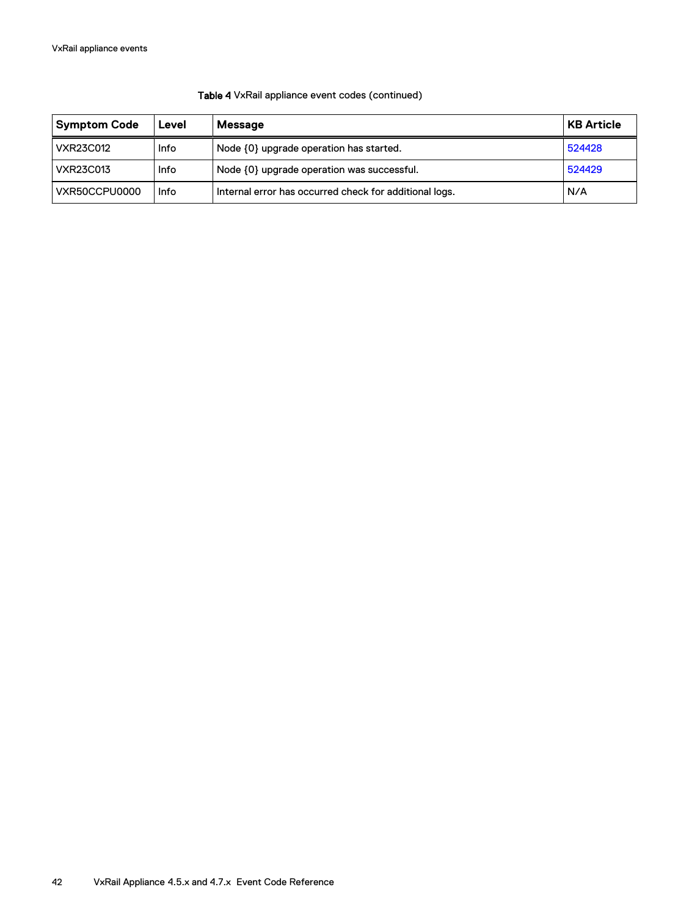Table 4 VxRail appliance event codes (continued)

| Symptom Code | Level | Message | KB Article |
| --- | --- | --- | --- |
| VXR23C012 | Info | Node {0} upgrade operation has started. | 524428 |
| VXR23C013 | Info | Node {0} upgrade operation was successful. | 524429 |
| VXR50CCPU0000 | Info | Internal error has occurred check for additional logs. | N/A |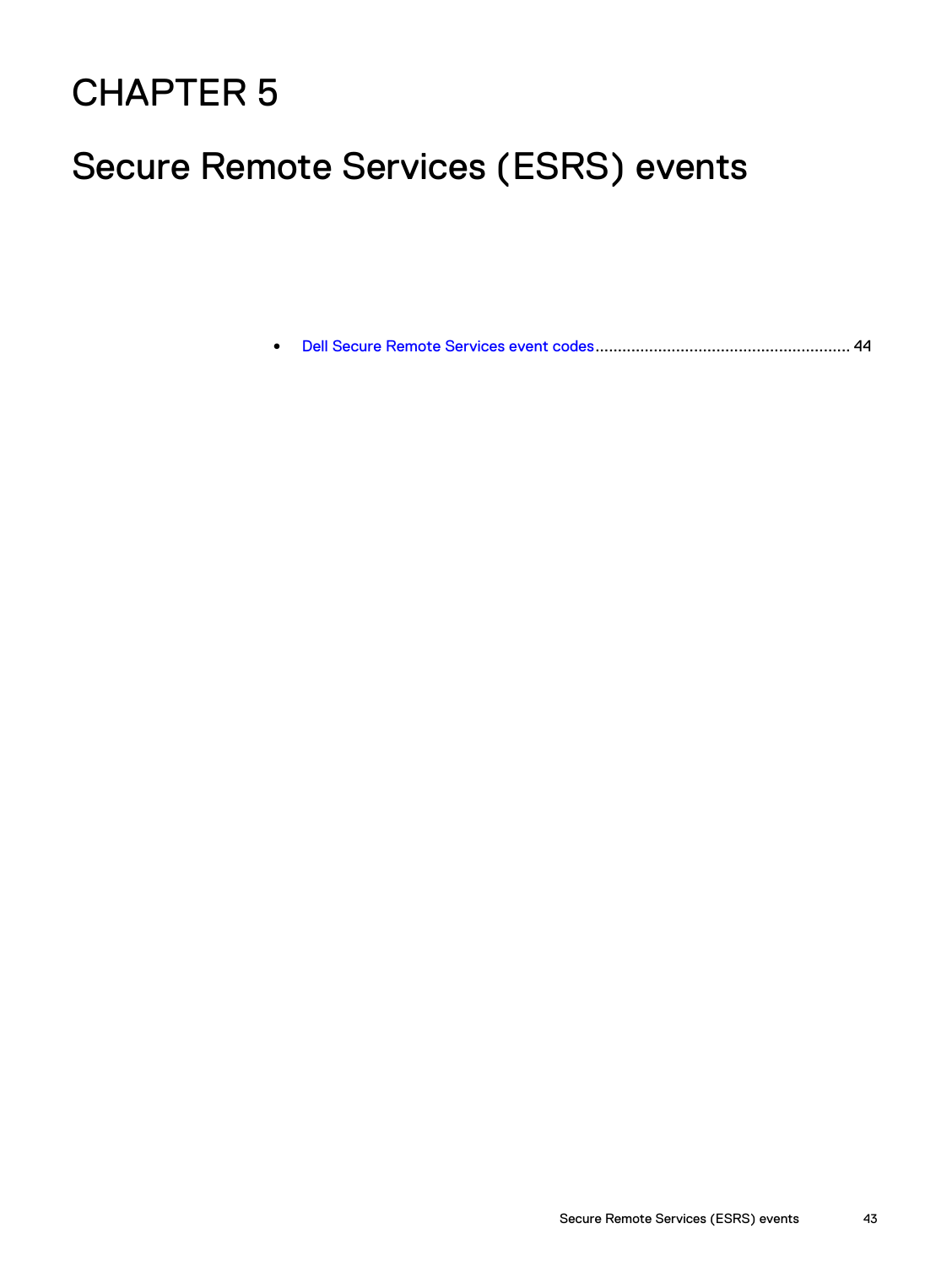# CHAPTER 5

# Secure Remote Services (ESRS) events

- Dell Secure Remote Services event codes......................................................... 44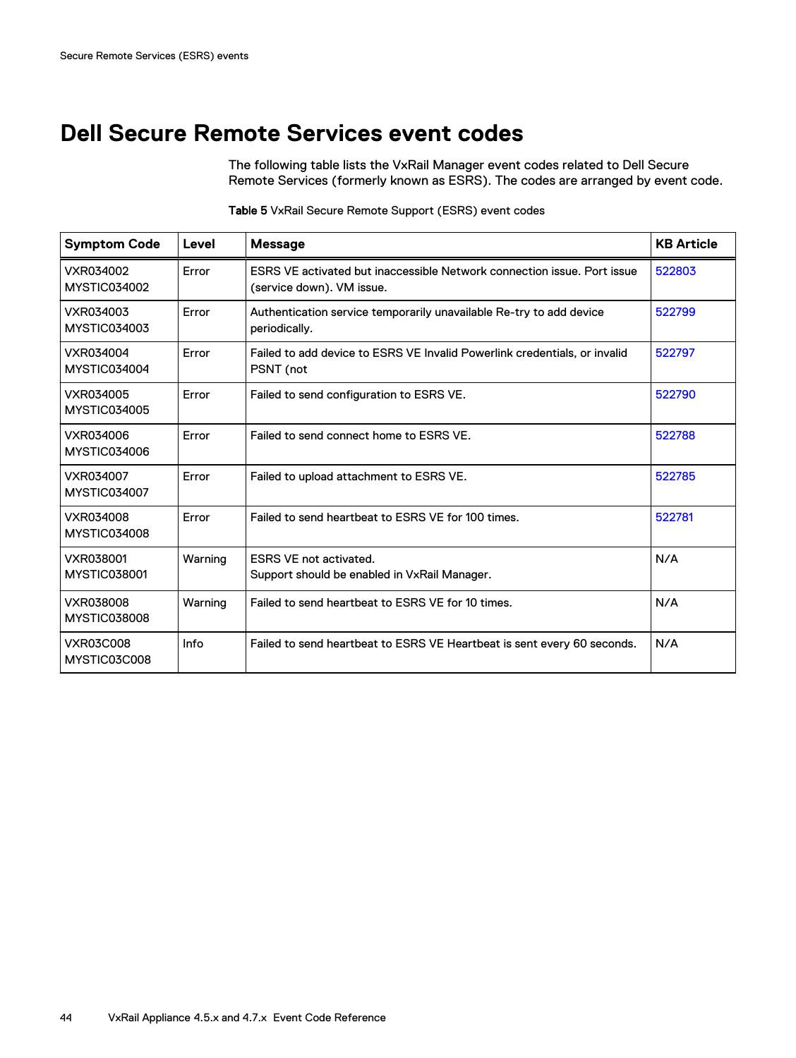# Dell Secure Remote Services event codes

The following table lists the VxRail Manager event codes related to Dell Secure Remote Services (formerly known as ESRS). The codes are arranged by event code.

**Table 5** VxRail Secure Remote Support (ESRS) event codes

| Symptom Code | Level | Message | KB Article |
|---|---|---|---|
| VXR034002 MYSTIC034002 | Error | ESRS VE activated but inaccessible Network connection issue. Port issue (service down). VM issue. | 522803 |
| VXR034003 MYSTIC034003 | Error | Authentication service temporarily unavailable Re-try to add device periodically. | 522799 |
| VXR034004 MYSTIC034004 | Error | Failed to add device to ESRS VE Invalid Powerlink credentials, or invalid PSNT (not | 522797 |
| VXR034005 MYSTIC034005 | Error | Failed to send configuration to ESRS VE. | 522790 |
| VXR034006 MYSTIC034006 | Error | Failed to send connect home to ESRS VE. | 522788 |
| VXR034007 MYSTIC034007 | Error | Failed to upload attachment to ESRS VE. | 522785 |
| VXR034008 MYSTIC034008 | Error | Failed to send heartbeat to ESRS VE for 100 times. | 522781 |
| VXR038001 MYSTIC038001 | Warning | ESRS VE not activated. Support should be enabled in VxRail Manager. | N/A |
| VXR038008 MYSTIC038008 | Warning | Failed to send heartbeat to ESRS VE for 10 times. | N/A |
| VXR03C008 MYSTIC03C008 | Info | Failed to send heartbeat to ESRS VE Heartbeat is sent every 60 seconds. | N/A |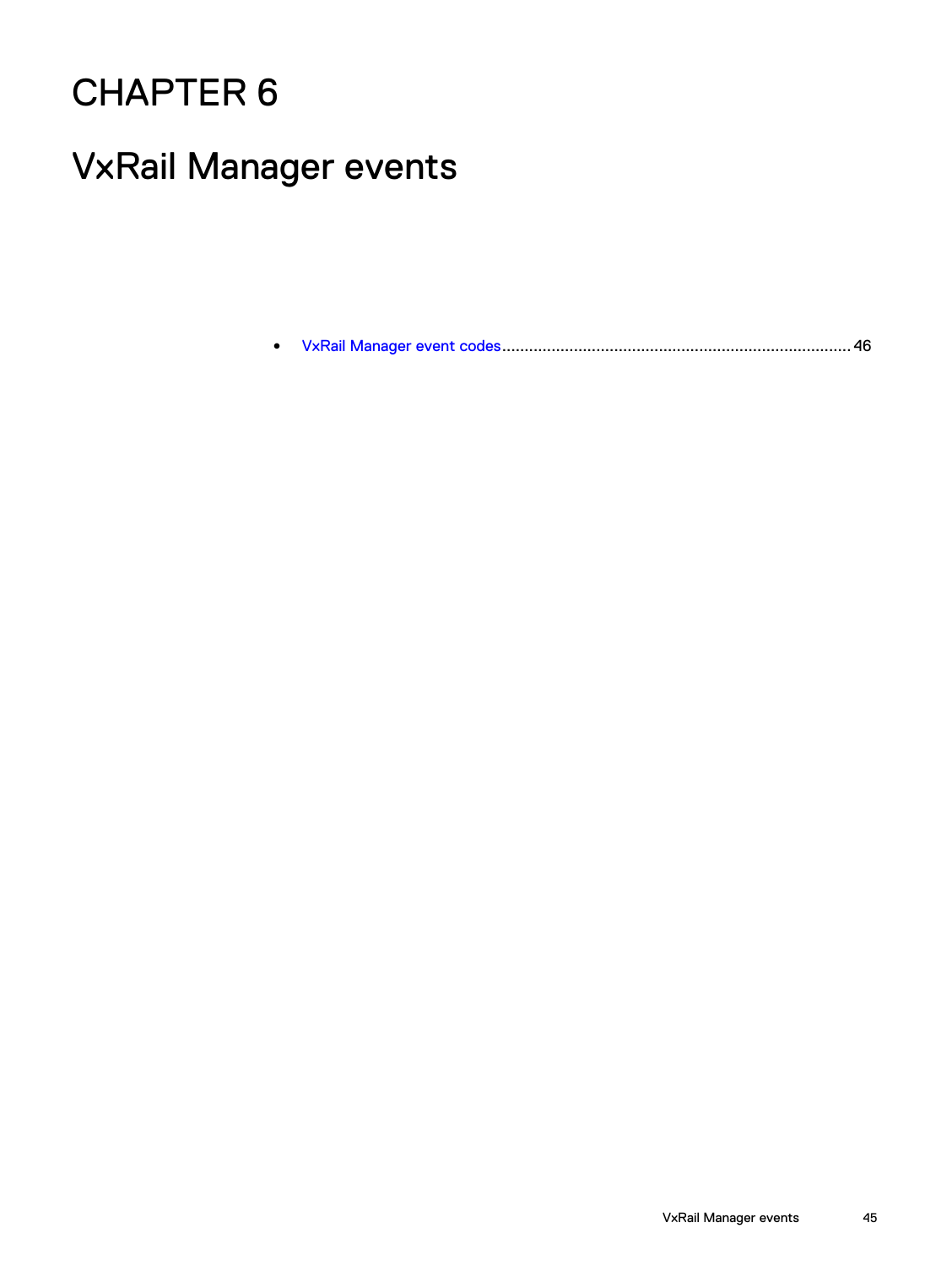# CHAPTER 6

# VxRail Manager events

- VxRail Manager event codes........................................................................... 46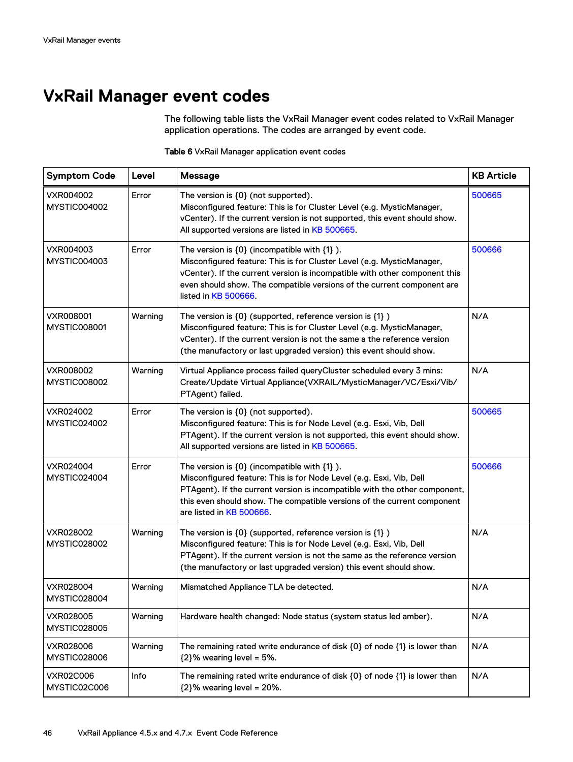# VxRail Manager event codes

The following table lists the VxRail Manager event codes related to VxRail Manager application operations. The codes are arranged by event code.

**Table 6** VxRail Manager application event codes

| Symptom Code | Level | Message | KB Article |
|---|---|---|---|
| VXR004002 MYSTIC004002 | Error | The version is {0} (not supported). Misconfigured feature: This is for Cluster Level (e.g. MysticManager, vCenter). If the current version is not supported, this event should show. All supported versions are listed in KB 500665. | 500665 |
| VXR004003 MYSTIC004003 | Error | The version is {0} (incompatible with {1} ). Misconfigured feature: This is for Cluster Level (e.g. MysticManager, vCenter). If the current version is incompatible with other component this even should show. The compatible versions of the current component are listed in KB 500666. | 500666 |
| VXR008001 MYSTIC008001 | Warning | The version is {0} (supported, reference version is {1} ) Misconfigured feature: This is for Cluster Level (e.g. MysticManager, vCenter). If the current version is not the same a the reference version (the manufactory or last upgraded version) this event should show. | N/A |
| VXR008002 MYSTIC008002 | Warning | Virtual Appliance process failed queryCluster scheduled every 3 mins: Create/Update Virtual Appliance(VXRAIL/MysticManager/VC/Esxi/Vib/PTAgent) failed. | N/A |
| VXR024002 MYSTIC024002 | Error | The version is {0} (not supported). Misconfigured feature: This is for Node Level (e.g. Esxi, Vib, Dell PTAgent). If the current version is not supported, this event should show. All supported versions are listed in KB 500665. | 500665 |
| VXR024004 MYSTIC024004 | Error | The version is {0} (incompatible with {1} ). Misconfigured feature: This is for Node Level (e.g. Esxi, Vib, Dell PTAgent). If the current version is incompatible with the other component, this even should show. The compatible versions of the current component are listed in KB 500666. | 500666 |
| VXR028002 MYSTIC028002 | Warning | The version is {0} (supported, reference version is {1} ) Misconfigured feature: This is for Node Level (e.g. Esxi, Vib, Dell PTAgent). If the current version is not the same as the reference version (the manufactory or last upgraded version) this event should show. | N/A |
| VXR028004 MYSTIC028004 | Warning | Mismatched Appliance TLA be detected. | N/A |
| VXR028005 MYSTIC028005 | Warning | Hardware health changed: Node status (system status led amber). | N/A |
| VXR028006 MYSTIC028006 | Warning | The remaining rated write endurance of disk {0} of node {1} is lower than {2}% wearing level = 5%. | N/A |
| VXR02C006 MYSTIC02C006 | Info | The remaining rated write endurance of disk {0} of node {1} is lower than {2}% wearing level = 20%. | N/A |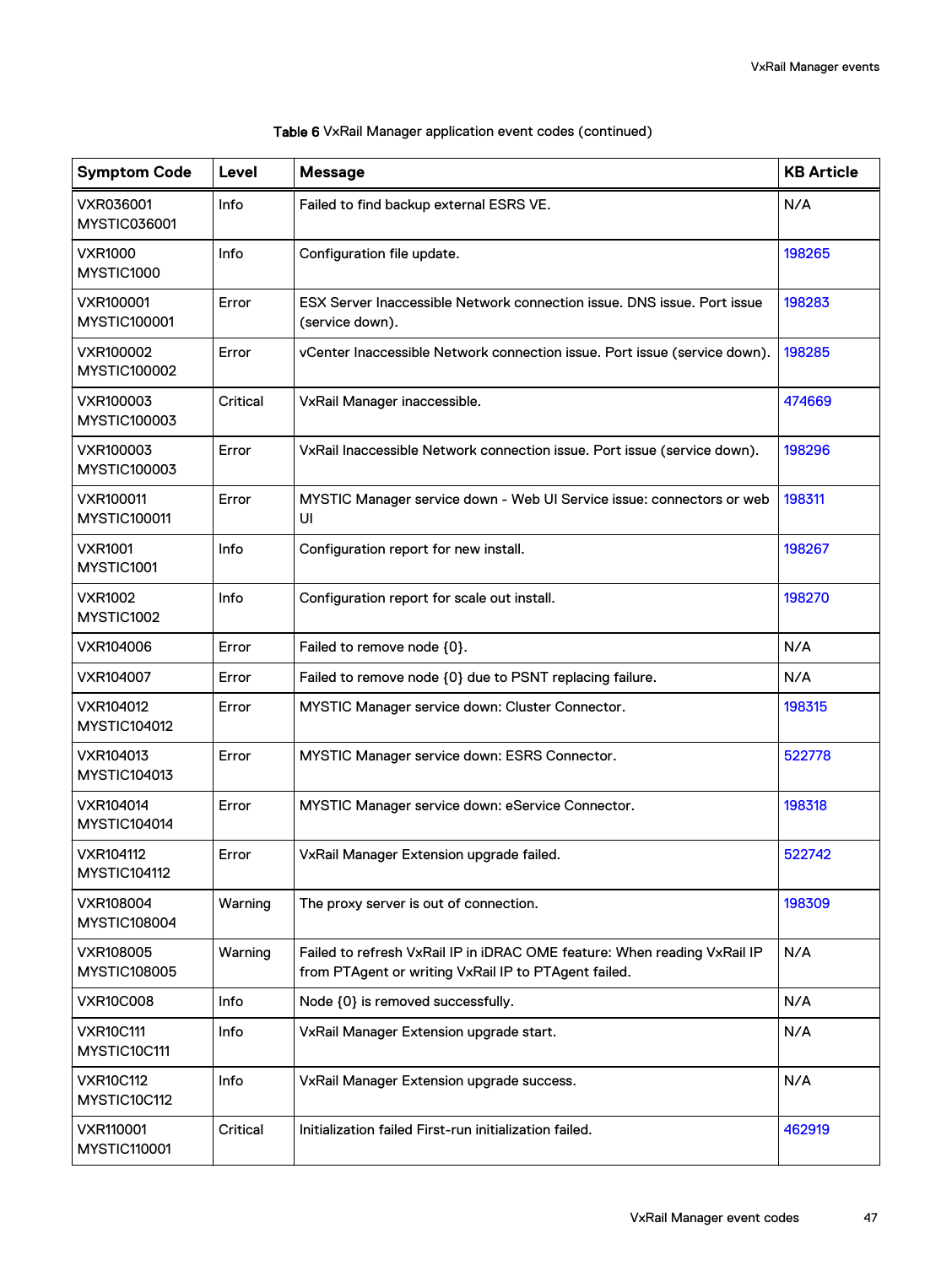Table 6 VxRail Manager application event codes (continued)

| Symptom Code | Level | Message | KB Article |
|---|---|---|---|
| VXR036001 MYSTIC036001 | Info | Failed to find backup external ESRS VE. | N/A |
| VXR1000 MYSTIC1000 | Info | Configuration file update. | 198265 |
| VXR100001 MYSTIC100001 | Error | ESX Server Inaccessible Network connection issue. DNS issue. Port issue (service down). | 198283 |
| VXR100002 MYSTIC100002 | Error | vCenter Inaccessible Network connection issue. Port issue (service down). | 198285 |
| VXR100003 MYSTIC100003 | Critical | VxRail Manager inaccessible. | 474669 |
| VXR100003 MYSTIC100003 | Error | VxRail Inaccessible Network connection issue. Port issue (service down). | 198296 |
| VXR100011 MYSTIC100011 | Error | MYSTIC Manager service down - Web UI Service issue: connectors or web UI | 198311 |
| VXR1001 MYSTIC1001 | Info | Configuration report for new install. | 198267 |
| VXR1002 MYSTIC1002 | Info | Configuration report for scale out install. | 198270 |
| VXR104006 | Error | Failed to remove node {0}. | N/A |
| VXR104007 | Error | Failed to remove node {0} due to PSNT replacing failure. | N/A |
| VXR104012 MYSTIC104012 | Error | MYSTIC Manager service down: Cluster Connector. | 198315 |
| VXR104013 MYSTIC104013 | Error | MYSTIC Manager service down: ESRS Connector. | 522778 |
| VXR104014 MYSTIC104014 | Error | MYSTIC Manager service down: eService Connector. | 198318 |
| VXR104112 MYSTIC104112 | Error | VxRail Manager Extension upgrade failed. | 522742 |
| VXR108004 MYSTIC108004 | Warning | The proxy server is out of connection. | 198309 |
| VXR108005 MYSTIC108005 | Warning | Failed to refresh VxRail IP in iDRAC OME feature: When reading VxRail IP from PTAgent or writing VxRail IP to PTAgent failed. | N/A |
| VXR10C008 | Info | Node {0} is removed successfully. | N/A |
| VXR10C111 MYSTIC10C111 | Info | VxRail Manager Extension upgrade start. | N/A |
| VXR10C112 MYSTIC10C112 | Info | VxRail Manager Extension upgrade success. | N/A |
| VXR110001 MYSTIC110001 | Critical | Initialization failed First-run initialization failed. | 462919 |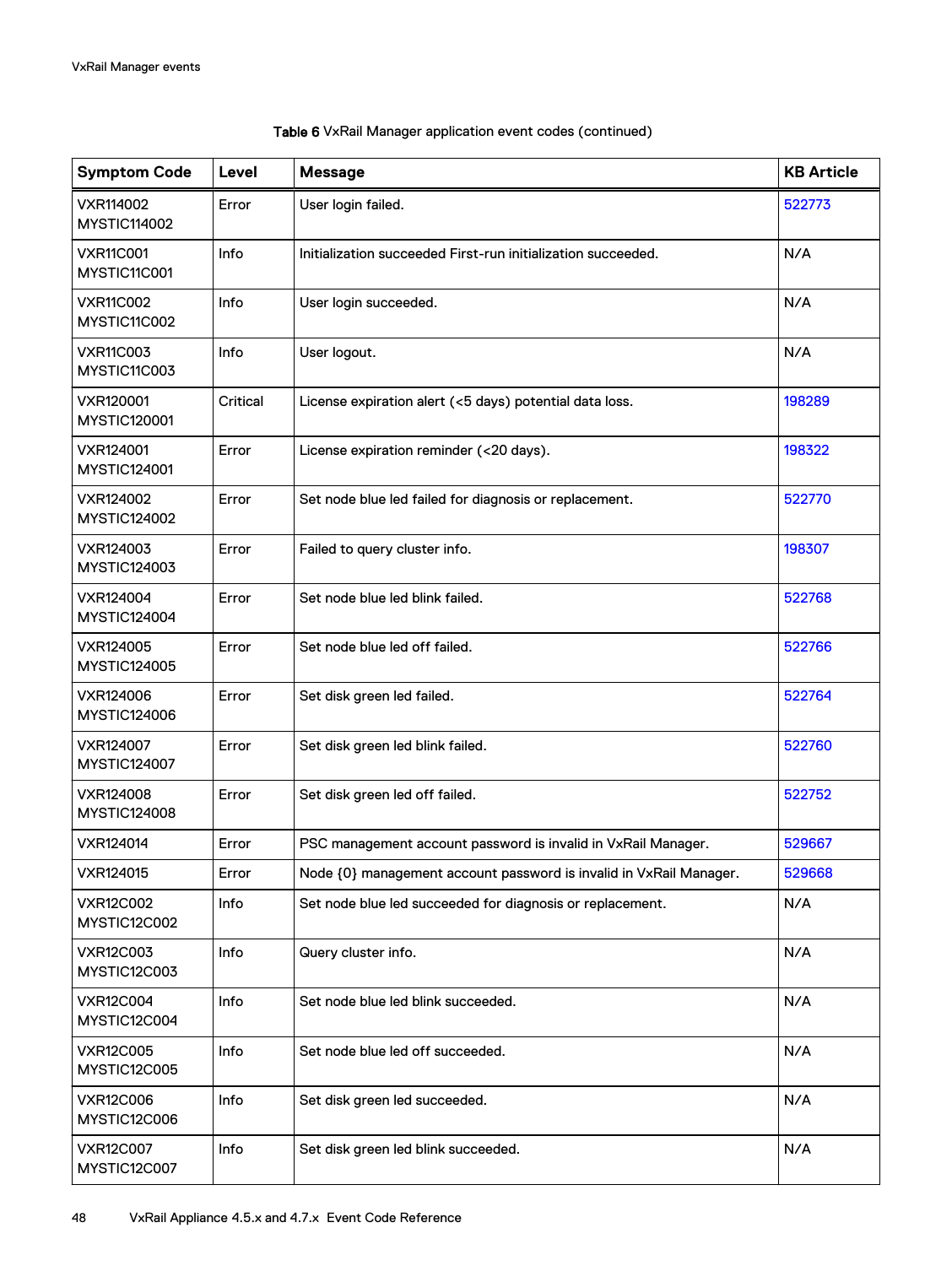Table 6 VxRail Manager application event codes (continued)

| Symptom Code | Level | Message | KB Article |
|---|---|---|---|
| VXR114002 MYSTIC114002 | Error | User login failed. | 522773 |
| VXR11C001 MYSTIC11C001 | Info | Initialization succeeded First-run initialization succeeded. | N/A |
| VXR11C002 MYSTIC11C002 | Info | User login succeeded. | N/A |
| VXR11C003 MYSTIC11C003 | Info | User logout. | N/A |
| VXR120001 MYSTIC120001 | Critical | License expiration alert (<5 days) potential data loss. | 198289 |
| VXR124001 MYSTIC124001 | Error | License expiration reminder (<20 days). | 198322 |
| VXR124002 MYSTIC124002 | Error | Set node blue led failed for diagnosis or replacement. | 522770 |
| VXR124003 MYSTIC124003 | Error | Failed to query cluster info. | 198307 |
| VXR124004 MYSTIC124004 | Error | Set node blue led blink failed. | 522768 |
| VXR124005 MYSTIC124005 | Error | Set node blue led off failed. | 522766 |
| VXR124006 MYSTIC124006 | Error | Set disk green led failed. | 522764 |
| VXR124007 MYSTIC124007 | Error | Set disk green led blink failed. | 522760 |
| VXR124008 MYSTIC124008 | Error | Set disk green led off failed. | 522752 |
| VXR124014 | Error | PSC management account password is invalid in VxRail Manager. | 529667 |
| VXR124015 | Error | Node {0} management account password is invalid in VxRail Manager. | 529668 |
| VXR12C002 MYSTIC12C002 | Info | Set node blue led succeeded for diagnosis or replacement. | N/A |
| VXR12C003 MYSTIC12C003 | Info | Query cluster info. | N/A |
| VXR12C004 MYSTIC12C004 | Info | Set node blue led blink succeeded. | N/A |
| VXR12C005 MYSTIC12C005 | Info | Set node blue led off succeeded. | N/A |
| VXR12C006 MYSTIC12C006 | Info | Set disk green led succeeded. | N/A |
| VXR12C007 MYSTIC12C007 | Info | Set disk green led blink succeeded. | N/A |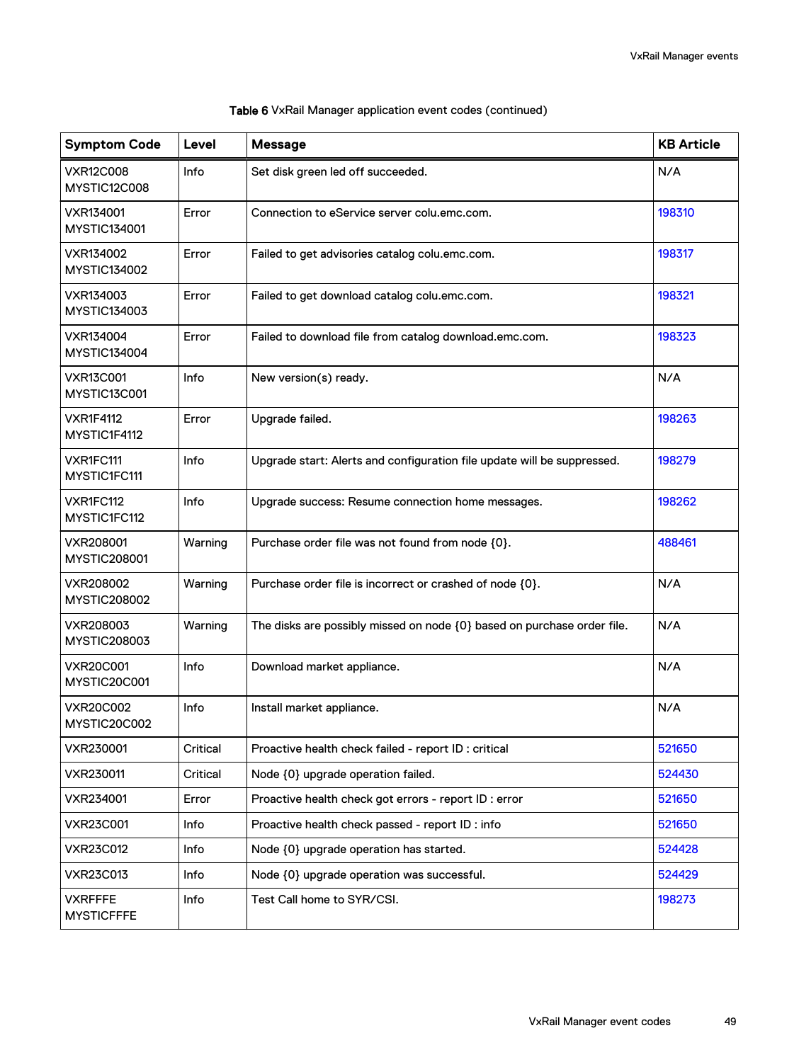Table 6 VxRail Manager application event codes (continued)

| Symptom Code | Level | Message | KB Article |
|---|---|---|---|
| VXR12C008 MYSTIC12C008 | Info | Set disk green led off succeeded. | N/A |
| VXR134001 MYSTIC134001 | Error | Connection to eService server colu.emc.com. | 198310 |
| VXR134002 MYSTIC134002 | Error | Failed to get advisories catalog colu.emc.com. | 198317 |
| VXR134003 MYSTIC134003 | Error | Failed to get download catalog colu.emc.com. | 198321 |
| VXR134004 MYSTIC134004 | Error | Failed to download file from catalog download.emc.com. | 198323 |
| VXR13C001 MYSTIC13C001 | Info | New version(s) ready. | N/A |
| VXR1F4112 MYSTIC1F4112 | Error | Upgrade failed. | 198263 |
| VXR1FC111 MYSTIC1FC111 | Info | Upgrade start: Alerts and configuration file update will be suppressed. | 198279 |
| VXR1FC112 MYSTIC1FC112 | Info | Upgrade success: Resume connection home messages. | 198262 |
| VXR208001 MYSTIC208001 | Warning | Purchase order file was not found from node {0}. | 488461 |
| VXR208002 MYSTIC208002 | Warning | Purchase order file is incorrect or crashed of node {0}. | N/A |
| VXR208003 MYSTIC208003 | Warning | The disks are possibly missed on node {0} based on purchase order file. | N/A |
| VXR20C001 MYSTIC20C001 | Info | Download market appliance. | N/A |
| VXR20C002 MYSTIC20C002 | Info | Install market appliance. | N/A |
| VXR230001 | Critical | Proactive health check failed - report ID : critical | 521650 |
| VXR230011 | Critical | Node {0} upgrade operation failed. | 524430 |
| VXR234001 | Error | Proactive health check got errors - report ID : error | 521650 |
| VXR23C001 | Info | Proactive health check passed - report ID : info | 521650 |
| VXR23C012 | Info | Node {0} upgrade operation has started. | 524428 |
| VXR23C013 | Info | Node {0} upgrade operation was successful. | 524429 |
| VXRFFFE MYSTICFFFE | Info | Test Call home to SYR/CSI. | 198273 |